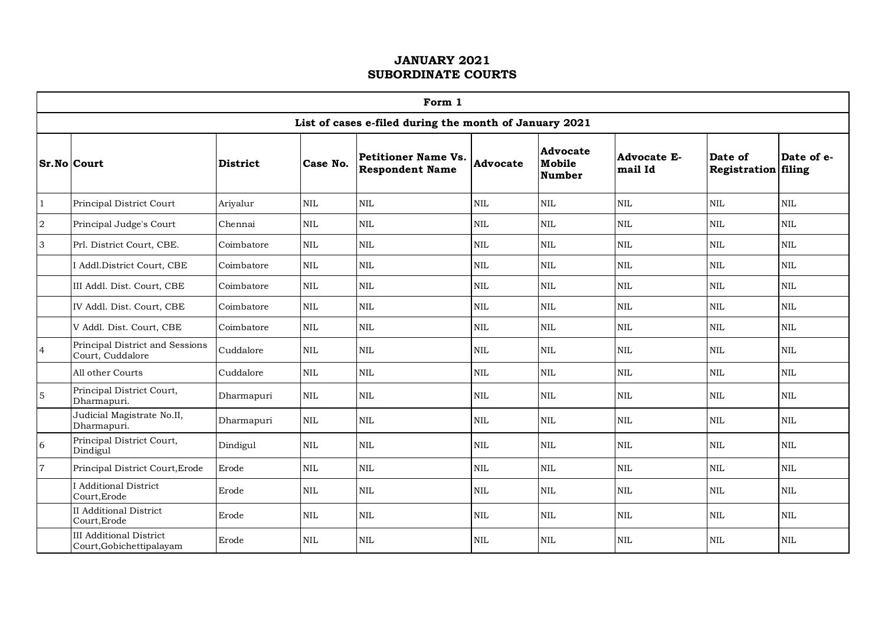# JANUARY 2021
# SUBORDINATE COURTS

| Form 1 | | | | | | | | | |
|---|---|---|---|---|---|---|---|---|---|
| **List of cases e-filed during the month of January 2021** | | | | | | | | | |
| **Sr.No** | **Court** | **District** | **Case No.** | **Petitioner Name Vs. Respondent Name** | **Advocate** | **Advocate Mobile Number** | **Advocate E-mail Id** | **Date of Registration** | **Date of e-filing** |
| 1 | Principal District Court | Ariyalur | NIL | NIL | NIL | NIL | NIL | NIL | NIL |
| 2 | Principal Judge's Court | Chennai | NIL | NIL | NIL | NIL | NIL | NIL | NIL |
| 3 | Prl. District Court, CBE. | Coimbatore | NIL | NIL | NIL | NIL | NIL | NIL | NIL |
| | I Addl.District Court, CBE | Coimbatore | NIL | NIL | NIL | NIL | NIL | NIL | NIL |
| | III Addl. Dist. Court, CBE | Coimbatore | NIL | NIL | NIL | NIL | NIL | NIL | NIL |
| | IV Addl. Dist. Court, CBE | Coimbatore | NIL | NIL | NIL | NIL | NIL | NIL | NIL |
| | V Addl. Dist. Court, CBE | Coimbatore | NIL | NIL | NIL | NIL | NIL | NIL | NIL |
| 4 | Principal District and Sessions Court, Cuddalore | Cuddalore | NIL | NIL | NIL | NIL | NIL | NIL | NIL |
| | All other Courts | Cuddalore | NIL | NIL | NIL | NIL | NIL | NIL | NIL |
| 5 | Principal District Court, Dharmapuri. | Dharmapuri | NIL | NIL | NIL | NIL | NIL | NIL | NIL |
| | Judicial Magistrate No.II, Dharmapuri. | Dharmapuri | NIL | NIL | NIL | NIL | NIL | NIL | NIL |
| 6 | Principal District Court, Dindigul | Dindigul | NIL | NIL | NIL | NIL | NIL | NIL | NIL |
| 7 | Principal District Court,Erode | Erode | NIL | NIL | NIL | NIL | NIL | NIL | NIL |
| | I Additional District Court,Erode | Erode | NIL | NIL | NIL | NIL | NIL | NIL | NIL |
| | II Additional District Court,Erode | Erode | NIL | NIL | NIL | NIL | NIL | NIL | NIL |
| | III Additional District Court,Gobichettipalayam | Erode | NIL | NIL | NIL | NIL | NIL | NIL | NIL |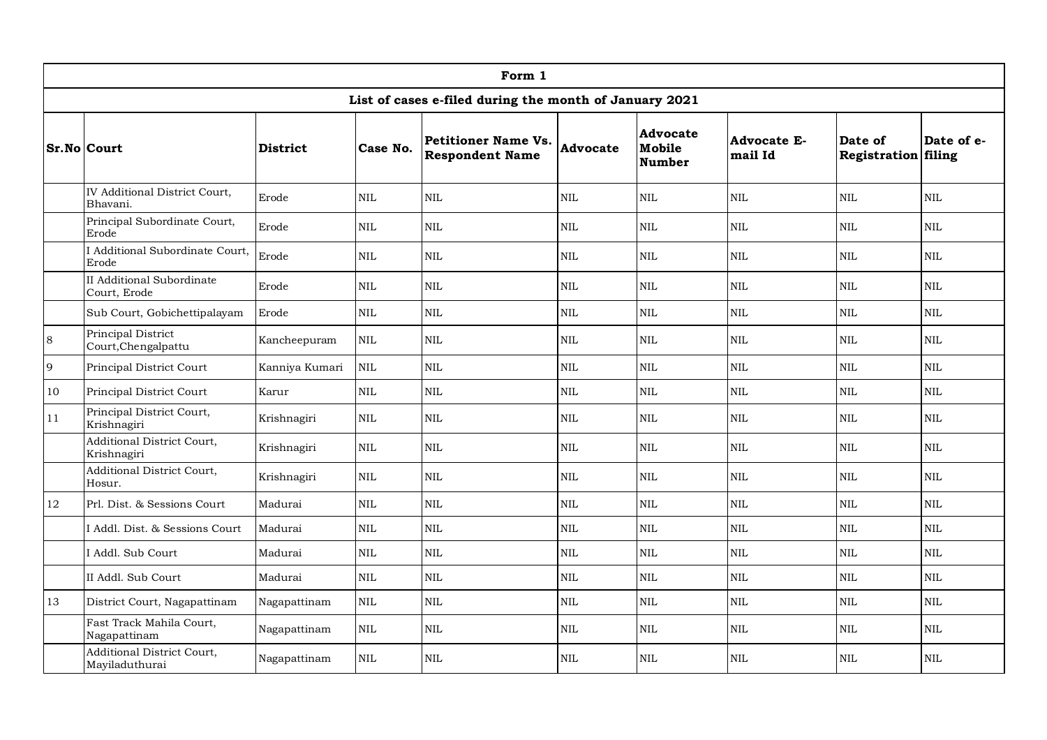| Form 1 | | | | | | | | | |
|---|---|---|---|---|---|---|---|---|---|
| List of cases e-filed during the month of January 2021 | | | | | | | | | |
| **Sr.No** | **Court** | **District** | **Case No.** | **Petitioner Name Vs. Respondent Name** | **Advocate** | **Advocate Mobile Number** | **Advocate E-mail Id** | **Date of Registration** | **Date of e-filing** |
| | IV Additional District Court, Bhavani. | Erode | NIL | NIL | NIL | NIL | NIL | NIL | NIL |
| | Principal Subordinate Court, Erode | Erode | NIL | NIL | NIL | NIL | NIL | NIL | NIL |
| | I Additional Subordinate Court, Erode | Erode | NIL | NIL | NIL | NIL | NIL | NIL | NIL |
| | II Additional Subordinate Court, Erode | Erode | NIL | NIL | NIL | NIL | NIL | NIL | NIL |
| | Sub Court, Gobichettipalayam | Erode | NIL | NIL | NIL | NIL | NIL | NIL | NIL |
| 8 | Principal District Court,Chengalpattu | Kancheepuram | NIL | NIL | NIL | NIL | NIL | NIL | NIL |
| 9 | Principal District Court | Kanniya Kumari | NIL | NIL | NIL | NIL | NIL | NIL | NIL |
| 10 | Principal District Court | Karur | NIL | NIL | NIL | NIL | NIL | NIL | NIL |
| 11 | Principal District Court, Krishnagiri | Krishnagiri | NIL | NIL | NIL | NIL | NIL | NIL | NIL |
| | Additional District Court, Krishnagiri | Krishnagiri | NIL | NIL | NIL | NIL | NIL | NIL | NIL |
| | Additional District Court, Hosur. | Krishnagiri | NIL | NIL | NIL | NIL | NIL | NIL | NIL |
| 12 | Prl. Dist. & Sessions Court | Madurai | NIL | NIL | NIL | NIL | NIL | NIL | NIL |
| | I Addl. Dist. & Sessions Court | Madurai | NIL | NIL | NIL | NIL | NIL | NIL | NIL |
| | I Addl. Sub Court | Madurai | NIL | NIL | NIL | NIL | NIL | NIL | NIL |
| | II Addl. Sub Court | Madurai | NIL | NIL | NIL | NIL | NIL | NIL | NIL |
| 13 | District Court, Nagapattinam | Nagapattinam | NIL | NIL | NIL | NIL | NIL | NIL | NIL |
| | Fast Track Mahila Court, Nagapattinam | Nagapattinam | NIL | NIL | NIL | NIL | NIL | NIL | NIL |
| | Additional District Court, Mayiladuthurai | Nagapattinam | NIL | NIL | NIL | NIL | NIL | NIL | NIL |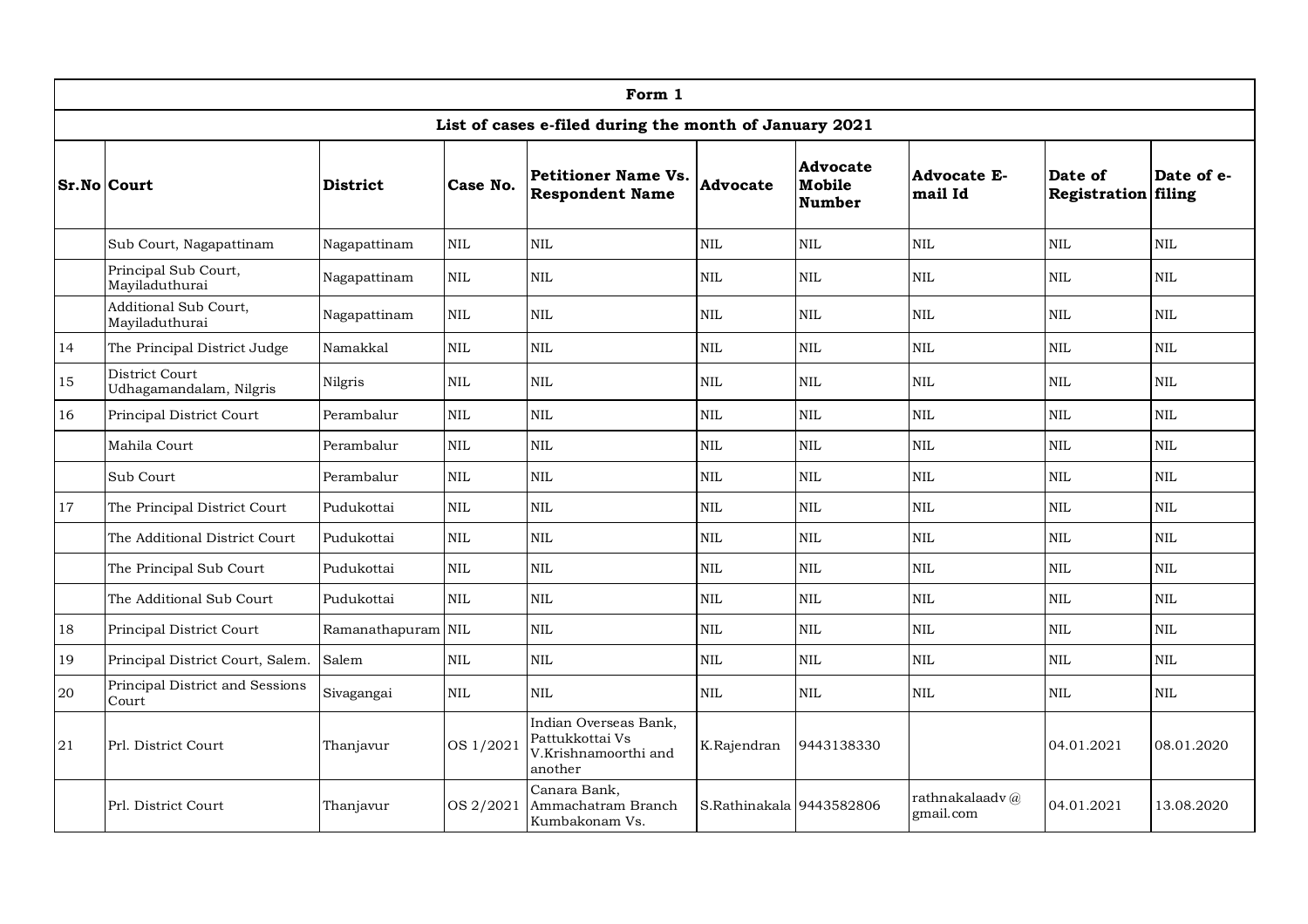| Form 1 | | | | | | | | | | |
|---|---|---|---|---|---|---|---|---|---|---|
| List of cases e-filed during the month of January 2021 | | | | | | | | | | |
| **Sr.No** | **Court** | **District** | **Case No.** | **Petitioner Name Vs. Respondent Name** | **Advocate** | **Advocate Mobile Number** | **Advocate E-mail Id** | **Date of Registration** | **Date of e-filing** |
| | Sub Court, Nagapattinam | Nagapattinam | NIL | NIL | NIL | NIL | NIL | NIL | NIL |
| | Principal Sub Court, Mayiladuthurai | Nagapattinam | NIL | NIL | NIL | NIL | NIL | NIL | NIL |
| | Additional Sub Court, Mayiladuthurai | Nagapattinam | NIL | NIL | NIL | NIL | NIL | NIL | NIL |
| 14 | The Principal District Judge | Namakkal | NIL | NIL | NIL | NIL | NIL | NIL | NIL |
| 15 | District Court Udhagamandalam, Nilgris | Nilgris | NIL | NIL | NIL | NIL | NIL | NIL | NIL |
| 16 | Principal District Court | Perambalur | NIL | NIL | NIL | NIL | NIL | NIL | NIL |
| | Mahila Court | Perambalur | NIL | NIL | NIL | NIL | NIL | NIL | NIL |
| | Sub Court | Perambalur | NIL | NIL | NIL | NIL | NIL | NIL | NIL |
| 17 | The Principal District Court | Pudukottai | NIL | NIL | NIL | NIL | NIL | NIL | NIL |
| | The Additional District Court | Pudukottai | NIL | NIL | NIL | NIL | NIL | NIL | NIL |
| | The Principal Sub Court | Pudukottai | NIL | NIL | NIL | NIL | NIL | NIL | NIL |
| | The Additional Sub Court | Pudukottai | NIL | NIL | NIL | NIL | NIL | NIL | NIL |
| 18 | Principal District Court | Ramanathapuram | NIL | NIL | NIL | NIL | NIL | NIL | NIL |
| 19 | Principal District Court, Salem. | Salem | NIL | NIL | NIL | NIL | NIL | NIL | NIL |
| 20 | Principal District and Sessions Court | Sivagangai | NIL | NIL | NIL | NIL | NIL | NIL | NIL |
| 21 | Prl. District Court | Thanjavur | OS 1/2021 | Indian Overseas Bank, Pattukkottai Vs V.Krishnamoorthi and another | K.Rajendran | 9443138330 | | 04.01.2021 | 08.01.2020 |
| | Prl. District Court | Thanjavur | OS 2/2021 | Canara Bank, Ammachatram Branch Kumbakonam Vs. | S.Rathinakala | 9443582806 | rathnakalaadv@gmail.com | 04.01.2021 | 13.08.2020 |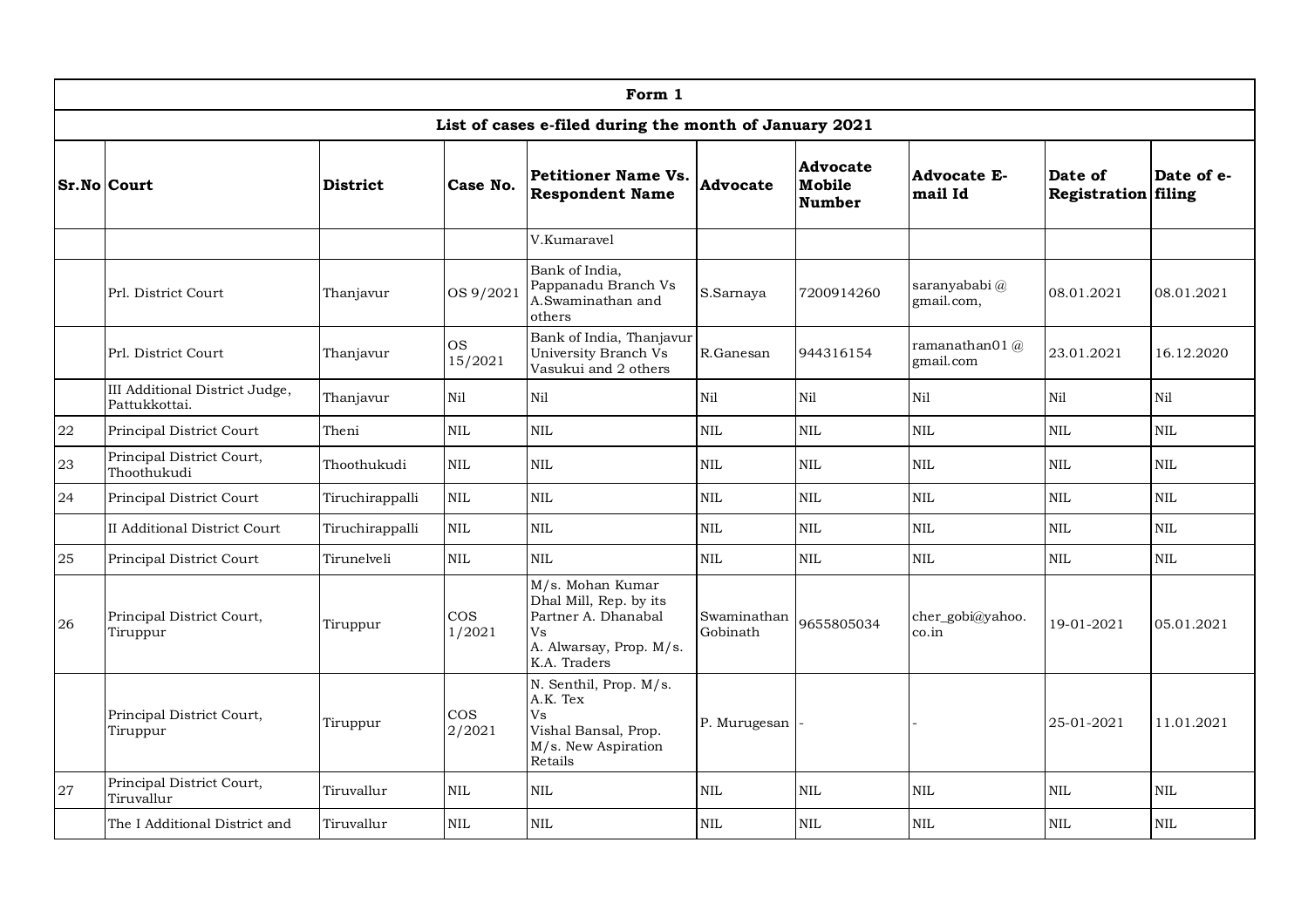| Form 1 | | | | | | | | | |
|---|---|---|---|---|---|---|---|---|---|
| **List of cases e-filed during the month of January 2021** | | | | | | | | | |
| **Sr.No** | **Court** | **District** | **Case No.** | **Petitioner Name Vs. Respondent Name** | **Advocate** | **Advocate Mobile Number** | **Advocate E-mail Id** | **Date of Registration** | **Date of e-filing** |
| | | | | V.Kumaravel | | | | | |
| | Prl. District Court | Thanjavur | OS 9/2021 | Bank of India, Pappanadu Branch Vs A.Swaminathan and others | S.Sarnaya | 7200914260 | saranyababi@gmail.com, | 08.01.2021 | 08.01.2021 |
| | Prl. District Court | Thanjavur | OS 15/2021 | Bank of India, Thanjavur University Branch Vs Vasukui and 2 others | R.Ganesan | 944316154 | ramanathan01@gmail.com | 23.01.2021 | 16.12.2020 |
| | III Additional District Judge, Pattukkottai. | Thanjavur | Nil | Nil | Nil | Nil | Nil | Nil | Nil |
| 22 | Principal District Court | Theni | NIL | NIL | NIL | NIL | NIL | NIL | NIL |
| 23 | Principal District Court, Thoothukudi | Thoothukudi | NIL | NIL | NIL | NIL | NIL | NIL | NIL |
| 24 | Principal District Court | Tiruchirappalli | NIL | NIL | NIL | NIL | NIL | NIL | NIL |
| | II Additional District Court | Tiruchirappalli | NIL | NIL | NIL | NIL | NIL | NIL | NIL |
| 25 | Principal District Court | Tirunelveli | NIL | NIL | NIL | NIL | NIL | NIL | NIL |
| 26 | Principal District Court, Tiruppur | Tiruppur | COS 1/2021 | M/s. Mohan Kumar Dhal Mill, Rep. by its Partner A. Dhanabal Vs A. Alwarsay, Prop. M/s. K.A. Traders | Swaminathan Gobinath | 9655805034 | cher_gobi@yahoo.co.in | 19-01-2021 | 05.01.2021 |
| | Principal District Court, Tiruppur | Tiruppur | COS 2/2021 | N. Senthil, Prop. M/s. A.K. Tex Vs Vishal Bansal, Prop. M/s. New Aspiration Retails | P. Murugesan | - | - | 25-01-2021 | 11.01.2021 |
| 27 | Principal District Court, Tiruvallur | Tiruvallur | NIL | NIL | NIL | NIL | NIL | NIL | NIL |
| | The I Additional District and | Tiruvallur | NIL | NIL | NIL | NIL | NIL | NIL | NIL |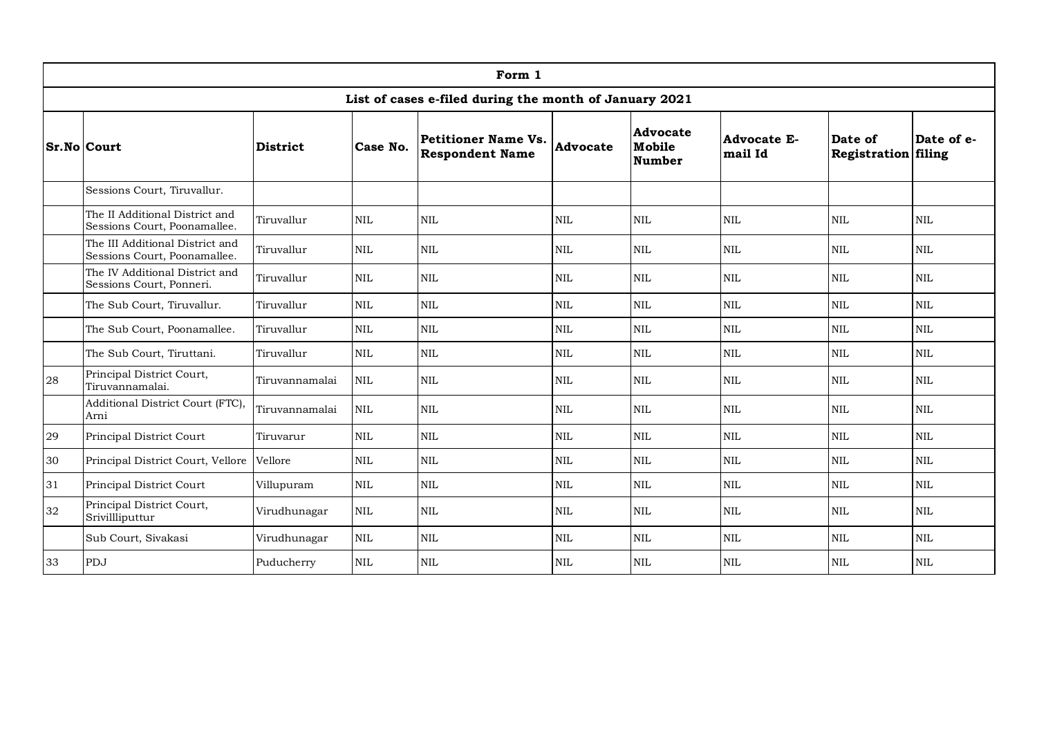| Form 1 | | | | | | | | | |
|---|---|---|---|---|---|---|---|---|---|
| **List of cases e-filed during the month of January 2021** | | | | | | | | | |
| **Sr.No** | **Court** | **District** | **Case No.** | **Petitioner Name Vs. Respondent Name** | **Advocate** | **Advocate Mobile Number** | **Advocate E-mail Id** | **Date of Registration** | **Date of e-filing** |
| | Sessions Court, Tiruvallur. | | | | | | | | |
| | The II Additional District and Sessions Court, Poonamallee. | Tiruvallur | NIL | NIL | NIL | NIL | NIL | NIL | NIL |
| | The III Additional District and Sessions Court, Poonamallee. | Tiruvallur | NIL | NIL | NIL | NIL | NIL | NIL | NIL |
| | The IV Additional District and Sessions Court, Ponneri. | Tiruvallur | NIL | NIL | NIL | NIL | NIL | NIL | NIL |
| | The Sub Court, Tiruvallur. | Tiruvallur | NIL | NIL | NIL | NIL | NIL | NIL | NIL |
| | The Sub Court, Poonamallee. | Tiruvallur | NIL | NIL | NIL | NIL | NIL | NIL | NIL |
| | The Sub Court, Tiruttani. | Tiruvallur | NIL | NIL | NIL | NIL | NIL | NIL | NIL |
| 28 | Principal District Court, Tiruvannamalai. | Tiruvannamalai | NIL | NIL | NIL | NIL | NIL | NIL | NIL |
| | Additional District Court (FTC), Arni | Tiruvannamalai | NIL | NIL | NIL | NIL | NIL | NIL | NIL |
| 29 | Principal District Court | Tiruvarur | NIL | NIL | NIL | NIL | NIL | NIL | NIL |
| 30 | Principal District Court, Vellore | Vellore | NIL | NIL | NIL | NIL | NIL | NIL | NIL |
| 31 | Principal District Court | Villupuram | NIL | NIL | NIL | NIL | NIL | NIL | NIL |
| 32 | Principal District Court, Srivillliputtur | Virudhunagar | NIL | NIL | NIL | NIL | NIL | NIL | NIL |
| | Sub Court, Sivakasi | Virudhunagar | NIL | NIL | NIL | NIL | NIL | NIL | NIL |
| 33 | PDJ | Puducherry | NIL | NIL | NIL | NIL | NIL | NIL | NIL |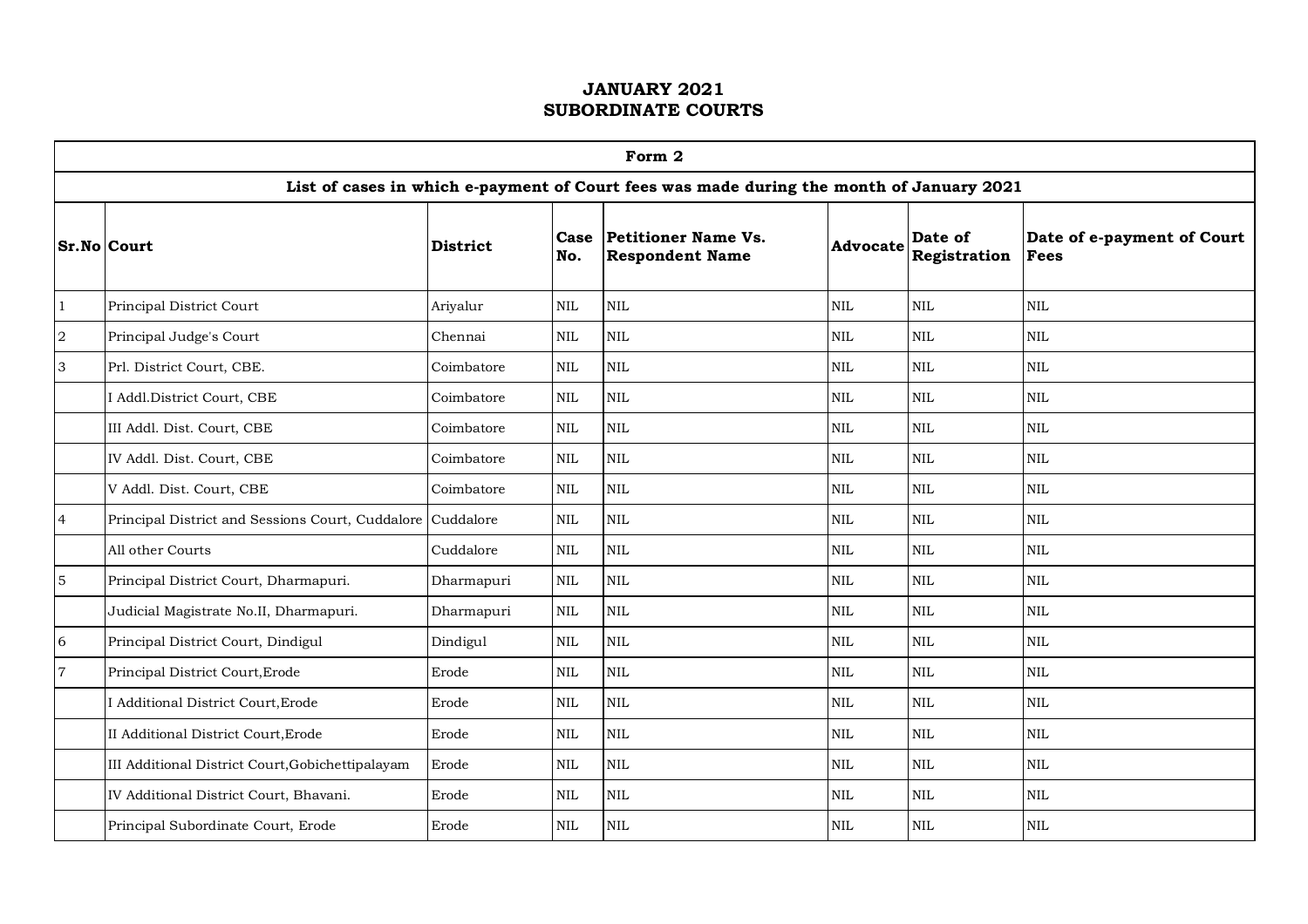# JANUARY 2021
# SUBORDINATE COURTS

| Form 2 | | | | | | | |
|---|---|---|---|---|---|---|---|
| **List of cases in which e-payment of Court fees was made during the month of January 2021** | | | | | | | |
| **Sr.No** | **Court** | **District** | **Case No.** | **Petitioner Name Vs. Respondent Name** | **Advocate** | **Date of Registration** | **Date of e-payment of Court Fees** |
| 1 | Principal District Court | Ariyalur | NIL | NIL | NIL | NIL | NIL |
| 2 | Principal Judge's Court | Chennai | NIL | NIL | NIL | NIL | NIL |
| 3 | Prl. District Court, CBE. | Coimbatore | NIL | NIL | NIL | NIL | NIL |
| | I Addl.District Court, CBE | Coimbatore | NIL | NIL | NIL | NIL | NIL |
| | III Addl. Dist. Court, CBE | Coimbatore | NIL | NIL | NIL | NIL | NIL |
| | IV Addl. Dist. Court, CBE | Coimbatore | NIL | NIL | NIL | NIL | NIL |
| | V Addl. Dist. Court, CBE | Coimbatore | NIL | NIL | NIL | NIL | NIL |
| 4 | Principal District and Sessions Court, Cuddalore | Cuddalore | NIL | NIL | NIL | NIL | NIL |
| | All other Courts | Cuddalore | NIL | NIL | NIL | NIL | NIL |
| 5 | Principal District Court, Dharmapuri. | Dharmapuri | NIL | NIL | NIL | NIL | NIL |
| | Judicial Magistrate No.II, Dharmapuri. | Dharmapuri | NIL | NIL | NIL | NIL | NIL |
| 6 | Principal District Court, Dindigul | Dindigul | NIL | NIL | NIL | NIL | NIL |
| 7 | Principal District Court,Erode | Erode | NIL | NIL | NIL | NIL | NIL |
| | I Additional District Court,Erode | Erode | NIL | NIL | NIL | NIL | NIL |
| | II Additional District Court,Erode | Erode | NIL | NIL | NIL | NIL | NIL |
| | III Additional District Court,Gobichettipalayam | Erode | NIL | NIL | NIL | NIL | NIL |
| | IV Additional District Court, Bhavani. | Erode | NIL | NIL | NIL | NIL | NIL |
| | Principal Subordinate Court, Erode | Erode | NIL | NIL | NIL | NIL | NIL |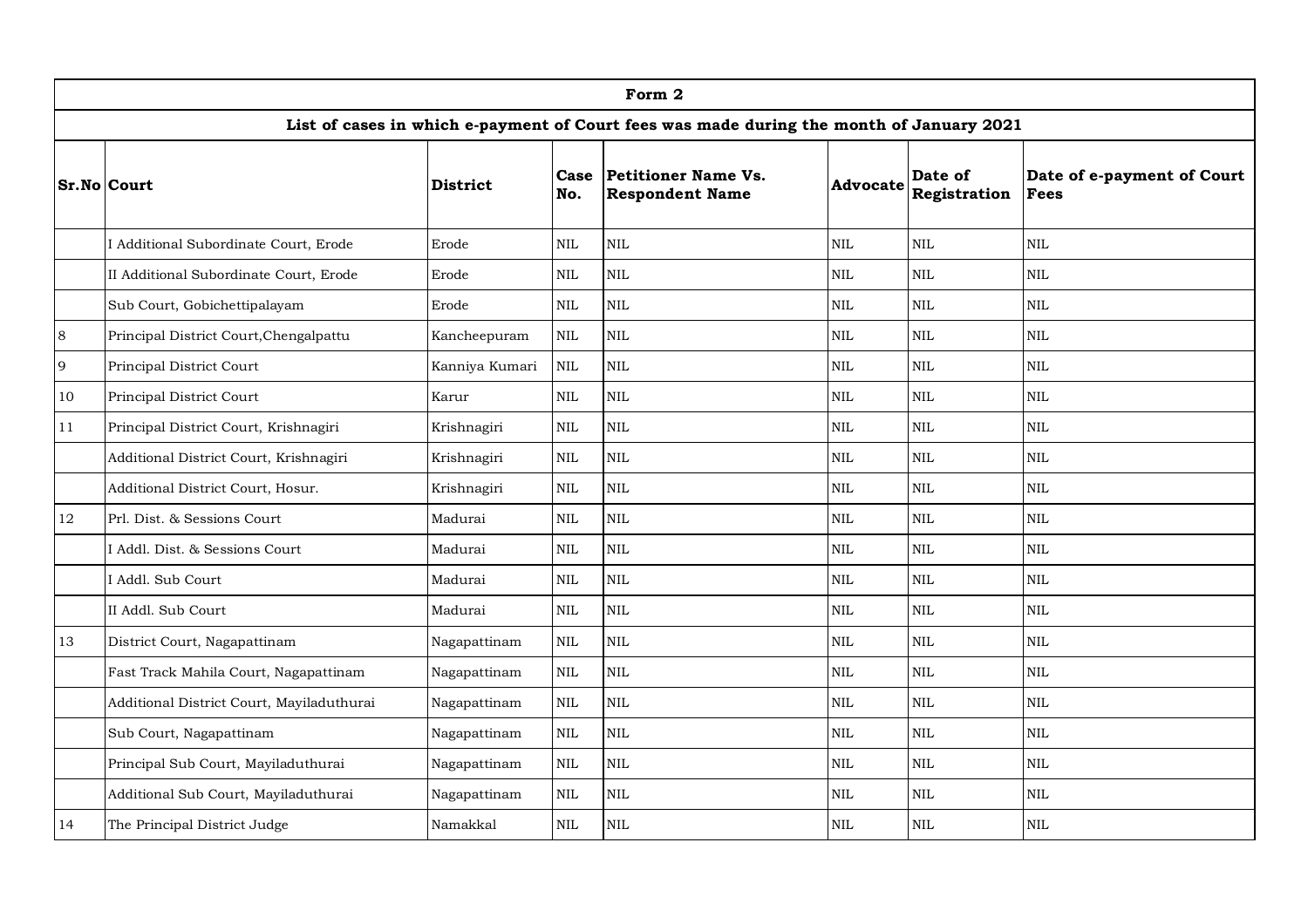| Form 2 | | | | | | | |
|---|---|---|---|---|---|---|---|
| **List of cases in which e-payment of Court fees was made during the month of January 2021** | | | | | | | |
| **Sr.No** | **Court** | **District** | **Case No.** | **Petitioner Name Vs. Respondent Name** | **Advocate** | **Date of Registration** | **Date of e-payment of Court Fees** |
| | I Additional Subordinate Court, Erode | Erode | NIL | NIL | NIL | NIL | NIL |
| | II Additional Subordinate Court, Erode | Erode | NIL | NIL | NIL | NIL | NIL |
| | Sub Court, Gobichettipalayam | Erode | NIL | NIL | NIL | NIL | NIL |
| 8 | Principal District Court,Chengalpattu | Kancheepuram | NIL | NIL | NIL | NIL | NIL |
| 9 | Principal District Court | Kanniya Kumari | NIL | NIL | NIL | NIL | NIL |
| 10 | Principal District Court | Karur | NIL | NIL | NIL | NIL | NIL |
| 11 | Principal District Court, Krishnagiri | Krishnagiri | NIL | NIL | NIL | NIL | NIL |
| | Additional District Court, Krishnagiri | Krishnagiri | NIL | NIL | NIL | NIL | NIL |
| | Additional District Court, Hosur. | Krishnagiri | NIL | NIL | NIL | NIL | NIL |
| 12 | Prl. Dist. & Sessions Court | Madurai | NIL | NIL | NIL | NIL | NIL |
| | I Addl. Dist. & Sessions Court | Madurai | NIL | NIL | NIL | NIL | NIL |
| | I Addl. Sub Court | Madurai | NIL | NIL | NIL | NIL | NIL |
| | II Addl. Sub Court | Madurai | NIL | NIL | NIL | NIL | NIL |
| 13 | District Court, Nagapattinam | Nagapattinam | NIL | NIL | NIL | NIL | NIL |
| | Fast Track Mahila Court, Nagapattinam | Nagapattinam | NIL | NIL | NIL | NIL | NIL |
| | Additional District Court, Mayiladuthurai | Nagapattinam | NIL | NIL | NIL | NIL | NIL |
| | Sub Court, Nagapattinam | Nagapattinam | NIL | NIL | NIL | NIL | NIL |
| | Principal Sub Court, Mayiladuthurai | Nagapattinam | NIL | NIL | NIL | NIL | NIL |
| | Additional Sub Court, Mayiladuthurai | Nagapattinam | NIL | NIL | NIL | NIL | NIL |
| 14 | The Principal District Judge | Namakkal | NIL | NIL | NIL | NIL | NIL |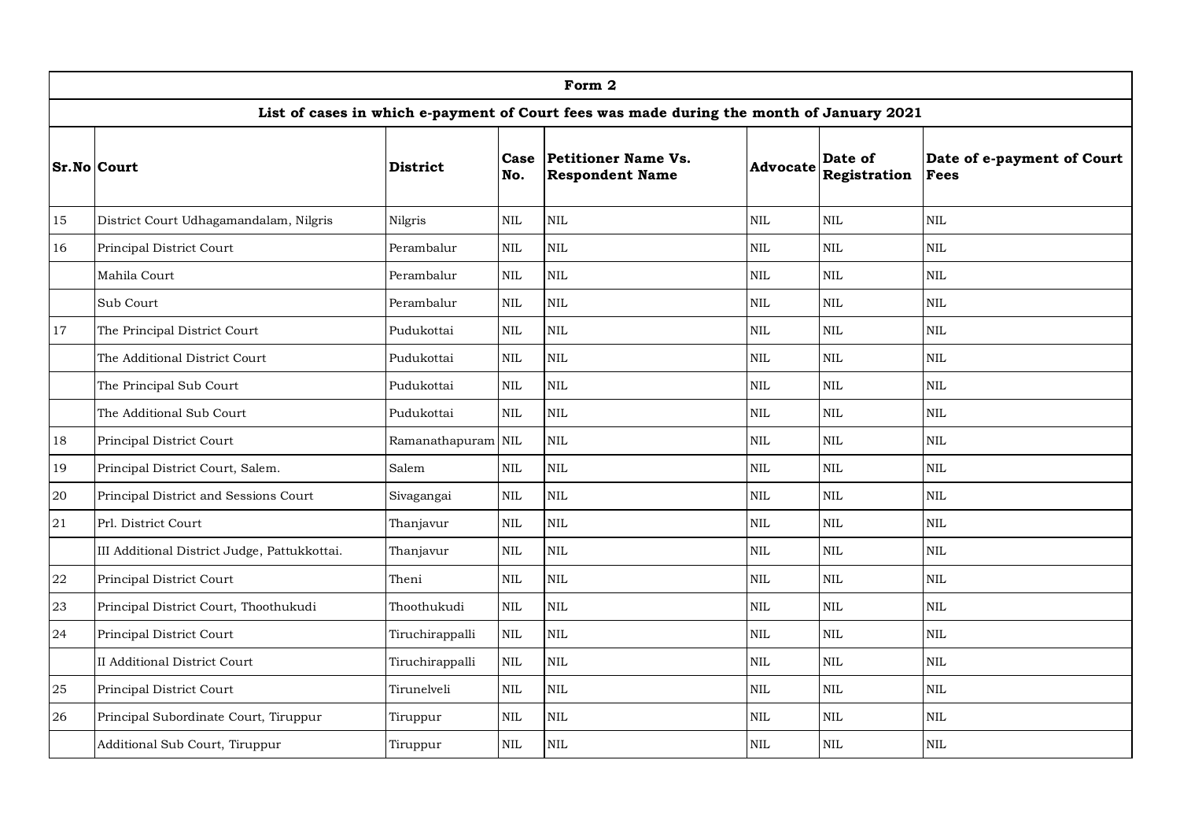| Form 2 | | | | | | | |
|---|---|---|---|---|---|---|---|
| **List of cases in which e-payment of Court fees was made during the month of January 2021** | | | | | | | |
| **Sr.No** | **Court** | **District** | **Case No.** | **Petitioner Name Vs. Respondent Name** | **Advocate** | **Date of Registration** | **Date of e-payment of Court Fees** |
| 15 | District Court Udhagamandalam, Nilgris | Nilgris | NIL | NIL | NIL | NIL | NIL |
| 16 | Principal District Court | Perambalur | NIL | NIL | NIL | NIL | NIL |
| | Mahila Court | Perambalur | NIL | NIL | NIL | NIL | NIL |
| | Sub Court | Perambalur | NIL | NIL | NIL | NIL | NIL |
| 17 | The Principal District Court | Pudukottai | NIL | NIL | NIL | NIL | NIL |
| | The Additional District Court | Pudukottai | NIL | NIL | NIL | NIL | NIL |
| | The Principal Sub Court | Pudukottai | NIL | NIL | NIL | NIL | NIL |
| | The Additional Sub Court | Pudukottai | NIL | NIL | NIL | NIL | NIL |
| 18 | Principal District Court | Ramanathapuram | NIL | NIL | NIL | NIL | NIL |
| 19 | Principal District Court, Salem. | Salem | NIL | NIL | NIL | NIL | NIL |
| 20 | Principal District and Sessions Court | Sivagangai | NIL | NIL | NIL | NIL | NIL |
| 21 | Prl. District Court | Thanjavur | NIL | NIL | NIL | NIL | NIL |
| | III Additional District Judge, Pattukkottai. | Thanjavur | NIL | NIL | NIL | NIL | NIL |
| 22 | Principal District Court | Theni | NIL | NIL | NIL | NIL | NIL |
| 23 | Principal District Court, Thoothukudi | Thoothukudi | NIL | NIL | NIL | NIL | NIL |
| 24 | Principal District Court | Tiruchirappalli | NIL | NIL | NIL | NIL | NIL |
| | II Additional District Court | Tiruchirappalli | NIL | NIL | NIL | NIL | NIL |
| 25 | Principal District Court | Tirunelveli | NIL | NIL | NIL | NIL | NIL |
| 26 | Principal Subordinate Court, Tiruppur | Tiruppur | NIL | NIL | NIL | NIL | NIL |
| | Additional Sub Court, Tiruppur | Tiruppur | NIL | NIL | NIL | NIL | NIL |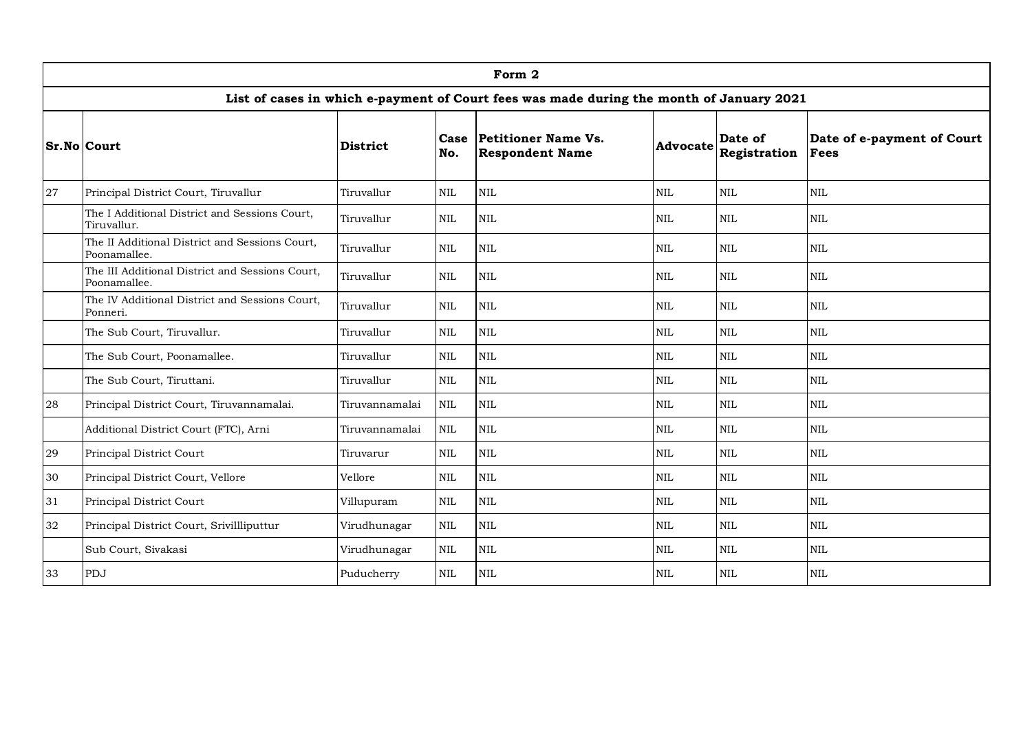| Form 2 | | | | | | | |
|---|---|---|---|---|---|---|---|
| **List of cases in which e-payment of Court fees was made during the month of January 2021** | | | | | | | |
| **Sr.No** | **Court** | **District** | **Case No.** | **Petitioner Name Vs. Respondent Name** | **Advocate** | **Date of Registration** | **Date of e-payment of Court Fees** |
| 27 | Principal District Court, Tiruvallur | Tiruvallur | NIL | NIL | NIL | NIL | NIL |
| | The I Additional District and Sessions Court, Tiruvallur. | Tiruvallur | NIL | NIL | NIL | NIL | NIL |
| | The II Additional District and Sessions Court, Poonamallee. | Tiruvallur | NIL | NIL | NIL | NIL | NIL |
| | The III Additional District and Sessions Court, Poonamallee. | Tiruvallur | NIL | NIL | NIL | NIL | NIL |
| | The IV Additional District and Sessions Court, Ponneri. | Tiruvallur | NIL | NIL | NIL | NIL | NIL |
| | The Sub Court, Tiruvallur. | Tiruvallur | NIL | NIL | NIL | NIL | NIL |
| | The Sub Court, Poonamallee. | Tiruvallur | NIL | NIL | NIL | NIL | NIL |
| | The Sub Court, Tiruttani. | Tiruvallur | NIL | NIL | NIL | NIL | NIL |
| 28 | Principal District Court, Tiruvannamalai. | Tiruvannamalai | NIL | NIL | NIL | NIL | NIL |
| | Additional District Court (FTC), Arni | Tiruvannamalai | NIL | NIL | NIL | NIL | NIL |
| 29 | Principal District Court | Tiruvarur | NIL | NIL | NIL | NIL | NIL |
| 30 | Principal District Court, Vellore | Vellore | NIL | NIL | NIL | NIL | NIL |
| 31 | Principal District Court | Villupuram | NIL | NIL | NIL | NIL | NIL |
| 32 | Principal District Court, Srivillliputtur | Virudhunagar | NIL | NIL | NIL | NIL | NIL |
| | Sub Court, Sivakasi | Virudhunagar | NIL | NIL | NIL | NIL | NIL |
| 33 | PDJ | Puducherry | NIL | NIL | NIL | NIL | NIL |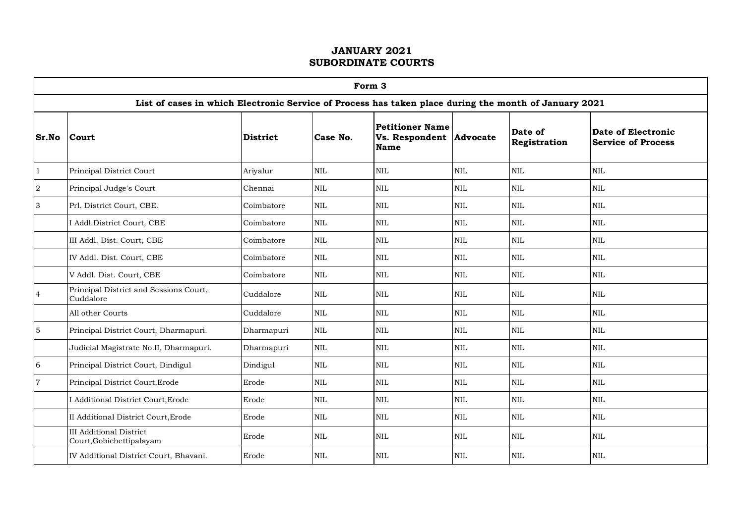# JANUARY 2021
# SUBORDINATE COURTS

| Form 3 | | | | | | | |
|---|---|---|---|---|---|---|---|
| **List of cases in which Electronic Service of Process has taken place during the month of January 2021** | | | | | | | |
| **Sr.No** | **Court** | **District** | **Case No.** | **Petitioner Name Vs. Respondent Name** | **Advocate** | **Date of Registration** | **Date of Electronic Service of Process** |
| 1 | Principal District Court | Ariyalur | NIL | NIL | NIL | NIL | NIL |
| 2 | Principal Judge's Court | Chennai | NIL | NIL | NIL | NIL | NIL |
| 3 | Prl. District Court, CBE. | Coimbatore | NIL | NIL | NIL | NIL | NIL |
| | I Addl.District Court, CBE | Coimbatore | NIL | NIL | NIL | NIL | NIL |
| | III Addl. Dist. Court, CBE | Coimbatore | NIL | NIL | NIL | NIL | NIL |
| | IV Addl. Dist. Court, CBE | Coimbatore | NIL | NIL | NIL | NIL | NIL |
| | V Addl. Dist. Court, CBE | Coimbatore | NIL | NIL | NIL | NIL | NIL |
| 4 | Principal District and Sessions Court, Cuddalore | Cuddalore | NIL | NIL | NIL | NIL | NIL |
| | All other Courts | Cuddalore | NIL | NIL | NIL | NIL | NIL |
| 5 | Principal District Court, Dharmapuri. | Dharmapuri | NIL | NIL | NIL | NIL | NIL |
| | Judicial Magistrate No.II, Dharmapuri. | Dharmapuri | NIL | NIL | NIL | NIL | NIL |
| 6 | Principal District Court, Dindigul | Dindigul | NIL | NIL | NIL | NIL | NIL |
| 7 | Principal District Court,Erode | Erode | NIL | NIL | NIL | NIL | NIL |
| | I Additional District Court,Erode | Erode | NIL | NIL | NIL | NIL | NIL |
| | II Additional District Court,Erode | Erode | NIL | NIL | NIL | NIL | NIL |
| | III Additional District Court,Gobichettipalayam | Erode | NIL | NIL | NIL | NIL | NIL |
| | IV Additional District Court, Bhavani. | Erode | NIL | NIL | NIL | NIL | NIL |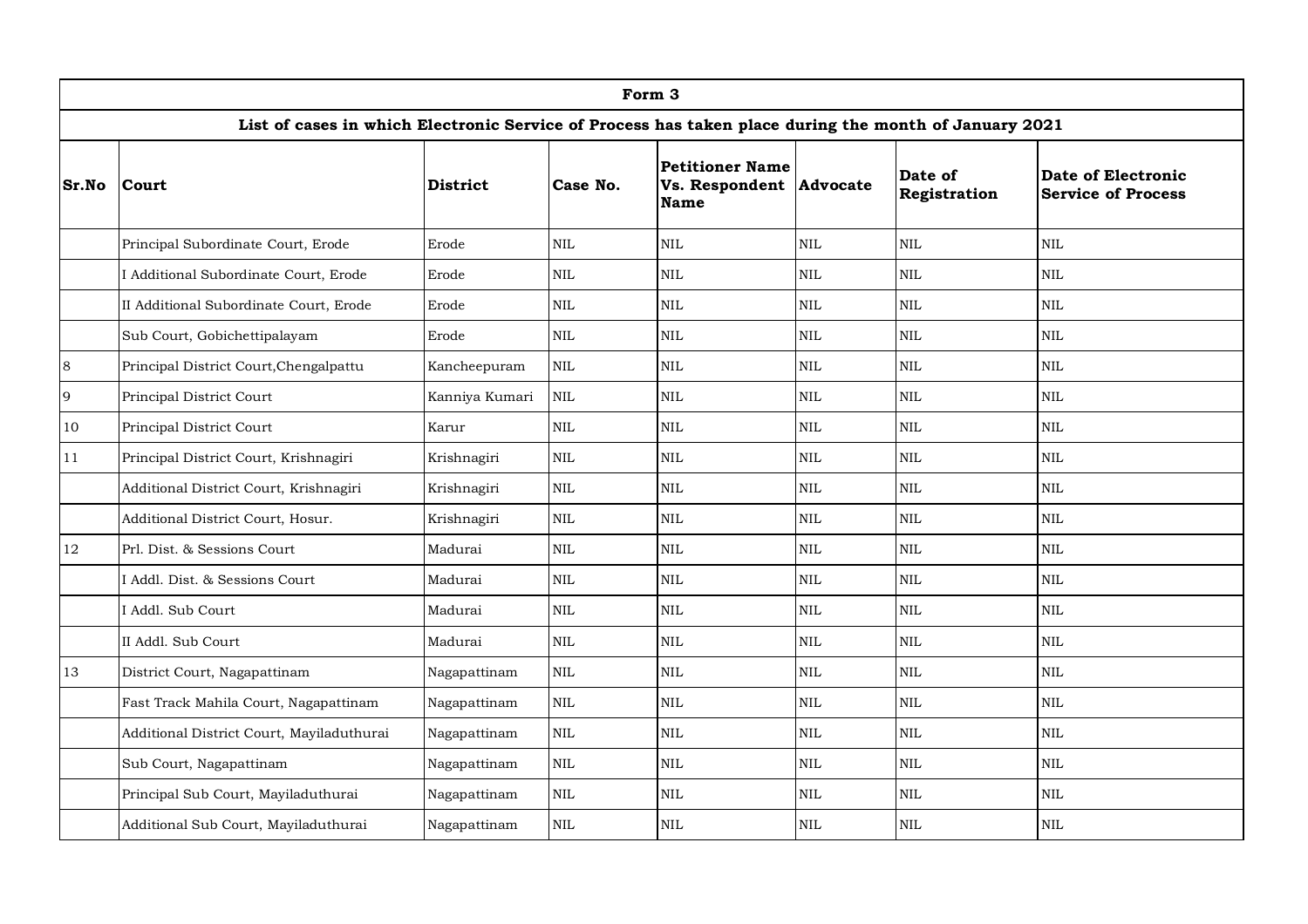| Form 3 | | | | | | | |
|---|---|---|---|---|---|---|---|
| List of cases in which Electronic Service of Process has taken place during the month of January 2021 | | | | | | | |
| **Sr.No** | **Court** | **District** | **Case No.** | **Petitioner Name Vs. Respondent Name** | **Advocate** | **Date of Registration** | **Date of Electronic Service of Process** |
| | Principal Subordinate Court, Erode | Erode | NIL | NIL | NIL | NIL | NIL |
| | I Additional Subordinate Court, Erode | Erode | NIL | NIL | NIL | NIL | NIL |
| | II Additional Subordinate Court, Erode | Erode | NIL | NIL | NIL | NIL | NIL |
| | Sub Court, Gobichettipalayam | Erode | NIL | NIL | NIL | NIL | NIL |
| 8 | Principal District Court,Chengalpattu | Kancheepuram | NIL | NIL | NIL | NIL | NIL |
| 9 | Principal District Court | Kanniya Kumari | NIL | NIL | NIL | NIL | NIL |
| 10 | Principal District Court | Karur | NIL | NIL | NIL | NIL | NIL |
| 11 | Principal District Court, Krishnagiri | Krishnagiri | NIL | NIL | NIL | NIL | NIL |
| | Additional District Court, Krishnagiri | Krishnagiri | NIL | NIL | NIL | NIL | NIL |
| | Additional District Court, Hosur. | Krishnagiri | NIL | NIL | NIL | NIL | NIL |
| 12 | Prl. Dist. & Sessions Court | Madurai | NIL | NIL | NIL | NIL | NIL |
| | I Addl. Dist. & Sessions Court | Madurai | NIL | NIL | NIL | NIL | NIL |
| | I Addl. Sub Court | Madurai | NIL | NIL | NIL | NIL | NIL |
| | II Addl. Sub Court | Madurai | NIL | NIL | NIL | NIL | NIL |
| 13 | District Court, Nagapattinam | Nagapattinam | NIL | NIL | NIL | NIL | NIL |
| | Fast Track Mahila Court, Nagapattinam | Nagapattinam | NIL | NIL | NIL | NIL | NIL |
| | Additional District Court, Mayiladuthurai | Nagapattinam | NIL | NIL | NIL | NIL | NIL |
| | Sub Court, Nagapattinam | Nagapattinam | NIL | NIL | NIL | NIL | NIL |
| | Principal Sub Court, Mayiladuthurai | Nagapattinam | NIL | NIL | NIL | NIL | NIL |
| | Additional Sub Court, Mayiladuthurai | Nagapattinam | NIL | NIL | NIL | NIL | NIL |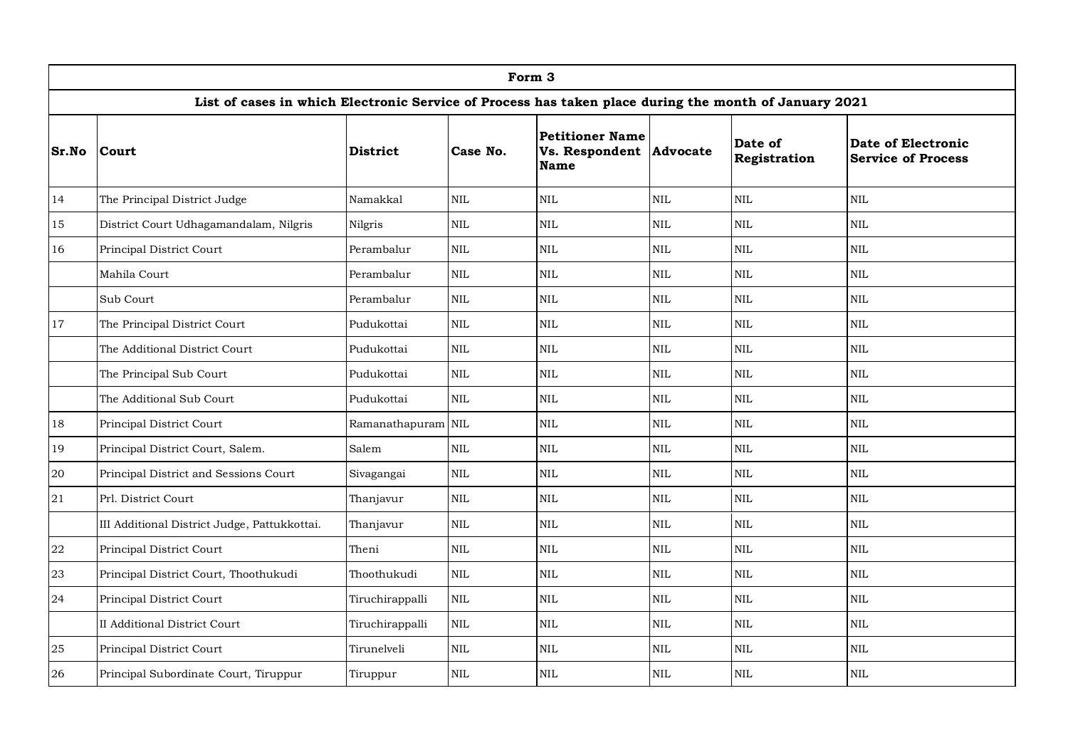| Form 3 | | | | | | | |
|---|---|---|---|---|---|---|---|
| List of cases in which Electronic Service of Process has taken place during the month of January 2021 | | | | | | | |
| **Sr.No** | **Court** | **District** | **Case No.** | **Petitioner Name Vs. Respondent Name** | **Advocate** | **Date of Registration** | **Date of Electronic Service of Process** |
| 14 | The Principal District Judge | Namakkal | NIL | NIL | NIL | NIL | NIL |
| 15 | District Court Udhagamandalam, Nilgris | Nilgris | NIL | NIL | NIL | NIL | NIL |
| 16 | Principal District Court | Perambalur | NIL | NIL | NIL | NIL | NIL |
| | Mahila Court | Perambalur | NIL | NIL | NIL | NIL | NIL |
| | Sub Court | Perambalur | NIL | NIL | NIL | NIL | NIL |
| 17 | The Principal District Court | Pudukottai | NIL | NIL | NIL | NIL | NIL |
| | The Additional District Court | Pudukottai | NIL | NIL | NIL | NIL | NIL |
| | The Principal Sub Court | Pudukottai | NIL | NIL | NIL | NIL | NIL |
| | The Additional Sub Court | Pudukottai | NIL | NIL | NIL | NIL | NIL |
| 18 | Principal District Court | Ramanathapuram | NIL | NIL | NIL | NIL | NIL |
| 19 | Principal District Court, Salem. | Salem | NIL | NIL | NIL | NIL | NIL |
| 20 | Principal District and Sessions Court | Sivagangai | NIL | NIL | NIL | NIL | NIL |
| 21 | Prl. District Court | Thanjavur | NIL | NIL | NIL | NIL | NIL |
| | III Additional District Judge, Pattukkottai. | Thanjavur | NIL | NIL | NIL | NIL | NIL |
| 22 | Principal District Court | Theni | NIL | NIL | NIL | NIL | NIL |
| 23 | Principal District Court, Thoothukudi | Thoothukudi | NIL | NIL | NIL | NIL | NIL |
| 24 | Principal District Court | Tiruchirappalli | NIL | NIL | NIL | NIL | NIL |
| | II Additional District Court | Tiruchirappalli | NIL | NIL | NIL | NIL | NIL |
| 25 | Principal District Court | Tirunelveli | NIL | NIL | NIL | NIL | NIL |
| 26 | Principal Subordinate Court, Tiruppur | Tiruppur | NIL | NIL | NIL | NIL | NIL |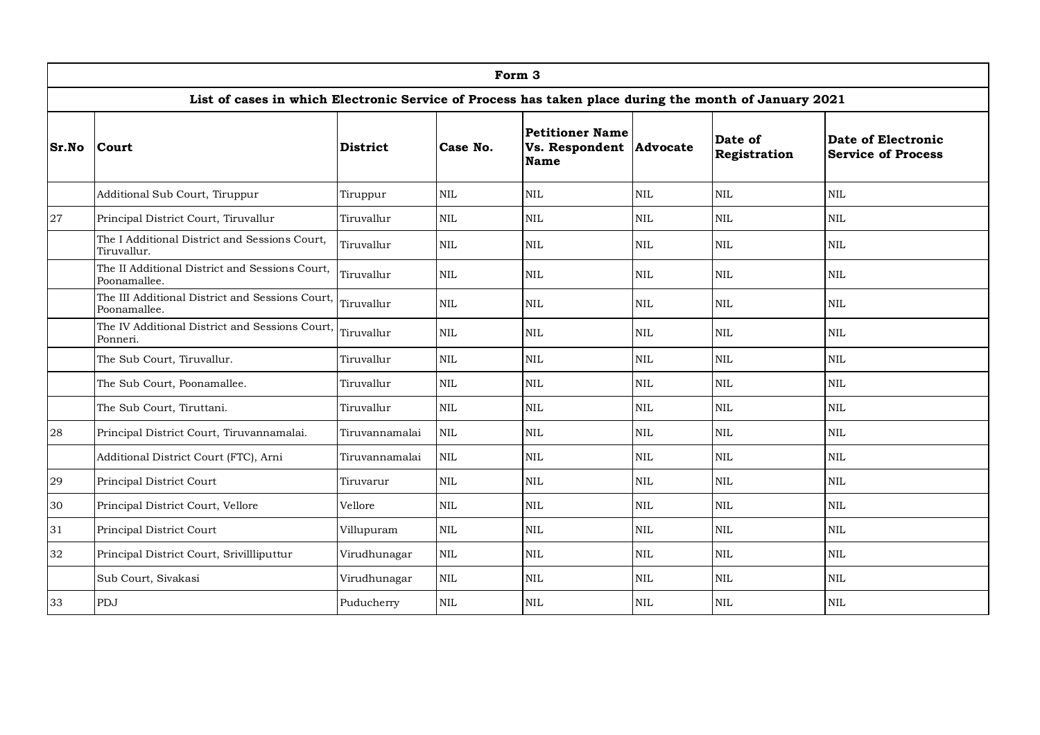| Form 3 | | | | | | | |
|---|---|---|---|---|---|---|---|
| **List of cases in which Electronic Service of Process has taken place during the month of January 2021** | | | | | | | |
| **Sr.No** | **Court** | **District** | **Case No.** | **Petitioner Name Vs. Respondent Name** | **Advocate** | **Date of Registration** | **Date of Electronic Service of Process** |
| | Additional Sub Court, Tiruppur | Tiruppur | NIL | NIL | NIL | NIL | NIL |
| 27 | Principal District Court, Tiruvallur | Tiruvallur | NIL | NIL | NIL | NIL | NIL |
| | The I Additional District and Sessions Court, Tiruvallur. | Tiruvallur | NIL | NIL | NIL | NIL | NIL |
| | The II Additional District and Sessions Court, Poonamallee. | Tiruvallur | NIL | NIL | NIL | NIL | NIL |
| | The III Additional District and Sessions Court, Poonamallee. | Tiruvallur | NIL | NIL | NIL | NIL | NIL |
| | The IV Additional District and Sessions Court, Ponneri. | Tiruvallur | NIL | NIL | NIL | NIL | NIL |
| | The Sub Court, Tiruvallur. | Tiruvallur | NIL | NIL | NIL | NIL | NIL |
| | The Sub Court, Poonamallee. | Tiruvallur | NIL | NIL | NIL | NIL | NIL |
| | The Sub Court, Tiruttani. | Tiruvallur | NIL | NIL | NIL | NIL | NIL |
| 28 | Principal District Court, Tiruvannamalai. | Tiruvannamalai | NIL | NIL | NIL | NIL | NIL |
| | Additional District Court (FTC), Arni | Tiruvannamalai | NIL | NIL | NIL | NIL | NIL |
| 29 | Principal District Court | Tiruvarur | NIL | NIL | NIL | NIL | NIL |
| 30 | Principal District Court, Vellore | Vellore | NIL | NIL | NIL | NIL | NIL |
| 31 | Principal District Court | Villupuram | NIL | NIL | NIL | NIL | NIL |
| 32 | Principal District Court, Srivillliputtur | Virudhunagar | NIL | NIL | NIL | NIL | NIL |
| | Sub Court, Sivakasi | Virudhunagar | NIL | NIL | NIL | NIL | NIL |
| 33 | PDJ | Puducherry | NIL | NIL | NIL | NIL | NIL |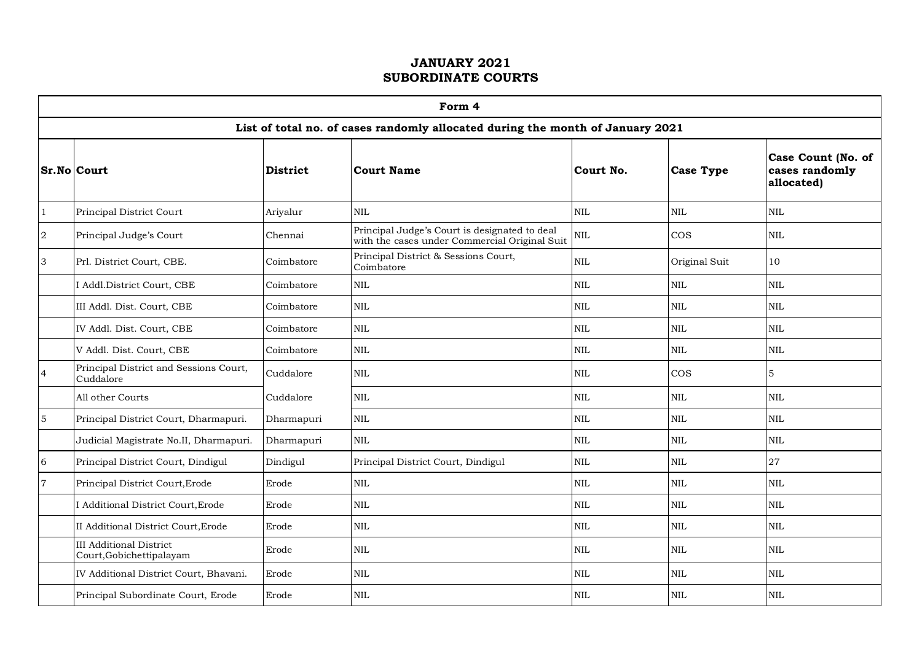# JANUARY 2021
# SUBORDINATE COURTS

| Form 4 | | | | | | |
|---|---|---|---|---|---|---|
| **List of total no. of cases randomly allocated during the month of January 2021** | | | | | | |
| **Sr.No** | **Court** | **District** | **Court Name** | **Court No.** | **Case Type** | **Case Count (No. of cases randomly allocated)** |
| 1 | Principal District Court | Ariyalur | NIL | NIL | NIL | NIL |
| 2 | Principal Judge's Court | Chennai | Principal Judge's Court is designated to deal with the cases under Commercial Original Suit | NIL | COS | NIL |
| 3 | Prl. District Court, CBE. | Coimbatore | Principal District & Sessions Court, Coimbatore | NIL | Original Suit | 10 |
| | I Addl.District Court, CBE | Coimbatore | NIL | NIL | NIL | NIL |
| | III Addl. Dist. Court, CBE | Coimbatore | NIL | NIL | NIL | NIL |
| | IV Addl. Dist. Court, CBE | Coimbatore | NIL | NIL | NIL | NIL |
| | V Addl. Dist. Court, CBE | Coimbatore | NIL | NIL | NIL | NIL |
| 4 | Principal District and Sessions Court, Cuddalore | Cuddalore | NIL | NIL | COS | 5 |
| | All other Courts | Cuddalore | NIL | NIL | NIL | NIL |
| 5 | Principal District Court, Dharmapuri. | Dharmapuri | NIL | NIL | NIL | NIL |
| | Judicial Magistrate No.II, Dharmapuri. | Dharmapuri | NIL | NIL | NIL | NIL |
| 6 | Principal District Court, Dindigul | Dindigul | Principal District Court, Dindigul | NIL | NIL | 27 |
| 7 | Principal District Court,Erode | Erode | NIL | NIL | NIL | NIL |
| | I Additional District Court,Erode | Erode | NIL | NIL | NIL | NIL |
| | II Additional District Court,Erode | Erode | NIL | NIL | NIL | NIL |
| | III Additional District Court,Gobichettipalayam | Erode | NIL | NIL | NIL | NIL |
| | IV Additional District Court, Bhavani. | Erode | NIL | NIL | NIL | NIL |
| | Principal Subordinate Court, Erode | Erode | NIL | NIL | NIL | NIL |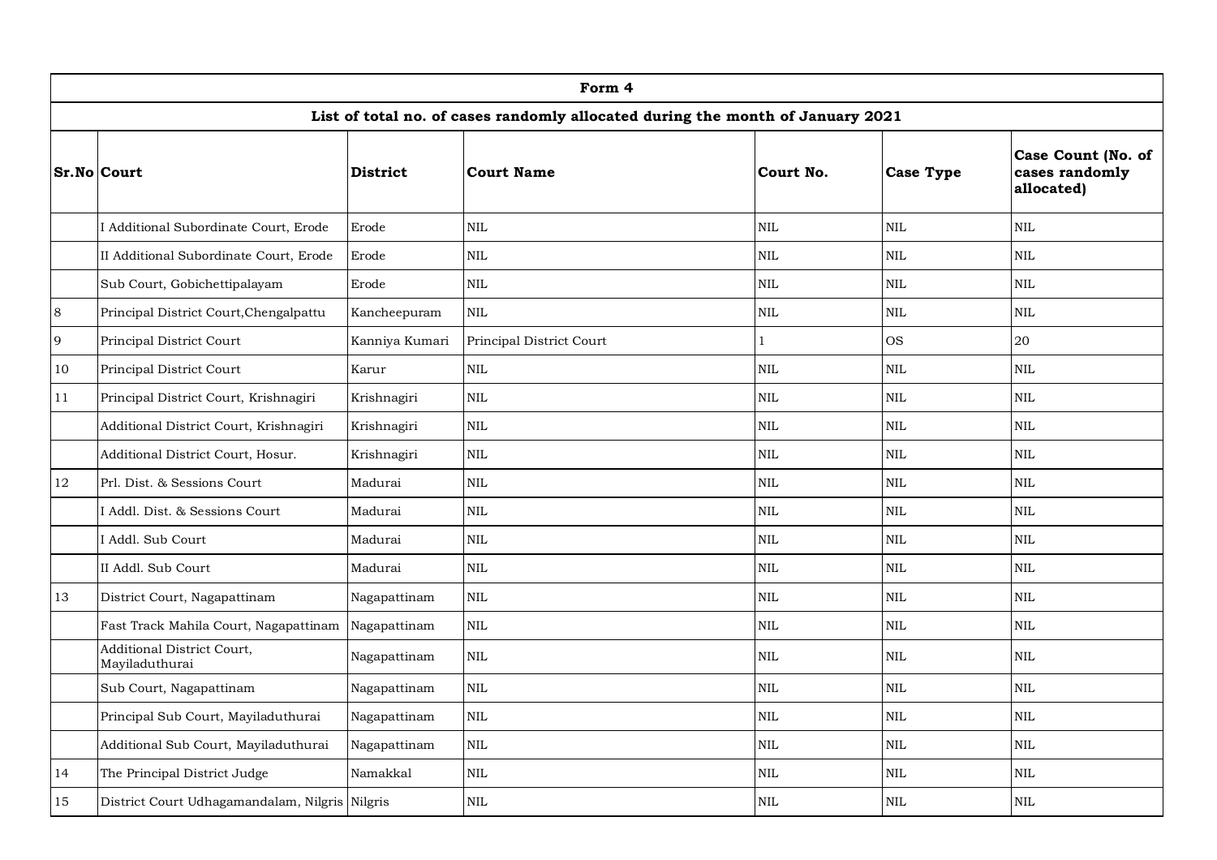| Form 4 | | | | | | |
|---|---|---|---|---|---|---|
| **List of total no. of cases randomly allocated during the month of January 2021** | | | | | | |
| **Sr.No** | **Court** | **District** | **Court Name** | **Court No.** | **Case Type** | **Case Count (No. of cases randomly allocated)** |
| | I Additional Subordinate Court, Erode | Erode | NIL | NIL | NIL | NIL |
| | II Additional Subordinate Court, Erode | Erode | NIL | NIL | NIL | NIL |
| | Sub Court, Gobichettipalayam | Erode | NIL | NIL | NIL | NIL |
| 8 | Principal District Court,Chengalpattu | Kancheepuram | NIL | NIL | NIL | NIL |
| 9 | Principal District Court | Kanniya Kumari | Principal District Court | 1 | OS | 20 |
| 10 | Principal District Court | Karur | NIL | NIL | NIL | NIL |
| 11 | Principal District Court, Krishnagiri | Krishnagiri | NIL | NIL | NIL | NIL |
| | Additional District Court, Krishnagiri | Krishnagiri | NIL | NIL | NIL | NIL |
| | Additional District Court, Hosur. | Krishnagiri | NIL | NIL | NIL | NIL |
| 12 | Prl. Dist. & Sessions Court | Madurai | NIL | NIL | NIL | NIL |
| | I Addl. Dist. & Sessions Court | Madurai | NIL | NIL | NIL | NIL |
| | I Addl. Sub Court | Madurai | NIL | NIL | NIL | NIL |
| | II Addl. Sub Court | Madurai | NIL | NIL | NIL | NIL |
| 13 | District Court, Nagapattinam | Nagapattinam | NIL | NIL | NIL | NIL |
| | Fast Track Mahila Court, Nagapattinam | Nagapattinam | NIL | NIL | NIL | NIL |
| | Additional District Court, Mayiladuthurai | Nagapattinam | NIL | NIL | NIL | NIL |
| | Sub Court, Nagapattinam | Nagapattinam | NIL | NIL | NIL | NIL |
| | Principal Sub Court, Mayiladuthurai | Nagapattinam | NIL | NIL | NIL | NIL |
| | Additional Sub Court, Mayiladuthurai | Nagapattinam | NIL | NIL | NIL | NIL |
| 14 | The Principal District Judge | Namakkal | NIL | NIL | NIL | NIL |
| 15 | District Court Udhagamandalam, Nilgris | Nilgris | NIL | NIL | NIL | NIL |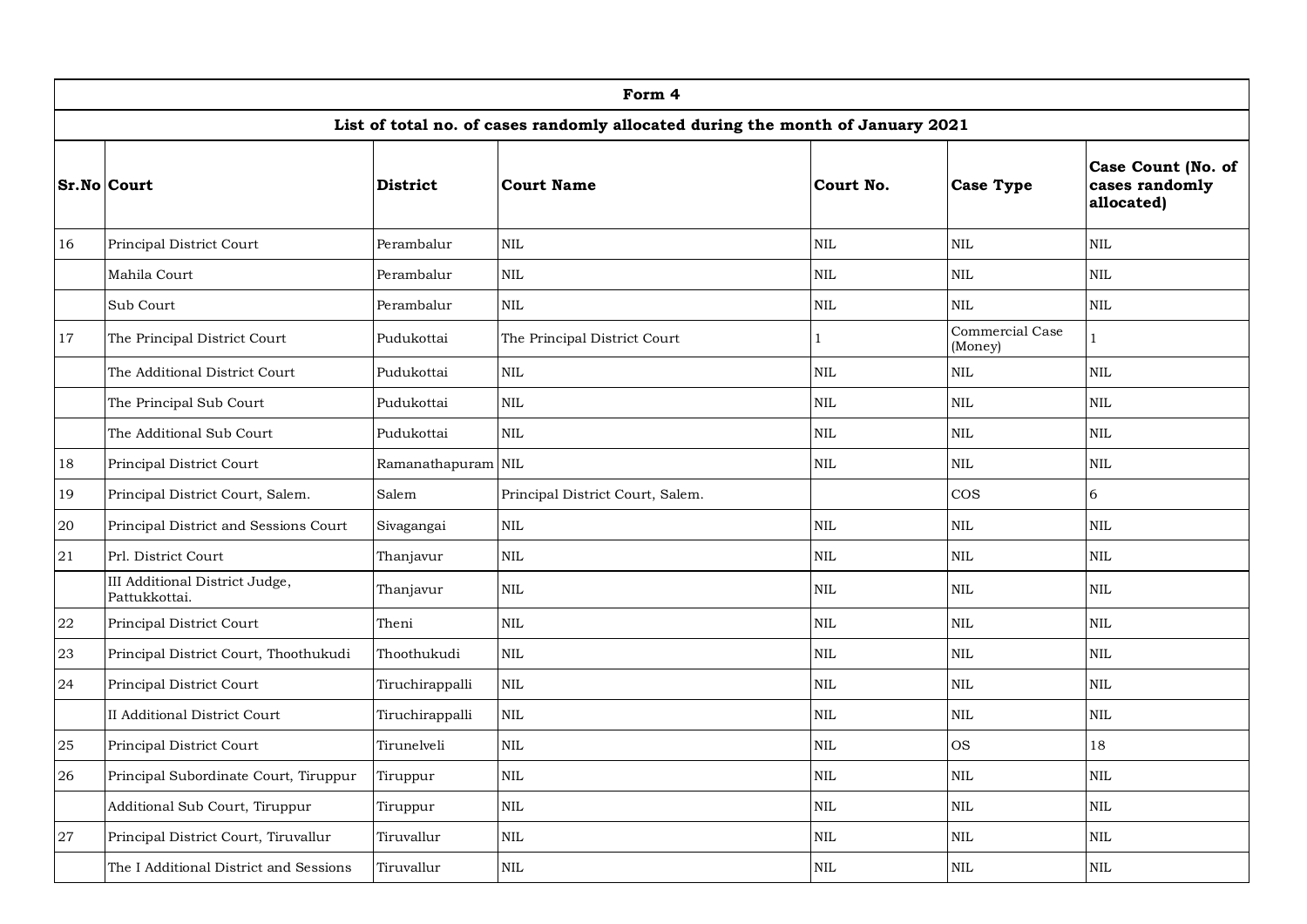| Form 4 | | | | | | |
|---|---|---|---|---|---|---|
| **List of total no. of cases randomly allocated during the month of January 2021** | | | | | | |
| **Sr.No** | **Court** | **District** | **Court Name** | **Court No.** | **Case Type** | **Case Count (No. of cases randomly allocated)** |
| 16 | Principal District Court | Perambalur | NIL | NIL | NIL | NIL |
| | Mahila Court | Perambalur | NIL | NIL | NIL | NIL |
| | Sub Court | Perambalur | NIL | NIL | NIL | NIL |
| 17 | The Principal District Court | Pudukottai | The Principal District Court | 1 | Commercial Case (Money) | 1 |
| | The Additional District Court | Pudukottai | NIL | NIL | NIL | NIL |
| | The Principal Sub Court | Pudukottai | NIL | NIL | NIL | NIL |
| | The Additional Sub Court | Pudukottai | NIL | NIL | NIL | NIL |
| 18 | Principal District Court | Ramanathapuram | NIL | NIL | NIL | NIL |
| 19 | Principal District Court, Salem. | Salem | Principal District Court, Salem. | | COS | 6 |
| 20 | Principal District and Sessions Court | Sivagangai | NIL | NIL | NIL | NIL |
| 21 | Prl. District Court | Thanjavur | NIL | NIL | NIL | NIL |
| | III Additional District Judge, Pattukkottai. | Thanjavur | NIL | NIL | NIL | NIL |
| 22 | Principal District Court | Theni | NIL | NIL | NIL | NIL |
| 23 | Principal District Court, Thoothukudi | Thoothukudi | NIL | NIL | NIL | NIL |
| 24 | Principal District Court | Tiruchirappalli | NIL | NIL | NIL | NIL |
| | II Additional District Court | Tiruchirappalli | NIL | NIL | NIL | NIL |
| 25 | Principal District Court | Tirunelveli | NIL | NIL | OS | 18 |
| 26 | Principal Subordinate Court, Tiruppur | Tiruppur | NIL | NIL | NIL | NIL |
| | Additional Sub Court, Tiruppur | Tiruppur | NIL | NIL | NIL | NIL |
| 27 | Principal District Court, Tiruvallur | Tiruvallur | NIL | NIL | NIL | NIL |
| | The I Additional District and Sessions | Tiruvallur | NIL | NIL | NIL | NIL |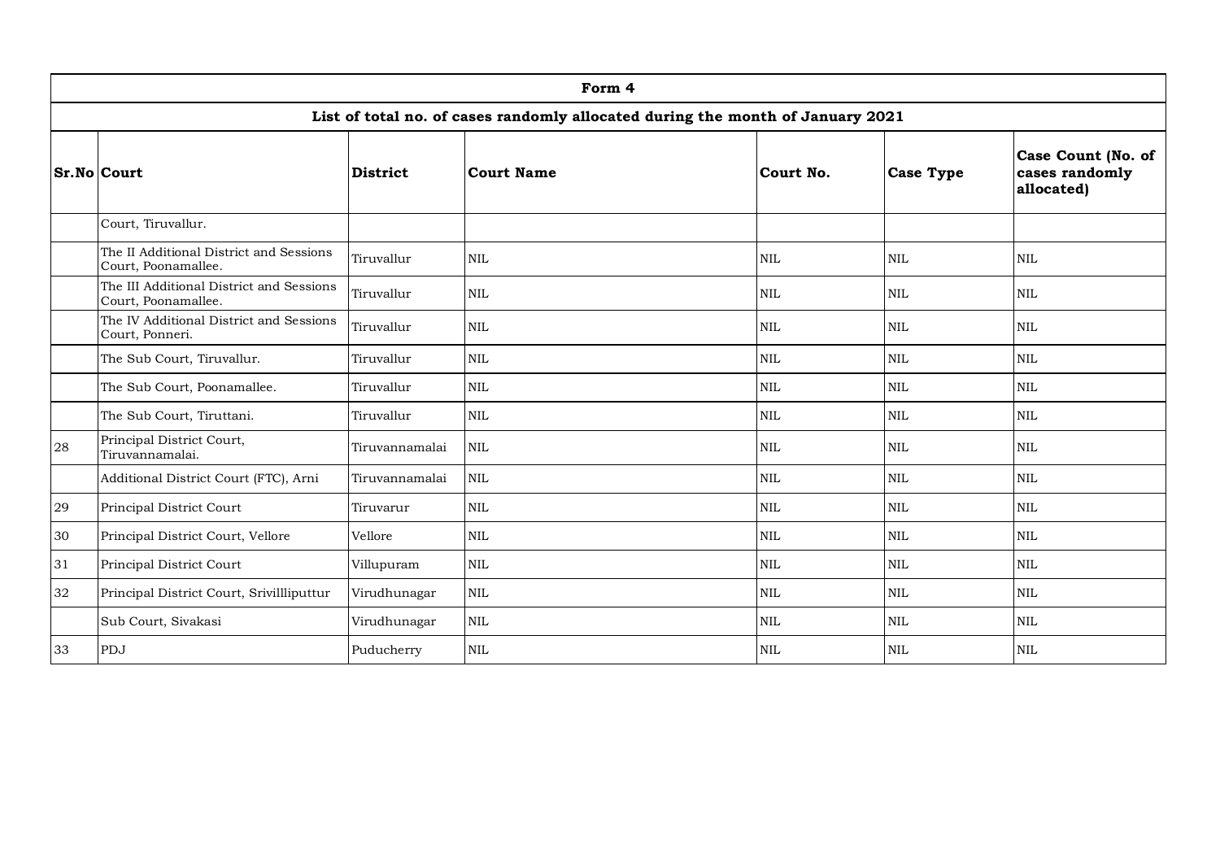| Form 4 | | | | | | |
|---|---|---|---|---|---|---|
| **List of total no. of cases randomly allocated during the month of January 2021** | | | | | | |
| **Sr.No** | **Court** | **District** | **Court Name** | **Court No.** | **Case Type** | **Case Count (No. of cases randomly allocated)** |
| | Court, Tiruvallur. | | | | | |
| | The II Additional District and Sessions Court, Poonamallee. | Tiruvallur | NIL | NIL | NIL | NIL |
| | The III Additional District and Sessions Court, Poonamallee. | Tiruvallur | NIL | NIL | NIL | NIL |
| | The IV Additional District and Sessions Court, Ponneri. | Tiruvallur | NIL | NIL | NIL | NIL |
| | The Sub Court, Tiruvallur. | Tiruvallur | NIL | NIL | NIL | NIL |
| | The Sub Court, Poonamallee. | Tiruvallur | NIL | NIL | NIL | NIL |
| | The Sub Court, Tiruttani. | Tiruvallur | NIL | NIL | NIL | NIL |
| 28 | Principal District Court, Tiruvannamalai. | Tiruvannamalai | NIL | NIL | NIL | NIL |
| | Additional District Court (FTC), Arni | Tiruvannamalai | NIL | NIL | NIL | NIL |
| 29 | Principal District Court | Tiruvarur | NIL | NIL | NIL | NIL |
| 30 | Principal District Court, Vellore | Vellore | NIL | NIL | NIL | NIL |
| 31 | Principal District Court | Villupuram | NIL | NIL | NIL | NIL |
| 32 | Principal District Court, Srivillliputtur | Virudhunagar | NIL | NIL | NIL | NIL |
| | Sub Court, Sivakasi | Virudhunagar | NIL | NIL | NIL | NIL |
| 33 | PDJ | Puducherry | NIL | NIL | NIL | NIL |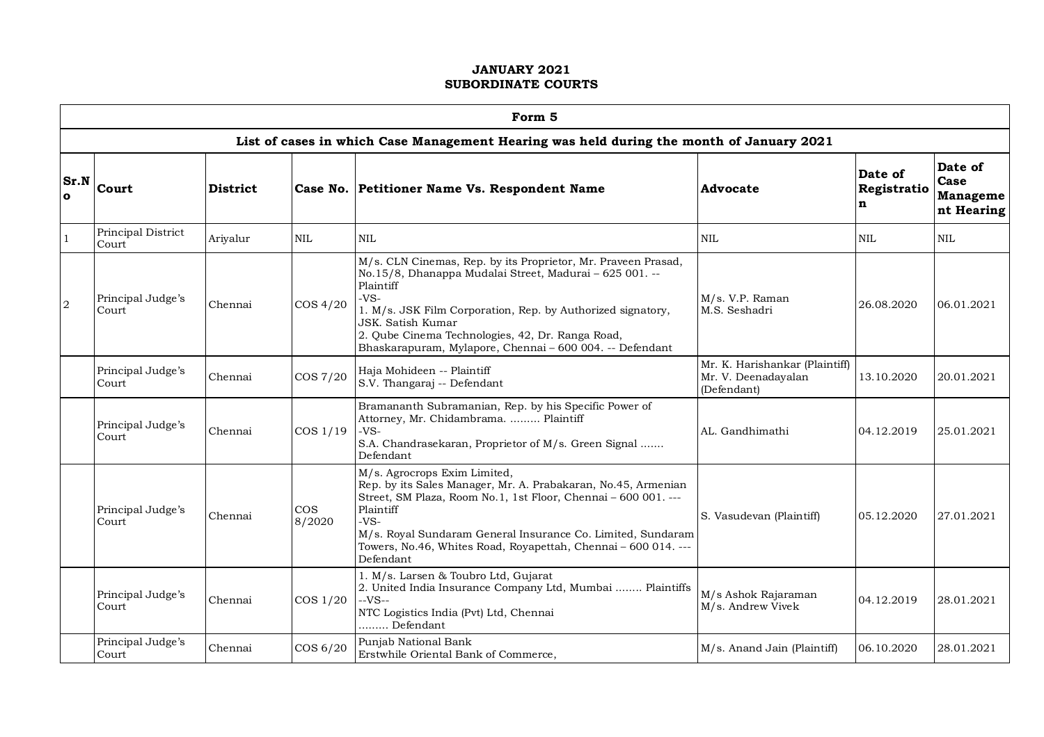**JANUARY 2021**
**SUBORDINATE COURTS**

**Form 5**

**List of cases in which Case Management Hearing was held during the month of January 2021**

| Sr.No | Court | District | Case No. | Petitioner Name Vs. Respondent Name | Advocate | Date of Registration | Date of Case Management Hearing |
|---|---|---|---|---|---|---|---|
| 1 | Principal District Court | Ariyalur | NIL | NIL | NIL | NIL | NIL |
| 2 | Principal Judge's Court | Chennai | COS 4/20 | M/s. CLN Cinemas, Rep. by its Proprietor, Mr. Praveen Prasad, No.15/8, Dhanappa Mudalai Street, Madurai – 625 001. -- Plaintiff<br>-VS-<br>1. M/s. JSK Film Corporation, Rep. by Authorized signatory, JSK. Satish Kumar<br>2. Qube Cinema Technologies, 42, Dr. Ranga Road, Bhaskarapuram, Mylapore, Chennai – 600 004. -- Defendant | M/s. V.P. Raman<br>M.S. Seshadri | 26.08.2020 | 06.01.2021 |
| | Principal Judge's Court | Chennai | COS 7/20 | Haja Mohideen -- Plaintiff<br>S.V. Thangaraj -- Defendant | Mr. K. Harishankar (Plaintiff)<br>Mr. V. Deenadayalan (Defendant) | 13.10.2020 | 20.01.2021 |
| | Principal Judge's Court | Chennai | COS 1/19 | Bramananth Subramanian, Rep. by his Specific Power of Attorney, Mr. Chidambrama. ......... Plaintiff<br>-VS-<br>S.A. Chandrasekaran, Proprietor of M/s. Green Signal ....... Defendant | AL. Gandhimathi | 04.12.2019 | 25.01.2021 |
| | Principal Judge's Court | Chennai | COS 8/2020 | M/s. Agrocrops Exim Limited,<br>Rep. by its Sales Manager, Mr. A. Prabakaran, No.45, Armenian Street, SM Plaza, Room No.1, 1st Floor, Chennai – 600 001. --- Plaintiff<br>-VS-<br>M/s. Royal Sundaram General Insurance Co. Limited, Sundaram Towers, No.46, Whites Road, Royapettah, Chennai – 600 014. --- Defendant | S. Vasudevan (Plaintiff) | 05.12.2020 | 27.01.2021 |
| | Principal Judge's Court | Chennai | COS 1/20 | 1. M/s. Larsen & Toubro Ltd, Gujarat<br>2. United India Insurance Company Ltd, Mumbai ........ Plaintiffs<br>--VS--<br>NTC Logistics India (Pvt) Ltd, Chennai ......... Defendant | M/s Ashok Rajaraman<br>M/s. Andrew Vivek | 04.12.2019 | 28.01.2021 |
| | Principal Judge's Court | Chennai | COS 6/20 | Punjab National Bank<br>Erstwhile Oriental Bank of Commerce, | M/s. Anand Jain (Plaintiff) | 06.10.2020 | 28.01.2021 |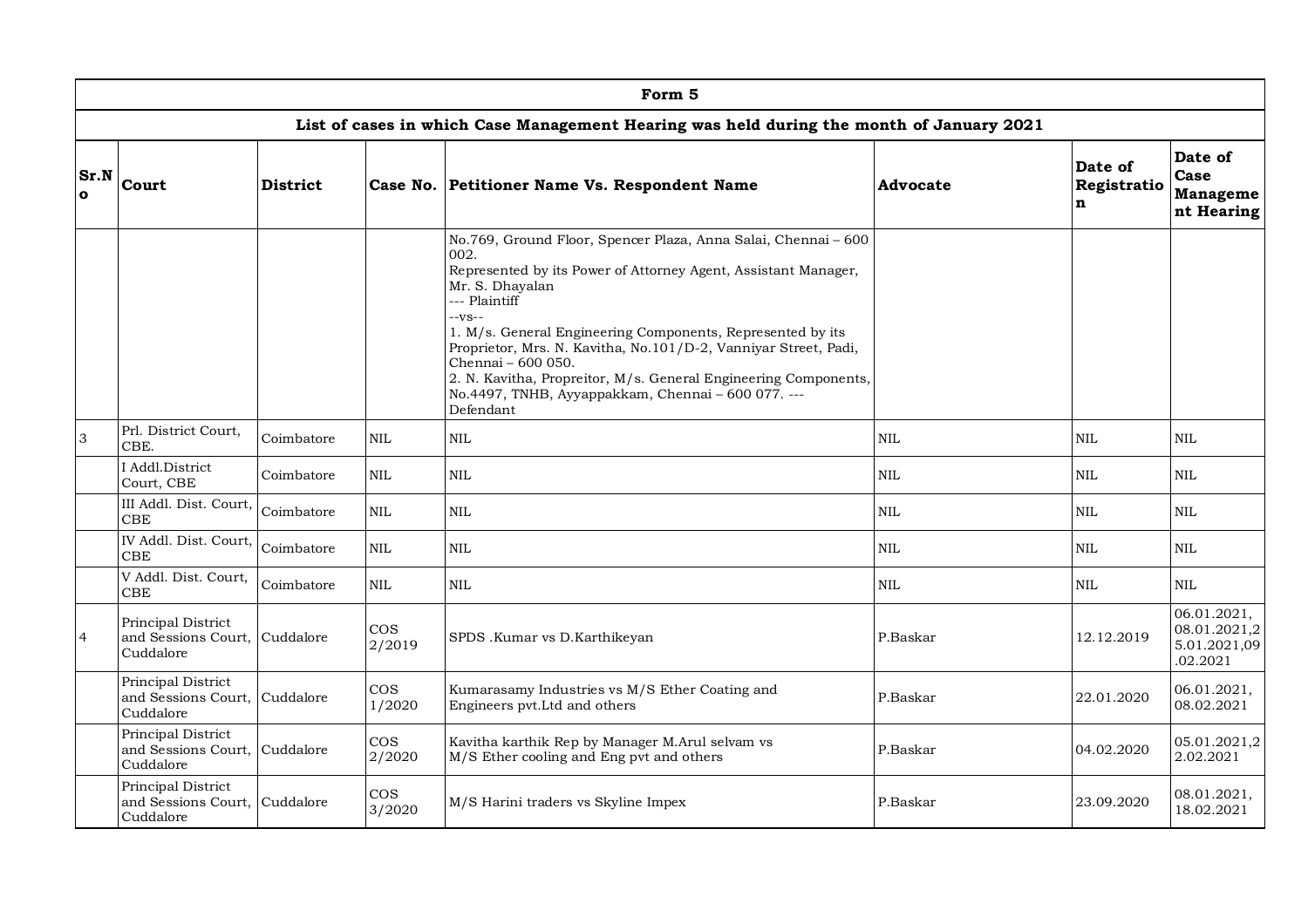## Form 5

### List of cases in which Case Management Hearing was held during the month of January 2021

| Sr.No | Court | District | Case No. | Petitioner Name Vs. Respondent Name | Advocate | Date of Registration | Date of Case Management Hearing |
|---|---|---|---|---|---|---|---|
| | | | | No.769, Ground Floor, Spencer Plaza, Anna Salai, Chennai – 600 002. Represented by its Power of Attorney Agent, Assistant Manager, Mr. S. Dhayalan --- Plaintiff --vs-- 1. M/s. General Engineering Components, Represented by its Proprietor, Mrs. N. Kavitha, No.101/D-2, Vanniyar Street, Padi, Chennai – 600 050. 2. N. Kavitha, Propreitor, M/s. General Engineering Components, No.4497, TNHB, Ayyappakkam, Chennai – 600 077. --- Defendant | | | |
| 3 | Prl. District Court, CBE. | Coimbatore | NIL | NIL | NIL | NIL | NIL |
| | I Addl.District Court, CBE | Coimbatore | NIL | NIL | NIL | NIL | NIL |
| | III Addl. Dist. Court, CBE | Coimbatore | NIL | NIL | NIL | NIL | NIL |
| | IV Addl. Dist. Court, CBE | Coimbatore | NIL | NIL | NIL | NIL | NIL |
| | V Addl. Dist. Court, CBE | Coimbatore | NIL | NIL | NIL | NIL | NIL |
| 4 | Principal District and Sessions Court, Cuddalore | Cuddalore | COS 2/2019 | SPDS .Kumar vs D.Karthikeyan | P.Baskar | 12.12.2019 | 06.01.2021, 08.01.2021,25.01.2021,09.02.2021 |
| | Principal District and Sessions Court, Cuddalore | Cuddalore | COS 1/2020 | Kumarasamy Industries vs M/S Ether Coating and Engineers pvt.Ltd and others | P.Baskar | 22.01.2020 | 06.01.2021, 08.02.2021 |
| | Principal District and Sessions Court, Cuddalore | Cuddalore | COS 2/2020 | Kavitha karthik Rep by Manager M.Arul selvam vs M/S Ether cooling and Eng pvt and others | P.Baskar | 04.02.2020 | 05.01.2021,22.02.2021 |
| | Principal District and Sessions Court, Cuddalore | Cuddalore | COS 3/2020 | M/S Harini traders vs Skyline Impex | P.Baskar | 23.09.2020 | 08.01.2021, 18.02.2021 |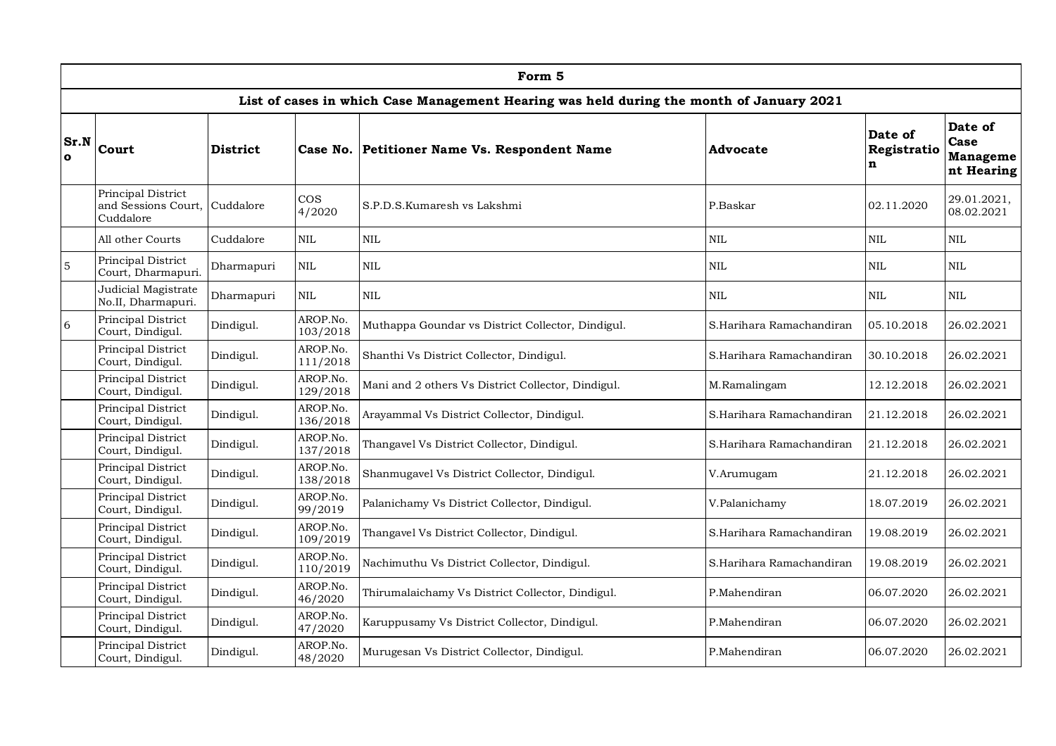| Form 5 | | | | | | | |
|---|---|---|---|---|---|---|---|
| **List of cases in which Case Management Hearing was held during the month of January 2021** | | | | | | | |
| **Sr.No** | **Court** | **District** | **Case No.** | **Petitioner Name Vs. Respondent Name** | **Advocate** | **Date of Registration** | **Date of Case Management Hearing** |
| | Principal District and Sessions Court, Cuddalore | Cuddalore | COS 4/2020 | S.P.D.S.Kumaresh vs Lakshmi | P.Baskar | 02.11.2020 | 29.01.2021, 08.02.2021 |
| | All other Courts | Cuddalore | NIL | NIL | NIL | NIL | NIL |
| 5 | Principal District Court, Dharmapuri. | Dharmapuri | NIL | NIL | NIL | NIL | NIL |
| | Judicial Magistrate No.II, Dharmapuri. | Dharmapuri | NIL | NIL | NIL | NIL | NIL |
| 6 | Principal District Court, Dindigul. | Dindigul. | AROP.No. 103/2018 | Muthappa Goundar vs District Collector, Dindigul. | S.Harihara Ramachandiran | 05.10.2018 | 26.02.2021 |
| | Principal District Court, Dindigul. | Dindigul. | AROP.No. 111/2018 | Shanthi Vs District Collector, Dindigul. | S.Harihara Ramachandiran | 30.10.2018 | 26.02.2021 |
| | Principal District Court, Dindigul. | Dindigul. | AROP.No. 129/2018 | Mani and 2 others Vs District Collector, Dindigul. | M.Ramalingam | 12.12.2018 | 26.02.2021 |
| | Principal District Court, Dindigul. | Dindigul. | AROP.No. 136/2018 | Arayammal Vs District Collector, Dindigul. | S.Harihara Ramachandiran | 21.12.2018 | 26.02.2021 |
| | Principal District Court, Dindigul. | Dindigul. | AROP.No. 137/2018 | Thangavel Vs District Collector, Dindigul. | S.Harihara Ramachandiran | 21.12.2018 | 26.02.2021 |
| | Principal District Court, Dindigul. | Dindigul. | AROP.No. 138/2018 | Shanmugavel Vs District Collector, Dindigul. | V.Arumugam | 21.12.2018 | 26.02.2021 |
| | Principal District Court, Dindigul. | Dindigul. | AROP.No. 99/2019 | Palanichamy Vs District Collector, Dindigul. | V.Palanichamy | 18.07.2019 | 26.02.2021 |
| | Principal District Court, Dindigul. | Dindigul. | AROP.No. 109/2019 | Thangavel Vs District Collector, Dindigul. | S.Harihara Ramachandiran | 19.08.2019 | 26.02.2021 |
| | Principal District Court, Dindigul. | Dindigul. | AROP.No. 110/2019 | Nachimuthu Vs District Collector, Dindigul. | S.Harihara Ramachandiran | 19.08.2019 | 26.02.2021 |
| | Principal District Court, Dindigul. | Dindigul. | AROP.No. 46/2020 | Thirumalaichamy Vs District Collector, Dindigul. | P.Mahendiran | 06.07.2020 | 26.02.2021 |
| | Principal District Court, Dindigul. | Dindigul. | AROP.No. 47/2020 | Karuppusamy Vs District Collector, Dindigul. | P.Mahendiran | 06.07.2020 | 26.02.2021 |
| | Principal District Court, Dindigul. | Dindigul. | AROP.No. 48/2020 | Murugesan Vs District Collector, Dindigul. | P.Mahendiran | 06.07.2020 | 26.02.2021 |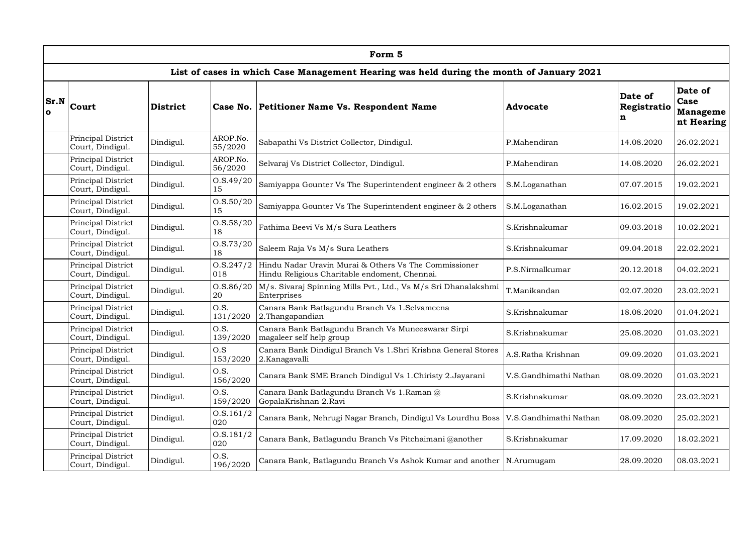# Form 5

## List of cases in which Case Management Hearing was held during the month of January 2021

| Sr.No | Court | District | Case No. | Petitioner Name Vs. Respondent Name | Advocate | Date of Registration | Date of Case Management Hearing |
|---|---|---|---|---|---|---|---|
| | Principal District Court, Dindigul. | Dindigul. | AROP.No. 55/2020 | Sabapathi Vs District Collector, Dindigul. | P.Mahendiran | 14.08.2020 | 26.02.2021 |
| | Principal District Court, Dindigul. | Dindigul. | AROP.No. 56/2020 | Selvaraj Vs District Collector, Dindigul. | P.Mahendiran | 14.08.2020 | 26.02.2021 |
| | Principal District Court, Dindigul. | Dindigul. | O.S.49/2015 | Samiyappa Gounter Vs The Superintendent engineer & 2 others | S.M.Loganathan | 07.07.2015 | 19.02.2021 |
| | Principal District Court, Dindigul. | Dindigul. | O.S.50/2015 | Samiyappa Gounter Vs The Superintendent engineer & 2 others | S.M.Loganathan | 16.02.2015 | 19.02.2021 |
| | Principal District Court, Dindigul. | Dindigul. | O.S.58/2018 | Fathima Beevi Vs M/s Sura Leathers | S.Krishnakumar | 09.03.2018 | 10.02.2021 |
| | Principal District Court, Dindigul. | Dindigul. | O.S.73/2018 | Saleem Raja Vs M/s Sura Leathers | S.Krishnakumar | 09.04.2018 | 22.02.2021 |
| | Principal District Court, Dindigul. | Dindigul. | O.S.247/2018 | Hindu Nadar Uravin Murai & Others Vs The Commissioner Hindu Religious Charitable endoment, Chennai. | P.S.Nirmalkumar | 20.12.2018 | 04.02.2021 |
| | Principal District Court, Dindigul. | Dindigul. | O.S.86/2020 | M/s. Sivaraj Spinning Mills Pvt., Ltd., Vs M/s Sri Dhanalakshmi Enterprises | T.Manikandan | 02.07.2020 | 23.02.2021 |
| | Principal District Court, Dindigul. | Dindigul. | O.S. 131/2020 | Canara Bank Batlagundu Branch Vs 1.Selvameena 2.Thangapandian | S.Krishnakumar | 18.08.2020 | 01.04.2021 |
| | Principal District Court, Dindigul. | Dindigul. | O.S. 139/2020 | Canara Bank Batlagundu Branch Vs Muneeswarar Sirpi magaleer self help group | S.Krishnakumar | 25.08.2020 | 01.03.2021 |
| | Principal District Court, Dindigul. | Dindigul. | O.S 153/2020 | Canara Bank Dindigul Branch Vs 1.Shri Krishna General Stores 2.Kanagavalli | A.S.Ratha Krishnan | 09.09.2020 | 01.03.2021 |
| | Principal District Court, Dindigul. | Dindigul. | O.S. 156/2020 | Canara Bank SME Branch Dindigul Vs 1.Chiristy 2.Jayarani | V.S.Gandhimathi Nathan | 08.09.2020 | 01.03.2021 |
| | Principal District Court, Dindigul. | Dindigul. | O.S. 159/2020 | Canara Bank Batlagundu Branch Vs 1.Raman @ GopalaKrishnan 2.Ravi | S.Krishnakumar | 08.09.2020 | 23.02.2021 |
| | Principal District Court, Dindigul. | Dindigul. | O.S.161/2020 | Canara Bank, Nehrugi Nagar Branch, Dindigul Vs Lourdhu Boss | V.S.Gandhimathi Nathan | 08.09.2020 | 25.02.2021 |
| | Principal District Court, Dindigul. | Dindigul. | O.S.181/2020 | Canara Bank, Batlagundu Branch Vs Pitchaimani @another | S.Krishnakumar | 17.09.2020 | 18.02.2021 |
| | Principal District Court, Dindigul. | Dindigul. | O.S. 196/2020 | Canara Bank, Batlagundu Branch Vs Ashok Kumar and another | N.Arumugam | 28.09.2020 | 08.03.2021 |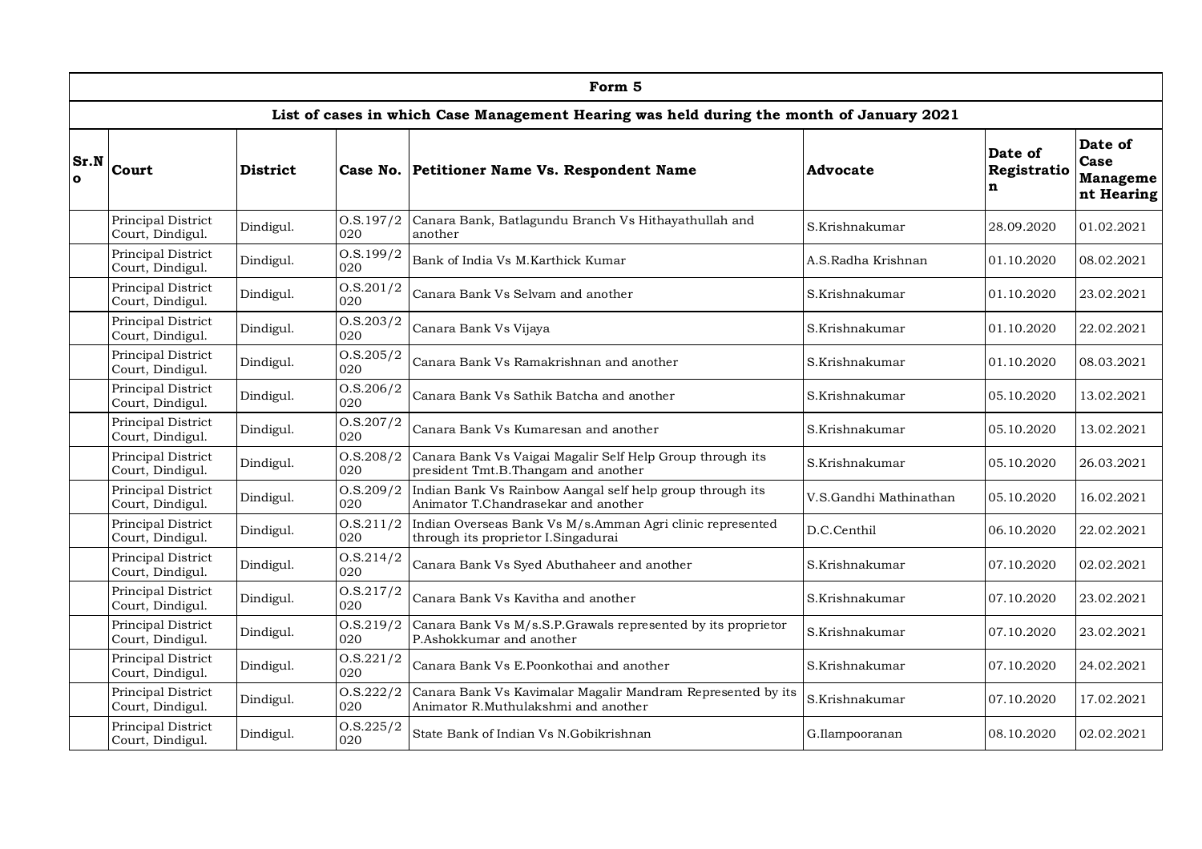| Form 5 | | | | | | | |
|---|---|---|---|---|---|---|---|
| **List of cases in which Case Management Hearing was held during the month of January 2021** | | | | | | | |
| **Sr.No** | **Court** | **District** | **Case No.** | **Petitioner Name Vs. Respondent Name** | **Advocate** | **Date of Registration** | **Date of Case Management Hearing** |
| | Principal District Court, Dindigul. | Dindigul. | O.S.197/2020 | Canara Bank, Batlagundu Branch Vs Hithayathullah and another | S.Krishnakumar | 28.09.2020 | 01.02.2021 |
| | Principal District Court, Dindigul. | Dindigul. | O.S.199/2020 | Bank of India Vs M.Karthick Kumar | A.S.Radha Krishnan | 01.10.2020 | 08.02.2021 |
| | Principal District Court, Dindigul. | Dindigul. | O.S.201/2020 | Canara Bank Vs Selvam and another | S.Krishnakumar | 01.10.2020 | 23.02.2021 |
| | Principal District Court, Dindigul. | Dindigul. | O.S.203/2020 | Canara Bank Vs Vijaya | S.Krishnakumar | 01.10.2020 | 22.02.2021 |
| | Principal District Court, Dindigul. | Dindigul. | O.S.205/2020 | Canara Bank Vs Ramakrishnan and another | S.Krishnakumar | 01.10.2020 | 08.03.2021 |
| | Principal District Court, Dindigul. | Dindigul. | O.S.206/2020 | Canara Bank Vs Sathik Batcha and another | S.Krishnakumar | 05.10.2020 | 13.02.2021 |
| | Principal District Court, Dindigul. | Dindigul. | O.S.207/2020 | Canara Bank Vs Kumaresan and another | S.Krishnakumar | 05.10.2020 | 13.02.2021 |
| | Principal District Court, Dindigul. | Dindigul. | O.S.208/2020 | Canara Bank Vs Vaigai Magalir Self Help Group through its president Tmt.B.Thangam and another | S.Krishnakumar | 05.10.2020 | 26.03.2021 |
| | Principal District Court, Dindigul. | Dindigul. | O.S.209/2020 | Indian Bank Vs Rainbow Aangal self help group through its Animator T.Chandrasekar and another | V.S.Gandhi Mathinathan | 05.10.2020 | 16.02.2021 |
| | Principal District Court, Dindigul. | Dindigul. | O.S.211/2020 | Indian Overseas Bank Vs M/s.Amman Agri clinic represented through its proprietor I.Singadurai | D.C.Centhil | 06.10.2020 | 22.02.2021 |
| | Principal District Court, Dindigul. | Dindigul. | O.S.214/2020 | Canara Bank Vs Syed Abuthaheer and another | S.Krishnakumar | 07.10.2020 | 02.02.2021 |
| | Principal District Court, Dindigul. | Dindigul. | O.S.217/2020 | Canara Bank Vs Kavitha and another | S.Krishnakumar | 07.10.2020 | 23.02.2021 |
| | Principal District Court, Dindigul. | Dindigul. | O.S.219/2020 | Canara Bank Vs M/s.S.P.Grawals represented by its proprietor P.Ashokkumar and another | S.Krishnakumar | 07.10.2020 | 23.02.2021 |
| | Principal District Court, Dindigul. | Dindigul. | O.S.221/2020 | Canara Bank Vs E.Poonkothai and another | S.Krishnakumar | 07.10.2020 | 24.02.2021 |
| | Principal District Court, Dindigul. | Dindigul. | O.S.222/2020 | Canara Bank Vs Kavimalar Magalir Mandram Represented by its Animator R.Muthulakshmi and another | S.Krishnakumar | 07.10.2020 | 17.02.2021 |
| | Principal District Court, Dindigul. | Dindigul. | O.S.225/2020 | State Bank of Indian Vs N.Gobikrishnan | G.Ilampooranan | 08.10.2020 | 02.02.2021 |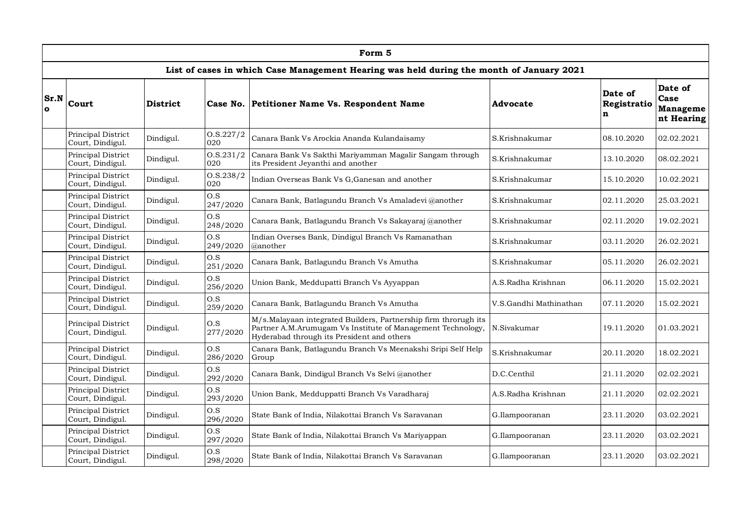| Form 5 | | | | | | | |
|---|---|---|---|---|---|---|---|
| **List of cases in which Case Management Hearing was held during the month of January 2021** | | | | | | | |
| **Sr.No** | **Court** | **District** | **Case No.** | **Petitioner Name Vs. Respondent Name** | **Advocate** | **Date of Registration** | **Date of Case Management Hearing** |
| | Principal District Court, Dindigul. | Dindigul. | O.S.227/2020 | Canara Bank Vs Arockia Ananda Kulandaisamy | S.Krishnakumar | 08.10.2020 | 02.02.2021 |
| | Principal District Court, Dindigul. | Dindigul. | O.S.231/2020 | Canara Bank Vs Sakthi Mariyamman Magalir Sangam through its President Jeyanthi and another | S.Krishnakumar | 13.10.2020 | 08.02.2021 |
| | Principal District Court, Dindigul. | Dindigul. | O.S.238/2020 | Indian Overseas Bank Vs G,Ganesan and another | S.Krishnakumar | 15.10.2020 | 10.02.2021 |
| | Principal District Court, Dindigul. | Dindigul. | O.S 247/2020 | Canara Bank, Batlagundu Branch Vs Amaladevi @another | S.Krishnakumar | 02.11.2020 | 25.03.2021 |
| | Principal District Court, Dindigul. | Dindigul. | O.S 248/2020 | Canara Bank, Batlagundu Branch Vs Sakayaraj @another | S.Krishnakumar | 02.11.2020 | 19.02.2021 |
| | Principal District Court, Dindigul. | Dindigul. | O.S 249/2020 | Indian Overses Bank, Dindigul Branch Vs Ramanathan @another | S.Krishnakumar | 03.11.2020 | 26.02.2021 |
| | Principal District Court, Dindigul. | Dindigul. | O.S 251/2020 | Canara Bank, Batlagundu Branch Vs Amutha | S.Krishnakumar | 05.11.2020 | 26.02.2021 |
| | Principal District Court, Dindigul. | Dindigul. | O.S 256/2020 | Union Bank, Meddupatti Branch Vs Ayyappan | A.S.Radha Krishnan | 06.11.2020 | 15.02.2021 |
| | Principal District Court, Dindigul. | Dindigul. | O.S 259/2020 | Canara Bank, Batlagundu Branch Vs Amutha | V.S.Gandhi Mathinathan | 07.11.2020 | 15.02.2021 |
| | Principal District Court, Dindigul. | Dindigul. | O.S 277/2020 | M/s.Malayaan integrated Builders, Partnership firm throrugh its Partner A.M.Arumugam Vs Institute of Management Technology, Hyderabad through its President and others | N.Sivakumar | 19.11.2020 | 01.03.2021 |
| | Principal District Court, Dindigul. | Dindigul. | O.S 286/2020 | Canara Bank, Batlagundu Branch Vs Meenakshi Sripi Self Help Group | S.Krishnakumar | 20.11.2020 | 18.02.2021 |
| | Principal District Court, Dindigul. | Dindigul. | O.S 292/2020 | Canara Bank, Dindigul Branch Vs Selvi @another | D.C.Centhil | 21.11.2020 | 02.02.2021 |
| | Principal District Court, Dindigul. | Dindigul. | O.S 293/2020 | Union Bank, Medduppatti Branch Vs Varadharaj | A.S.Radha Krishnan | 21.11.2020 | 02.02.2021 |
| | Principal District Court, Dindigul. | Dindigul. | O.S 296/2020 | State Bank of India, Nilakottai Branch Vs Saravanan | G.Ilampooranan | 23.11.2020 | 03.02.2021 |
| | Principal District Court, Dindigul. | Dindigul. | O.S 297/2020 | State Bank of India, Nilakottai Branch Vs Mariyappan | G.Ilampooranan | 23.11.2020 | 03.02.2021 |
| | Principal District Court, Dindigul. | Dindigul. | O.S 298/2020 | State Bank of India, Nilakottai Branch Vs Saravanan | G.Ilampooranan | 23.11.2020 | 03.02.2021 |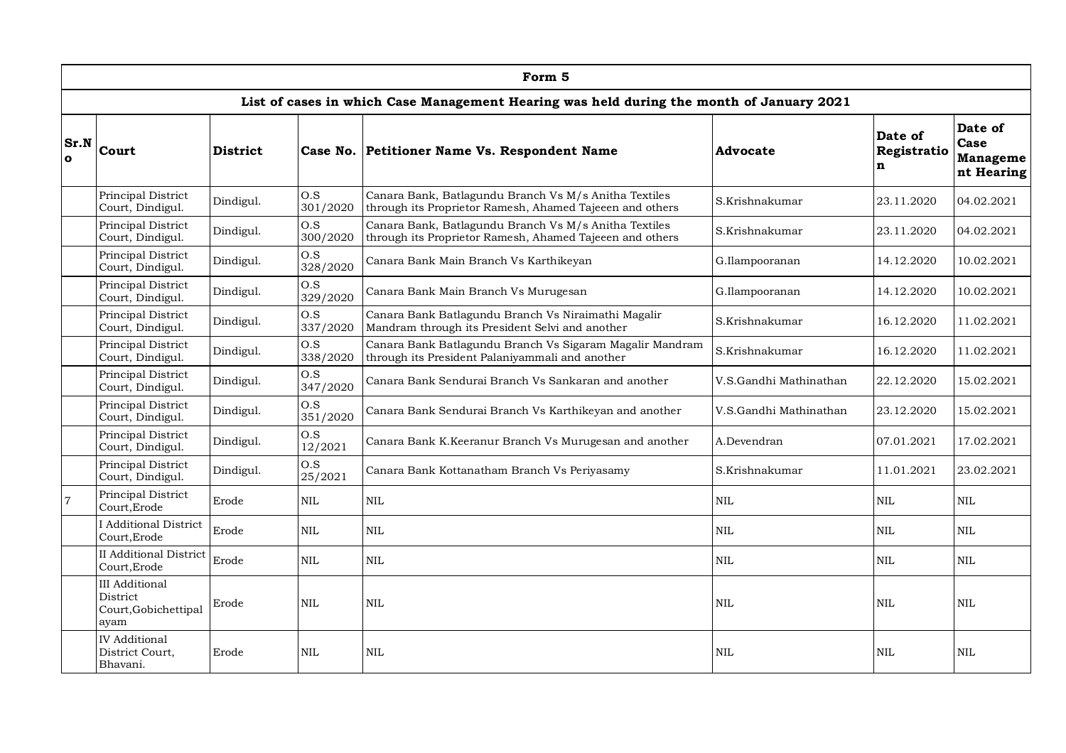| Form 5 | | | | | | | |
|---|---|---|---|---|---|---|---|
| **List of cases in which Case Management Hearing was held during the month of January 2021** | | | | | | | |
| **Sr.No** | **Court** | **District** | **Case No.** | **Petitioner Name Vs. Respondent Name** | **Advocate** | **Date of Registration** | **Date of Case Management Hearing** |
| | Principal District Court, Dindigul. | Dindigul. | O.S 301/2020 | Canara Bank, Batlagundu Branch Vs M/s Anitha Textiles through its Proprietor Ramesh, Ahamed Tajeeen and others | S.Krishnakumar | 23.11.2020 | 04.02.2021 |
| | Principal District Court, Dindigul. | Dindigul. | O.S 300/2020 | Canara Bank, Batlagundu Branch Vs M/s Anitha Textiles through its Proprietor Ramesh, Ahamed Tajeeen and others | S.Krishnakumar | 23.11.2020 | 04.02.2021 |
| | Principal District Court, Dindigul. | Dindigul. | O.S 328/2020 | Canara Bank Main Branch Vs Karthikeyan | G.Ilampooranan | 14.12.2020 | 10.02.2021 |
| | Principal District Court, Dindigul. | Dindigul. | O.S 329/2020 | Canara Bank Main Branch Vs Murugesan | G.Ilampooranan | 14.12.2020 | 10.02.2021 |
| | Principal District Court, Dindigul. | Dindigul. | O.S 337/2020 | Canara Bank Batlagundu Branch Vs Niraimathi Magalir Mandram through its President Selvi and another | S.Krishnakumar | 16.12.2020 | 11.02.2021 |
| | Principal District Court, Dindigul. | Dindigul. | O.S 338/2020 | Canara Bank Batlagundu Branch Vs Sigaram Magalir Mandram through its President Palaniyammali and another | S.Krishnakumar | 16.12.2020 | 11.02.2021 |
| | Principal District Court, Dindigul. | Dindigul. | O.S 347/2020 | Canara Bank Sendurai Branch Vs Sankaran and another | V.S.Gandhi Mathinathan | 22.12.2020 | 15.02.2021 |
| | Principal District Court, Dindigul. | Dindigul. | O.S 351/2020 | Canara Bank Sendurai Branch Vs Karthikeyan and another | V.S.Gandhi Mathinathan | 23.12.2020 | 15.02.2021 |
| | Principal District Court, Dindigul. | Dindigul. | O.S 12/2021 | Canara Bank K.Keeranur Branch Vs Murugesan and another | A.Devendran | 07.01.2021 | 17.02.2021 |
| | Principal District Court, Dindigul. | Dindigul. | O.S 25/2021 | Canara Bank Kottanatham Branch Vs Periyasamy | S.Krishnakumar | 11.01.2021 | 23.02.2021 |
| 7 | Principal District Court,Erode | Erode | NIL | NIL | NIL | NIL | NIL |
| | I Additional District Court,Erode | Erode | NIL | NIL | NIL | NIL | NIL |
| | II Additional District Court,Erode | Erode | NIL | NIL | NIL | NIL | NIL |
| | III Additional District Court,Gobichettipalayam | Erode | NIL | NIL | NIL | NIL | NIL |
| | IV Additional District Court, Bhavani. | Erode | NIL | NIL | NIL | NIL | NIL |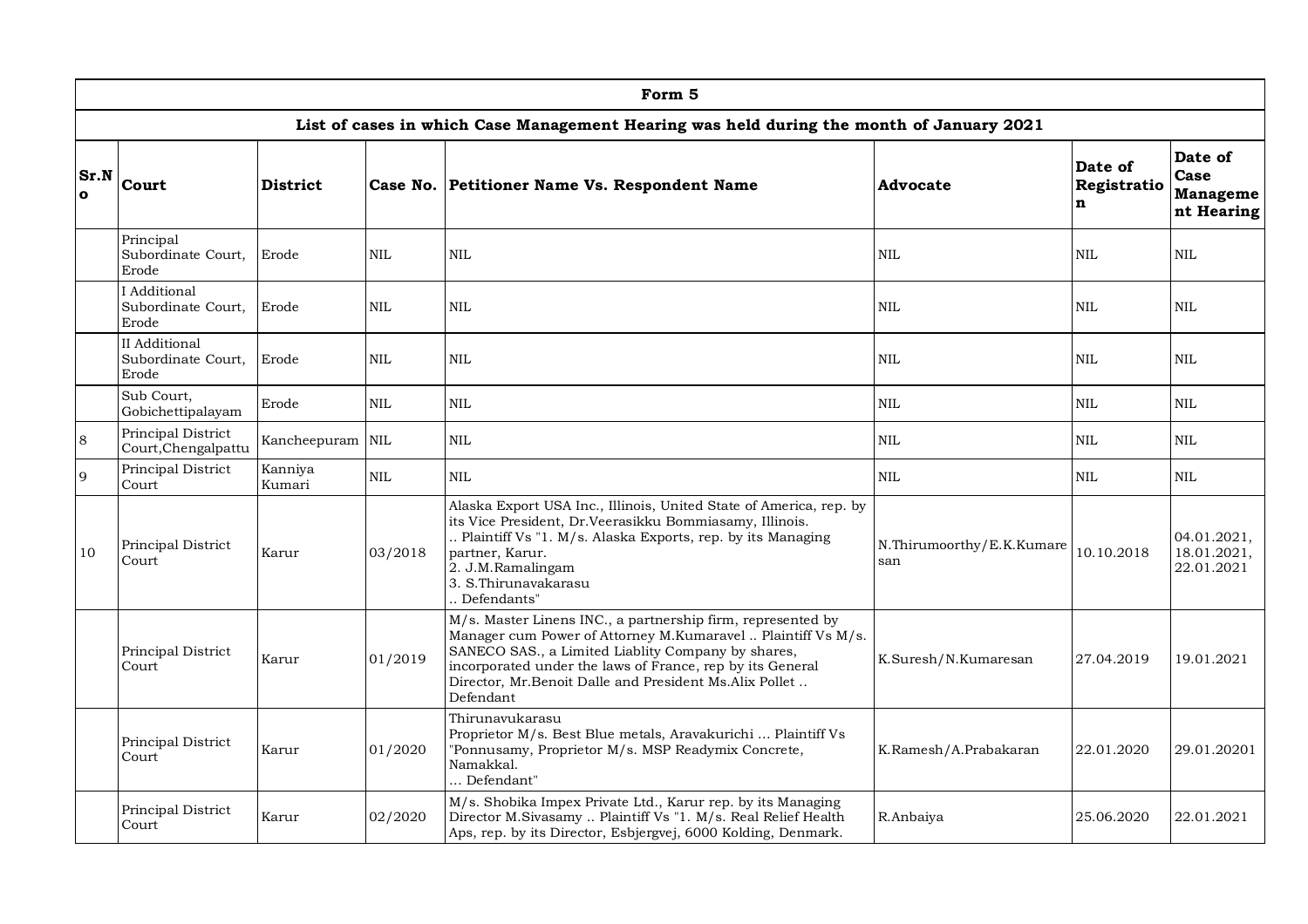| Form 5 | | | | | | | |
|---|---|---|---|---|---|---|---|
| **List of cases in which Case Management Hearing was held during the month of January 2021** | | | | | | | |
| **Sr.No** | **Court** | **District** | **Case No.** | **Petitioner Name Vs. Respondent Name** | **Advocate** | **Date of Registration** | **Date of Case Management Hearing** |
| | Principal Subordinate Court, Erode | Erode | NIL | NIL | NIL | NIL | NIL |
| | I Additional Subordinate Court, Erode | Erode | NIL | NIL | NIL | NIL | NIL |
| | II Additional Subordinate Court, Erode | Erode | NIL | NIL | NIL | NIL | NIL |
| | Sub Court, Gobichettipalayam | Erode | NIL | NIL | NIL | NIL | NIL |
| 8 | Principal District Court,Chengalpattu | Kancheepuram | NIL | NIL | NIL | NIL | NIL |
| 9 | Principal District Court | Kanniya Kumari | NIL | NIL | NIL | NIL | NIL |
| 10 | Principal District Court | Karur | 03/2018 | Alaska Export USA Inc., Illinois, United State of America, rep. by its Vice President, Dr.Veerasikku Bommiasamy, Illinois. .. Plaintiff Vs "1. M/s. Alaska Exports, rep. by its Managing partner, Karur. 2. J.M.Ramalingam 3. S.Thirunavakarasu .. Defendants" | N.Thirumoorthy/E.K.Kumaresan | 10.10.2018 | 04.01.2021, 18.01.2021, 22.01.2021 |
| | Principal District Court | Karur | 01/2019 | M/s. Master Linens INC., a partnership firm, represented by Manager cum Power of Attorney M.Kumaravel .. Plaintiff Vs M/s. SANECO SAS., a Limited Liablity Company by shares, incorporated under the laws of France, rep by its General Director, Mr.Benoit Dalle and President Ms.Alix Pollet .. Defendant | K.Suresh/N.Kumaresan | 27.04.2019 | 19.01.2021 |
| | Principal District Court | Karur | 01/2020 | Thirunavukarasu Proprietor M/s. Best Blue metals, Aravakurichi ... Plaintiff Vs "Ponnusamy, Proprietor M/s. MSP Readymix Concrete, Namakkal. ... Defendant" | K.Ramesh/A.Prabakaran | 22.01.2020 | 29.01.20201 |
| | Principal District Court | Karur | 02/2020 | M/s. Shobika Impex Private Ltd., Karur rep. by its Managing Director M.Sivasamy .. Plaintiff Vs "1. M/s. Real Relief Health Aps, rep. by its Director, Esbjergvej, 6000 Kolding, Denmark. | R.Anbaiya | 25.06.2020 | 22.01.2021 |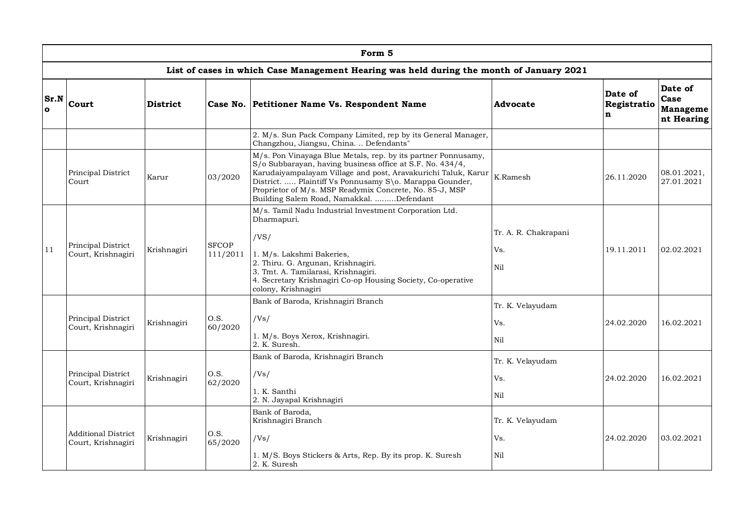| Form 5 | | | | | | | |
|---|---|---|---|---|---|---|---|
| **List of cases in which Case Management Hearing was held during the month of January 2021** | | | | | | | |
| **Sr.No** | **Court** | **District** | **Case No.** | **Petitioner Name Vs. Respondent Name** | **Advocate** | **Date of Registration** | **Date of Case Management Hearing** |
| | | | | 2. M/s. Sun Pack Company Limited, rep by its General Manager, Changzhou, Jiangsu, China. .. Defendants" | | | |
| | Principal District Court | Karur | 03/2020 | M/s. Pon Vinayaga Blue Metals, rep. by its partner Ponnusamy, S/o Subbarayan, having business office at S.F. No. 434/4, Karudaiyampalayam Village and post, Aravakurichi Taluk, Karur District. ..... Plaintiff Vs Ponnusamy S\o. Marappa Gounder, Proprietor of M/s. MSP Readymix Concrete, No. 85-J, MSP Building Salem Road, Namakkal. .........Defendant | K.Ramesh | 26.11.2020 | 08.01.2021, 27.01.2021 |
| 11 | Principal District Court, Krishnagiri | Krishnagiri | SFCOP 111/2011 | M/s. Tamil Nadu Industrial Investment Corporation Ltd. Dharmapuri. /VS/ 1. M/s. Lakshmi Bakeries, 2. Thiru. G. Argunan, Krishnagiri. 3. Tmt. A. Tamilarasi, Krishnagiri. 4. Secretary Krishnagiri Co-op Housing Society, Co-operative colony, Krishnagiri | Tr. A. R. Chakrapani Vs. Nil | 19.11.2011 | 02.02.2021 |
| | Principal District Court, Krishnagiri | Krishnagiri | O.S. 60/2020 | Bank of Baroda, Krishnagiri Branch /Vs/ 1. M/s. Boys Xerox, Krishnagiri. 2. K. Suresh. | Tr. K. Velayudam Vs. Nil | 24.02.2020 | 16.02.2021 |
| | Principal District Court, Krishnagiri | Krishnagiri | O.S. 62/2020 | Bank of Baroda, Krishnagiri Branch /Vs/ 1. K. Santhi 2. N. Jayapal Krishnagiri | Tr. K. Velayudam Vs. Nil | 24.02.2020 | 16.02.2021 |
| | Additional District Court, Krishnagiri | Krishnagiri | O.S. 65/2020 | Bank of Baroda, Krishnagiri Branch /Vs/ 1. M/S. Boys Stickers & Arts, Rep. By its prop. K. Suresh 2. K. Suresh | Tr. K. Velayudam Vs. Nil | 24.02.2020 | 03.02.2021 |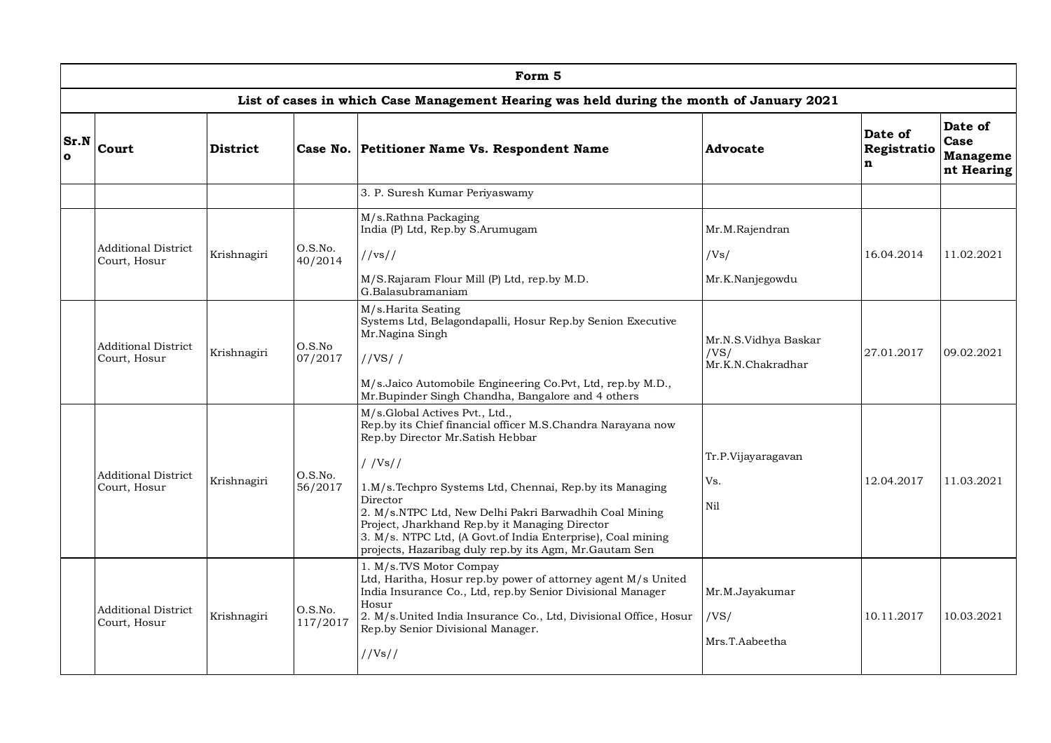| Form 5 | | | | | | | |
|---|---|---|---|---|---|---|---|
| **List of cases in which Case Management Hearing was held during the month of January 2021** | | | | | | | |
| **Sr.No** | **Court** | **District** | **Case No.** | **Petitioner Name Vs. Respondent Name** | **Advocate** | **Date of Registration** | **Date of Case Management Hearing** |
| | | | | 3. P. Suresh Kumar Periyaswamy | | | |
| | Additional District Court, Hosur | Krishnagiri | O.S.No. 40/2014 | M/s.Rathna Packaging India (P) Ltd, Rep.by S.Arumugam<br>//vs//<br>M/S.Rajaram Flour Mill (P) Ltd, rep.by M.D. G.Balasubramaniam | Mr.M.Rajendran<br>/Vs/<br>Mr.K.Nanjegowdu | 16.04.2014 | 11.02.2021 |
| | Additional District Court, Hosur | Krishnagiri | O.S.No 07/2017 | M/s.Harita Seating Systems Ltd, Belagondapalli, Hosur Rep.by Senion Executive Mr.Nagina Singh<br>//VS/ /<br>M/s.Jaico Automobile Engineering Co.Pvt, Ltd, rep.by M.D., Mr.Bupinder Singh Chandha, Bangalore and 4 others | Mr.N.S.Vidhya Baskar<br>/VS/<br>Mr.K.N.Chakradhar | 27.01.2017 | 09.02.2021 |
| | Additional District Court, Hosur | Krishnagiri | O.S.No. 56/2017 | M/s.Global Actives Pvt., Ltd., Rep.by its Chief financial officer M.S.Chandra Narayana now Rep.by Director Mr.Satish Hebbar<br>/ /Vs//<br>1.M/s.Techpro Systems Ltd, Chennai, Rep.by its Managing Director<br>2. M/s.NTPC Ltd, New Delhi Pakri Barwadhih Coal Mining Project, Jharkhand Rep.by it Managing Director<br>3. M/s. NTPC Ltd, (A Govt.of India Enterprise), Coal mining projects, Hazaribag duly rep.by its Agm, Mr.Gautam Sen | Tr.P.Vijayaragavan<br>Vs.<br>Nil | 12.04.2017 | 11.03.2021 |
| | Additional District Court, Hosur | Krishnagiri | O.S.No. 117/2017 | 1. M/s.TVS Motor Compay Ltd, Haritha, Hosur rep.by power of attorney agent M/s United India Insurance Co., Ltd, rep.by Senior Divisional Manager Hosur<br>2. M/s.United India Insurance Co., Ltd, Divisional Office, Hosur Rep.by Senior Divisional Manager.<br>//Vs// | Mr.M.Jayakumar<br>/VS/<br>Mrs.T.Aabeetha | 10.11.2017 | 10.03.2021 |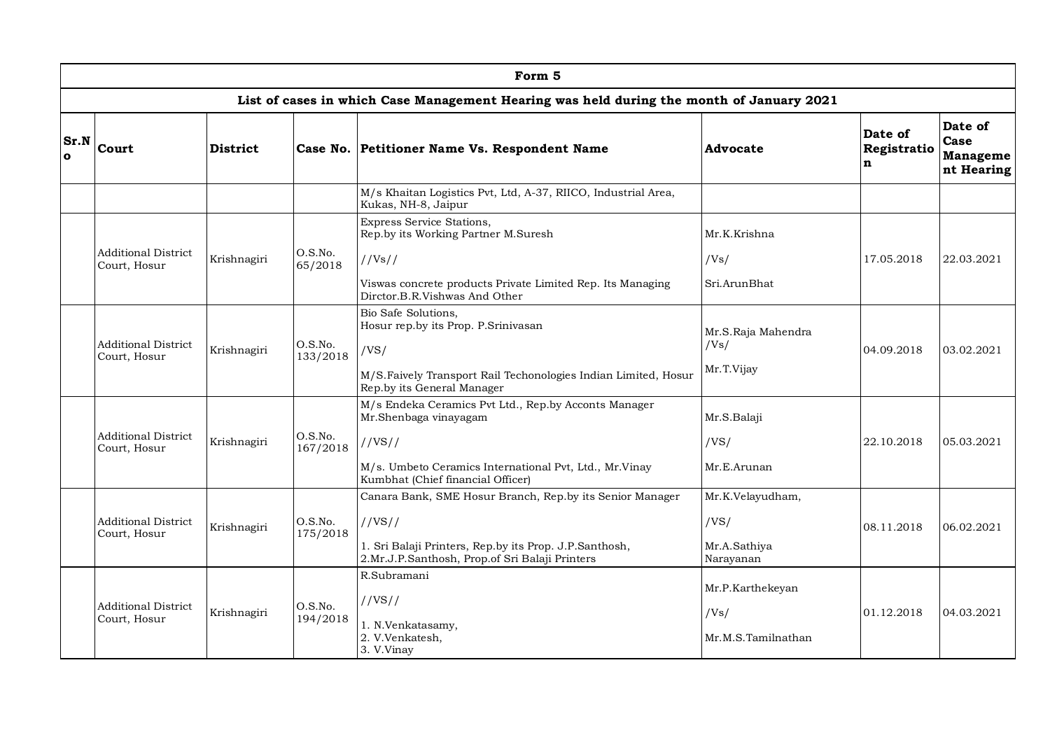| Form 5 | | | | | | | |
|---|---|---|---|---|---|---|---|
| **List of cases in which Case Management Hearing was held during the month of January 2021** | | | | | | | |
| **Sr.No** | **Court** | **District** | **Case No.** | **Petitioner Name Vs. Respondent Name** | **Advocate** | **Date of Registration** | **Date of Case Management Hearing** |
| | | | | M/s Khaitan Logistics Pvt, Ltd, A-37, RIICO, Industrial Area, Kukas, NH-8, Jaipur | | | |
| | Additional District Court, Hosur | Krishnagiri | O.S.No. 65/2018 | Express Service Stations, Rep.by its Working Partner M.Suresh //Vs// Viswas concrete products Private Limited Rep. Its Managing Dirctor.B.R.Vishwas And Other | Mr.K.Krishna /Vs/ Sri.ArunBhat | 17.05.2018 | 22.03.2021 |
| | Additional District Court, Hosur | Krishnagiri | O.S.No. 133/2018 | Bio Safe Solutions, Hosur rep.by its Prop. P.Srinivasan /VS/ M/S.Faively Transport Rail Techonologies Indian Limited, Hosur Rep.by its General Manager | Mr.S.Raja Mahendra /Vs/ Mr.T.Vijay | 04.09.2018 | 03.02.2021 |
| | Additional District Court, Hosur | Krishnagiri | O.S.No. 167/2018 | M/s Endeka Ceramics Pvt Ltd., Rep.by Acconts Manager Mr.Shenbaga vinayagam //VS// M/s. Umbeto Ceramics International Pvt, Ltd., Mr.Vinay Kumbhat (Chief financial Officer) | Mr.S.Balaji /VS/ Mr.E.Arunan | 22.10.2018 | 05.03.2021 |
| | Additional District Court, Hosur | Krishnagiri | O.S.No. 175/2018 | Canara Bank, SME Hosur Branch, Rep.by its Senior Manager //VS// 1. Sri Balaji Printers, Rep.by its Prop. J.P.Santhosh, 2.Mr.J.P.Santhosh, Prop.of Sri Balaji Printers | Mr.K.Velayudham, /VS/ Mr.A.Sathiya Narayanan | 08.11.2018 | 06.02.2021 |
| | Additional District Court, Hosur | Krishnagiri | O.S.No. 194/2018 | R.Subramani //VS// 1. N.Venkatasamy, 2. V.Venkatesh, 3. V.Vinay | Mr.P.Karthekeyan /Vs/ Mr.M.S.Tamilnathan | 01.12.2018 | 04.03.2021 |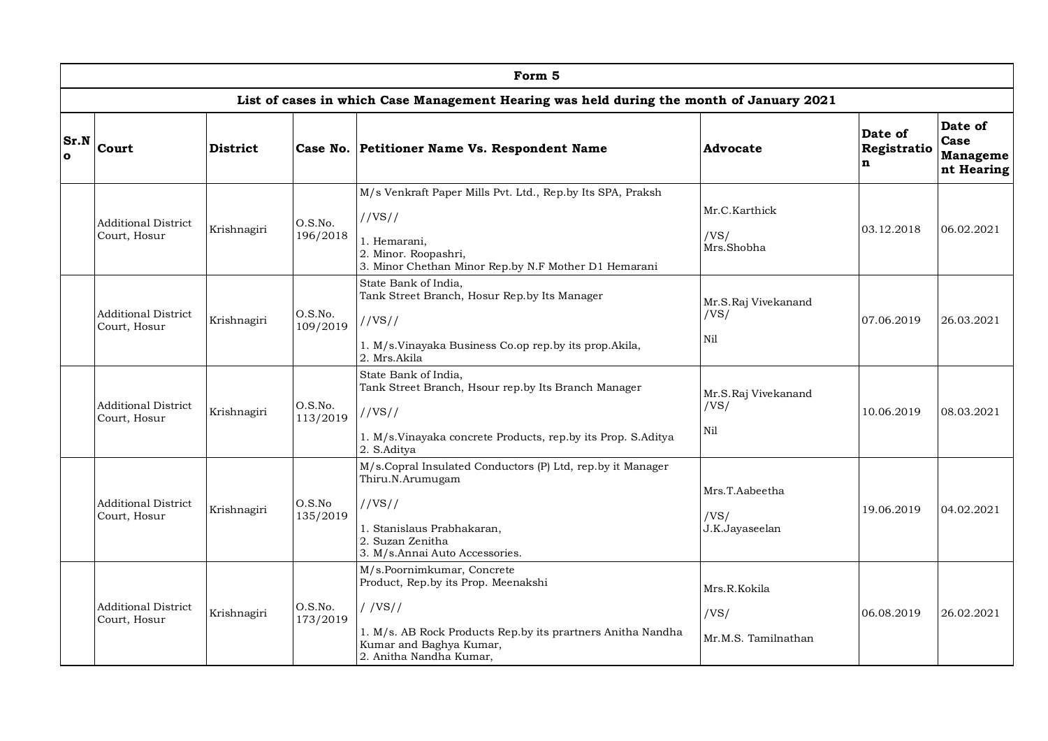| Form 5 | | | | | | | |
|---|---|---|---|---|---|---|---|
| **List of cases in which Case Management Hearing was held during the month of January 2021** | | | | | | | |
| **Sr.No** | **Court** | **District** | **Case No.** | **Petitioner Name Vs. Respondent Name** | **Advocate** | **Date of Registration** | **Date of Case Management Hearing** |
| | Additional District Court, Hosur | Krishnagiri | O.S.No. 196/2018 | M/s Venkraft Paper Mills Pvt. Ltd., Rep.by Its SPA, Praksh //VS// 1. Hemarani, 2. Minor. Roopashri, 3. Minor Chethan Minor Rep.by N.F Mother D1 Hemarani | Mr.C.Karthick /VS/ Mrs.Shobha | 03.12.2018 | 06.02.2021 |
| | Additional District Court, Hosur | Krishnagiri | O.S.No. 109/2019 | State Bank of India, Tank Street Branch, Hosur Rep.by Its Manager //VS// 1. M/s.Vinayaka Business Co.op rep.by its prop.Akila, 2. Mrs.Akila | Mr.S.Raj Vivekanand /VS/ Nil | 07.06.2019 | 26.03.2021 |
| | Additional District Court, Hosur | Krishnagiri | O.S.No. 113/2019 | State Bank of India, Tank Street Branch, Hsour rep.by Its Branch Manager //VS// 1. M/s.Vinayaka concrete Products, rep.by its Prop. S.Aditya 2. S.Aditya | Mr.S.Raj Vivekanand /VS/ Nil | 10.06.2019 | 08.03.2021 |
| | Additional District Court, Hosur | Krishnagiri | O.S.No 135/2019 | M/s.Copral Insulated Conductors (P) Ltd, rep.by it Manager Thiru.N.Arumugam //VS// 1. Stanislaus Prabhakaran, 2. Suzan Zenitha 3. M/s.Annai Auto Accessories. | Mrs.T.Aabeetha /VS/ J.K.Jayaseelan | 19.06.2019 | 04.02.2021 |
| | Additional District Court, Hosur | Krishnagiri | O.S.No. 173/2019 | M/s.Poornimkumar, Concrete Product, Rep.by its Prop. Meenakshi / /VS// 1. M/s. AB Rock Products Rep.by its prartners Anitha Nandha Kumar and Baghya Kumar, 2. Anitha Nandha Kumar, | Mrs.R.Kokila /VS/ Mr.M.S. Tamilnathan | 06.08.2019 | 26.02.2021 |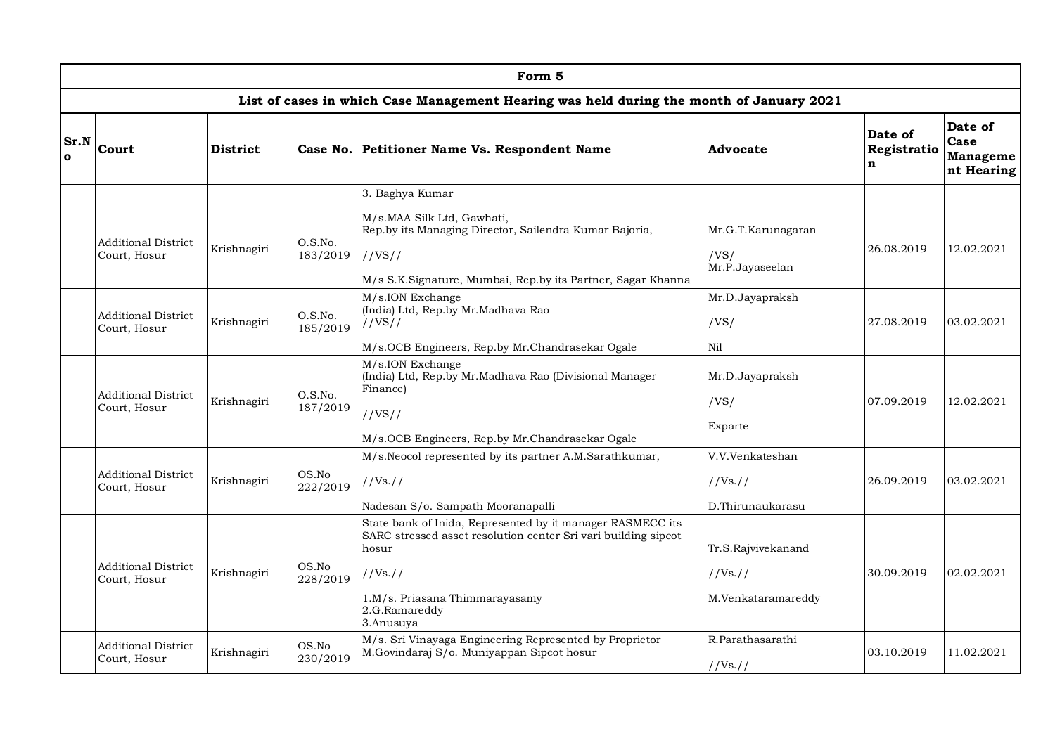| Form 5 | | | | | | | |
|---|---|---|---|---|---|---|---|
| List of cases in which Case Management Hearing was held during the month of January 2021 | | | | | | | |
| **Sr.No** | **Court** | **District** | **Case No.** | **Petitioner Name Vs. Respondent Name** | **Advocate** | **Date of Registration** | **Date of Case Management Hearing** |
| | | | | 3. Baghya Kumar | | | |
| | Additional District Court, Hosur | Krishnagiri | O.S.No. 183/2019 | M/s.MAA Silk Ltd, Gawhati, Rep.by its Managing Director, Sailendra Kumar Bajoria, //VS// M/s S.K.Signature, Mumbai, Rep.by its Partner, Sagar Khanna | Mr.G.T.Karunagaran /VS/ Mr.P.Jayaseelan | 26.08.2019 | 12.02.2021 |
| | Additional District Court, Hosur | Krishnagiri | O.S.No. 185/2019 | M/s.ION Exchange (India) Ltd, Rep.by Mr.Madhava Rao //VS// M/s.OCB Engineers, Rep.by Mr.Chandrasekar Ogale | Mr.D.Jayapraksh /VS/ Nil | 27.08.2019 | 03.02.2021 |
| | Additional District Court, Hosur | Krishnagiri | O.S.No. 187/2019 | M/s.ION Exchange (India) Ltd, Rep.by Mr.Madhava Rao (Divisional Manager Finance) //VS// M/s.OCB Engineers, Rep.by Mr.Chandrasekar Ogale | Mr.D.Jayapraksh /VS/ Exparte | 07.09.2019 | 12.02.2021 |
| | Additional District Court, Hosur | Krishnagiri | OS.No 222/2019 | M/s.Neocol represented by its partner A.M.Sarathkumar, //Vs.// Nadesan S/o. Sampath Mooranapalli | V.V.Venkateshan //Vs.// D.Thirunaukarasu | 26.09.2019 | 03.02.2021 |
| | Additional District Court, Hosur | Krishnagiri | OS.No 228/2019 | State bank of Inida, Represented by it manager RASMECC its SARC stressed asset resolution center Sri vari building sipcot hosur //Vs.// 1.M/s. Priasana Thimmarayasamy 2.G.Ramareddy 3.Anusuya | Tr.S.Rajvivekanand //Vs.// M.Venkataramareddy | 30.09.2019 | 02.02.2021 |
| | Additional District Court, Hosur | Krishnagiri | OS.No 230/2019 | M/s. Sri Vinayaga Engineering Represented by Proprietor M.Govindaraj S/o. Muniyappan Sipcot hosur | R.Parathasarathi //Vs.// | 03.10.2019 | 11.02.2021 |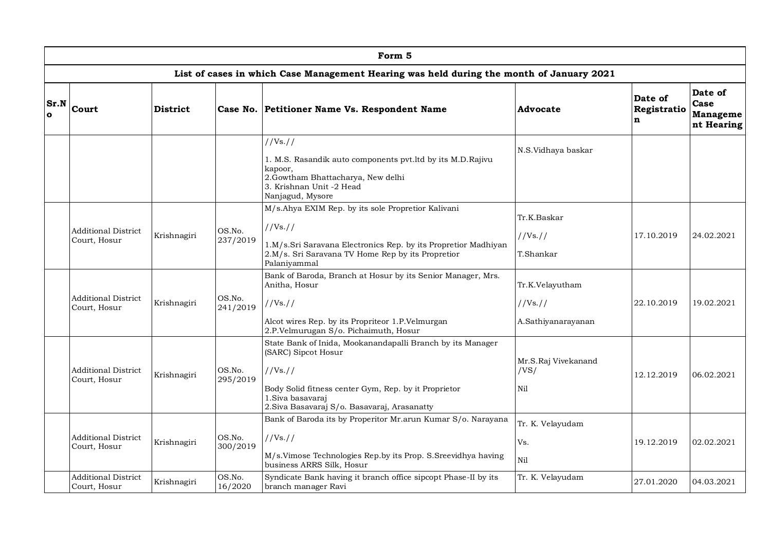| Form 5 | | | | | | | |
|---|---|---|---|---|---|---|---|
| **List of cases in which Case Management Hearing was held during the month of January 2021** | | | | | | | |
| **Sr.No** | **Court** | **District** | **Case No.** | **Petitioner Name Vs. Respondent Name** | **Advocate** | **Date of Registration** | **Date of Case Management Hearing** |
| | | | | //Vs.//<br>1. M.S. Rasandik auto components pvt.ltd by its M.D.Rajivu kapoor,<br>2.Gowtham Bhattacharya, New delhi<br>3. Krishnan Unit -2 Head<br>Nanjagud, Mysore | N.S.Vidhaya baskar | | |
| | Additional District Court, Hosur | Krishnagiri | OS.No. 237/2019 | M/s.Ahya EXIM Rep. by its sole Propretior Kalivani<br>//Vs.//<br>1.M/s.Sri Saravana Electronics Rep. by its Propretior Madhiyan<br>2.M/s. Sri Saravana TV Home Rep by its Propretior Palaniyammal | Tr.K.Baskar<br>//Vs.//<br>T.Shankar | 17.10.2019 | 24.02.2021 |
| | Additional District Court, Hosur | Krishnagiri | OS.No. 241/2019 | Bank of Baroda, Branch at Hosur by its Senior Manager, Mrs. Anitha, Hosur<br>//Vs.//<br>Alcot wires Rep. by its Propriteor 1.P.Velmurgan<br>2.P.Velmurugan S/o. Pichaimuth, Hosur | Tr.K.Velayutham<br>//Vs.//<br>A.Sathiyanarayanan | 22.10.2019 | 19.02.2021 |
| | Additional District Court, Hosur | Krishnagiri | OS.No. 295/2019 | State Bank of Inida, Mookanandapalli Branch by its Manager (SARC) Sipcot Hosur<br>//Vs.//<br>Body Solid fitness center Gym, Rep. by it Proprietor<br>1.Siva basavaraj<br>2.Siva Basavaraj S/o. Basavaraj, Arasanatty | Mr.S.Raj Vivekanand<br>/VS/<br>Nil | 12.12.2019 | 06.02.2021 |
| | Additional District Court, Hosur | Krishnagiri | OS.No. 300/2019 | Bank of Baroda its by Properitor Mr.arun Kumar S/o. Narayana<br>//Vs.//<br>M/s.Vimose Technologies Rep.by its Prop. S.Sreevidhya having business ARRS Silk, Hosur | Tr. K. Velayudam<br>Vs.<br>Nil | 19.12.2019 | 02.02.2021 |
| | Additional District Court, Hosur | Krishnagiri | OS.No. 16/2020 | Syndicate Bank having it branch office sipcopt Phase-II by its branch manager Ravi | Tr. K. Velayudam | 27.01.2020 | 04.03.2021 |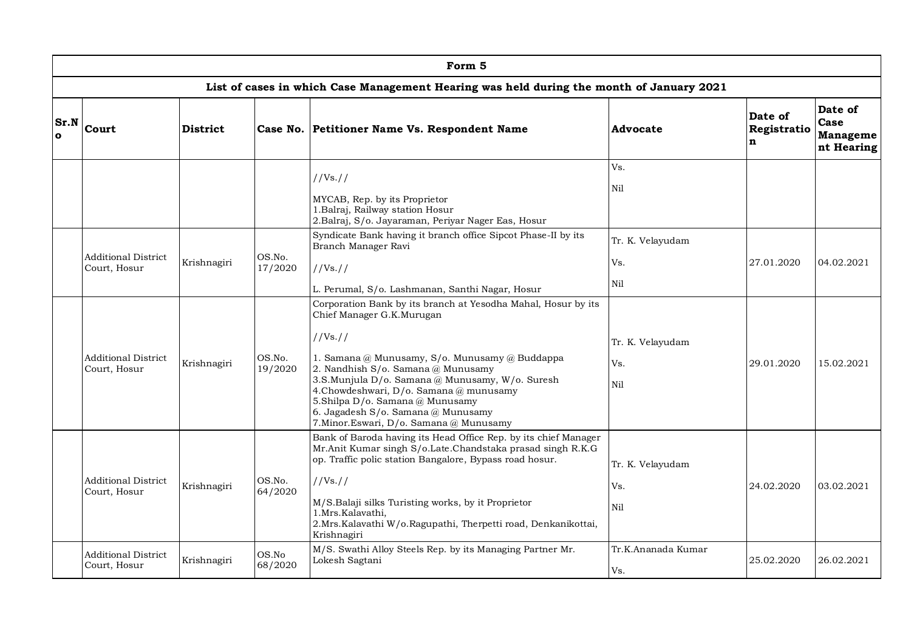| Form 5 | | | | | | | |
|---|---|---|---|---|---|---|---|
| List of cases in which Case Management Hearing was held during the month of January 2021 | | | | | | | |
| Sr.No | Court | District | Case No. | Petitioner Name Vs. Respondent Name | Advocate | Date of Registration | Date of Case Management Hearing |
| | | | | //Vs.// MYCAB, Rep. by its Proprietor 1.Balraj, Railway station Hosur 2.Balraj, S/o. Jayaraman, Periyar Nager Eas, Hosur | Vs. Nil | | |
| | Additional District Court, Hosur | Krishnagiri | OS.No. 17/2020 | Syndicate Bank having it branch office Sipcot Phase-II by its Branch Manager Ravi //Vs.// L. Perumal, S/o. Lashmanan, Santhi Nagar, Hosur | Tr. K. Velayudam Vs. Nil | 27.01.2020 | 04.02.2021 |
| | Additional District Court, Hosur | Krishnagiri | OS.No. 19/2020 | Corporation Bank by its branch at Yesodha Mahal, Hosur by its Chief Manager G.K.Murugan //Vs.// 1. Samana @ Munusamy, S/o. Munusamy @ Buddappa 2. Nandhish S/o. Samana @ Munusamy 3.S.Munjula D/o. Samana @ Munusamy, W/o. Suresh 4.Chowdeshwari, D/o. Samana @ munusamy 5.Shilpa D/o. Samana @ Munusamy 6. Jagadesh S/o. Samana @ Munusamy 7.Minor.Eswari, D/o. Samana @ Munusamy | Tr. K. Velayudam Vs. Nil | 29.01.2020 | 15.02.2021 |
| | Additional District Court, Hosur | Krishnagiri | OS.No. 64/2020 | Bank of Baroda having its Head Office Rep. by its chief Manager Mr.Anit Kumar singh S/o.Late.Chandstaka prasad singh R.K.G op. Traffic polic station Bangalore, Bypass road hosur. //Vs.// M/S.Balaji silks Turisting works, by it Proprietor 1.Mrs.Kalavathi, 2.Mrs.Kalavathi W/o.Ragupathi, Therpetti road, Denkanikottai, Krishnagiri | Tr. K. Velayudam Vs. Nil | 24.02.2020 | 03.02.2021 |
| | Additional District Court, Hosur | Krishnagiri | OS.No 68/2020 | M/S. Swathi Alloy Steels Rep. by its Managing Partner Mr. Lokesh Sagtani | Tr.K.Ananada Kumar Vs. | 25.02.2020 | 26.02.2021 |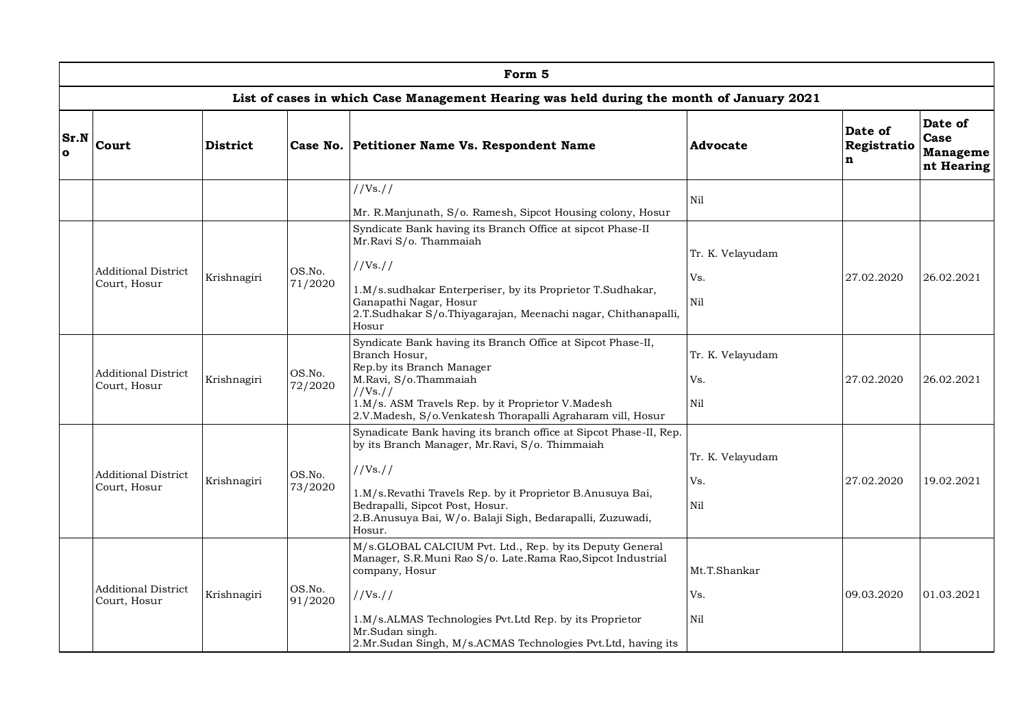| Form 5 | | | | | | | |
|---|---|---|---|---|---|---|---|
| **List of cases in which Case Management Hearing was held during the month of January 2021** | | | | | | | |
| **Sr.No** | **Court** | **District** | **Case No.** | **Petitioner Name Vs. Respondent Name** | **Advocate** | **Date of Registration** | **Date of Case Management Hearing** |
| | | | | //Vs.//<br><br>Mr. R.Manjunath, S/o. Ramesh, Sipcot Housing colony, Hosur | Nil | | |
| | Additional District Court, Hosur | Krishnagiri | OS.No. 71/2020 | Syndicate Bank having its Branch Office at sipcot Phase-II Mr.Ravi S/o. Thammaiah<br><br>//Vs.//<br><br>1.M/s.sudhakar Enterperiser, by its Proprietor T.Sudhakar, Ganapathi Nagar, Hosur<br>2.T.Sudhakar S/o.Thiyagarajan, Meenachi nagar, Chithanapalli, Hosur | Tr. K. Velayudam<br><br>Vs.<br><br>Nil | 27.02.2020 | 26.02.2021 |
| | Additional District Court, Hosur | Krishnagiri | OS.No. 72/2020 | Syndicate Bank having its Branch Office at Sipcot Phase-II, Branch Hosur,<br>Rep.by its Branch Manager<br>M.Ravi, S/o.Thammaiah<br>//Vs.//<br>1.M/s. ASM Travels Rep. by it Proprietor V.Madesh<br>2.V.Madesh, S/o.Venkatesh Thorapalli Agraharam vill, Hosur | Tr. K. Velayudam<br><br>Vs.<br><br>Nil | 27.02.2020 | 26.02.2021 |
| | Additional District Court, Hosur | Krishnagiri | OS.No. 73/2020 | Synadicate Bank having its branch office at Sipcot Phase-II, Rep. by its Branch Manager, Mr.Ravi, S/o. Thimmaiah<br><br>//Vs.//<br><br>1.M/s.Revathi Travels Rep. by it Proprietor B.Anusuya Bai, Bedrapalli, Sipcot Post, Hosur.<br>2.B.Anusuya Bai, W/o. Balaji Sigh, Bedarapalli, Zuzuwadi, Hosur. | Tr. K. Velayudam<br><br>Vs.<br><br>Nil | 27.02.2020 | 19.02.2021 |
| | Additional District Court, Hosur | Krishnagiri | OS.No. 91/2020 | M/s.GLOBAL CALCIUM Pvt. Ltd., Rep. by its Deputy General Manager, S.R.Muni Rao S/o. Late.Rama Rao,Sipcot Industrial company, Hosur<br><br>//Vs.//<br><br>1.M/s.ALMAS Technologies Pvt.Ltd Rep. by its Proprietor Mr.Sudan singh.<br>2.Mr.Sudan Singh, M/s.ACMAS Technologies Pvt.Ltd, having its | Mt.T.Shankar<br><br>Vs.<br><br>Nil | 09.03.2020 | 01.03.2021 |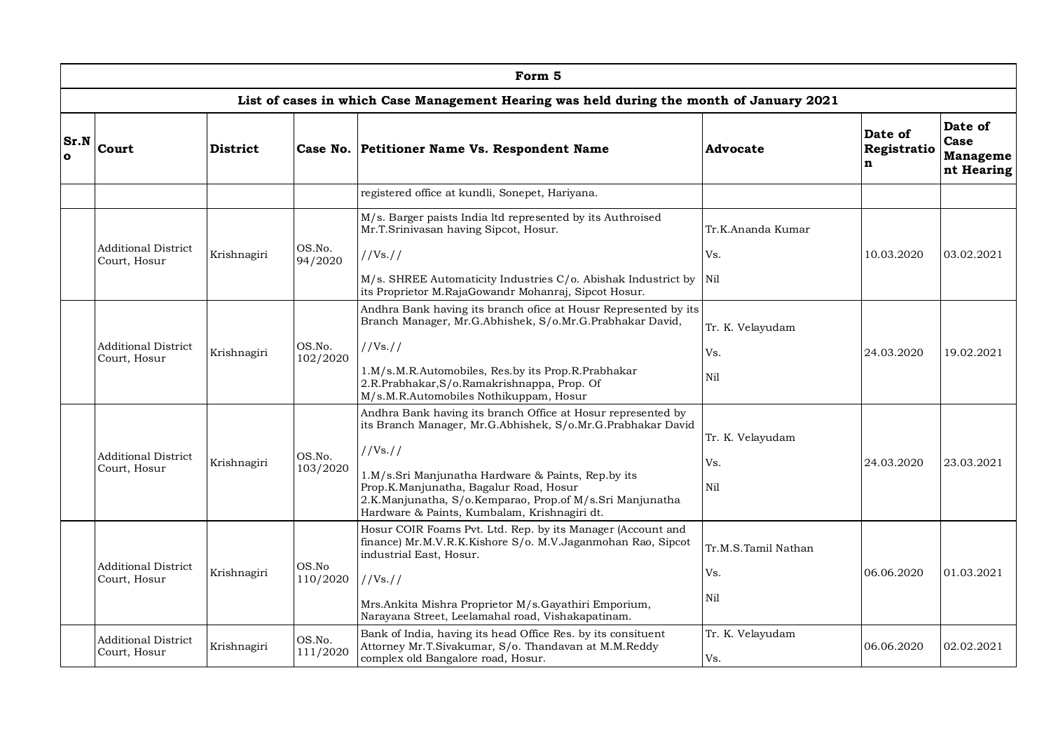| Form 5 | | | | | | | |
|---|---|---|---|---|---|---|---|
| List of cases in which Case Management Hearing was held during the month of January 2021 | | | | | | | |
| Sr.No | Court | District | Case No. | Petitioner Name Vs. Respondent Name | Advocate | Date of Registration | Date of Case Management Hearing |
| | | | | registered office at kundli, Sonepet, Hariyana. | | | |
| | Additional District Court, Hosur | Krishnagiri | OS.No. 94/2020 | M/s. Barger paists India ltd represented by its Authroised Mr.T.Srinivasan having Sipcot, Hosur. //Vs.// M/s. SHREE Automaticity Industries C/o. Abishak Industrict by its Proprietor M.RajaGowandr Mohanraj, Sipcot Hosur. | Tr.K.Ananda Kumar Vs. Nil | 10.03.2020 | 03.02.2021 |
| | Additional District Court, Hosur | Krishnagiri | OS.No. 102/2020 | Andhra Bank having its branch ofice at Housr Represented by its Branch Manager, Mr.G.Abhishek, S/o.Mr.G.Prabhakar David, //Vs.// 1.M/s.M.R.Automobiles, Res.by its Prop.R.Prabhakar 2.R.Prabhakar,S/o.Ramakrishnappa, Prop. Of M/s.M.R.Automobiles Nothikuppam, Hosur | Tr. K. Velayudam Vs. Nil | 24.03.2020 | 19.02.2021 |
| | Additional District Court, Hosur | Krishnagiri | OS.No. 103/2020 | Andhra Bank having its branch Office at Hosur represented by its Branch Manager, Mr.G.Abhishek, S/o.Mr.G.Prabhakar David //Vs.// 1.M/s.Sri Manjunatha Hardware & Paints, Rep.by its Prop.K.Manjunatha, Bagalur Road, Hosur 2.K.Manjunatha, S/o.Kemparao, Prop.of M/s.Sri Manjunatha Hardware & Paints, Kumbalam, Krishnagiri dt. | Tr. K. Velayudam Vs. Nil | 24.03.2020 | 23.03.2021 |
| | Additional District Court, Hosur | Krishnagiri | OS.No 110/2020 | Hosur COIR Foams Pvt. Ltd. Rep. by its Manager (Account and finance) Mr.M.V.R.K.Kishore S/o. M.V.Jaganmohan Rao, Sipcot industrial East, Hosur. //Vs.// Mrs.Ankita Mishra Proprietor M/s.Gayathiri Emporium, Narayana Street, Leelamahal road, Vishakapatinam. | Tr.M.S.Tamil Nathan Vs. Nil | 06.06.2020 | 01.03.2021 |
| | Additional District Court, Hosur | Krishnagiri | OS.No. 111/2020 | Bank of India, having its head Office Res. by its consituent Attorney Mr.T.Sivakumar, S/o. Thandavan at M.M.Reddy complex old Bangalore road, Hosur. | Tr. K. Velayudam Vs. | 06.06.2020 | 02.02.2021 |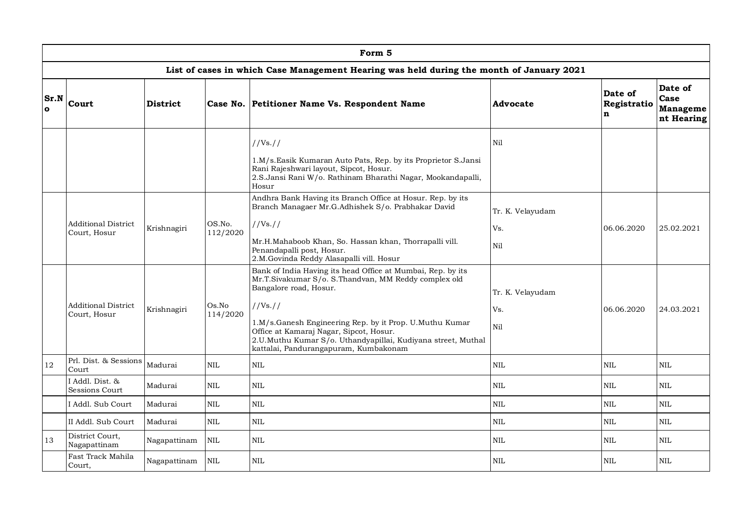| Form 5 | | | | | | | |
|---|---|---|---|---|---|---|---|
| **List of cases in which Case Management Hearing was held during the month of January 2021** | | | | | | | |
| **Sr.No** | **Court** | **District** | **Case No.** | **Petitioner Name Vs. Respondent Name** | **Advocate** | **Date of Registration** | **Date of Case Management Hearing** |
| | | | | //Vs.// 1.M/s.Easik Kumaran Auto Pats, Rep. by its Proprietor S.Jansi Rani Rajeshwari layout, Sipcot, Hosur. 2.S.Jansi Rani W/o. Rathinam Bharathi Nagar, Mookandapalli, Hosur | Nil | | |
| | Additional District Court, Hosur | Krishnagiri | OS.No. 112/2020 | Andhra Bank Having its Branch Office at Hosur. Rep. by its Branch Managaer Mr.G.Adhishek S/o. Prabhakar David //Vs.// Mr.H.Mahaboob Khan, So. Hassan khan, Thorrapalli vill. Penandapalli post, Hosur. 2.M.Govinda Reddy Alasapalli vill. Hosur | Tr. K. Velayudam Vs. Nil | 06.06.2020 | 25.02.2021 |
| | Additional District Court, Hosur | Krishnagiri | Os.No 114/2020 | Bank of India Having its head Office at Mumbai, Rep. by its Mr.T.Sivakumar S/o. S.Thandvan, MM Reddy complex old Bangalore road, Hosur. //Vs.// 1.M/s.Ganesh Engineering Rep. by it Prop. U.Muthu Kumar Office at Kamaraj Nagar, Sipcot, Hosur. 2.U.Muthu Kumar S/o. Uthandyapillai, Kudiyana street, Muthal kattalai, Pandurangapuram, Kumbakonam | Tr. K. Velayudam Vs. Nil | 06.06.2020 | 24.03.2021 |
| 12 | Prl. Dist. & Sessions Court | Madurai | NIL | NIL | NIL | NIL | NIL |
| | I Addl. Dist. & Sessions Court | Madurai | NIL | NIL | NIL | NIL | NIL |
| | I Addl. Sub Court | Madurai | NIL | NIL | NIL | NIL | NIL |
| | II Addl. Sub Court | Madurai | NIL | NIL | NIL | NIL | NIL |
| 13 | District Court, Nagapattinam | Nagapattinam | NIL | NIL | NIL | NIL | NIL |
| | Fast Track Mahila Court, | Nagapattinam | NIL | NIL | NIL | NIL | NIL |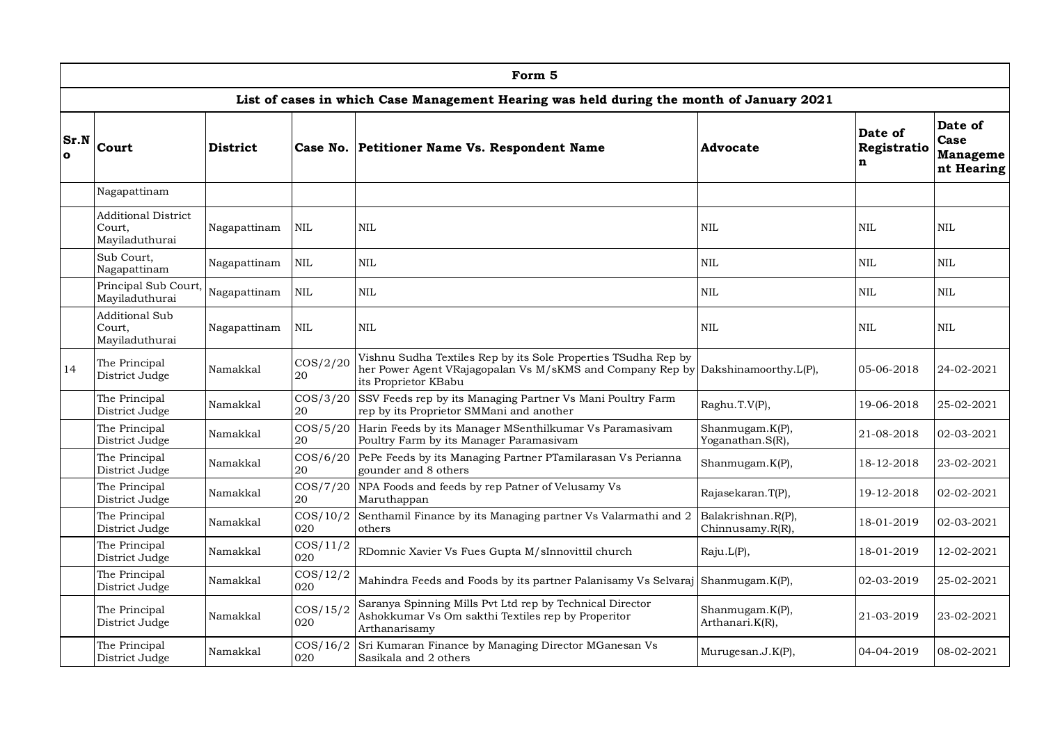| Form 5 | | | | | | | |
|---|---|---|---|---|---|---|---|
| **List of cases in which Case Management Hearing was held during the month of January 2021** | | | | | | | |
| **Sr.No** | **Court** | **District** | **Case No.** | **Petitioner Name Vs. Respondent Name** | **Advocate** | **Date of Registration** | **Date of Case Management Hearing** |
| | Nagapattinam | | | | | | |
| | Additional District Court, Mayiladuthurai | Nagapattinam | NIL | NIL | NIL | NIL | NIL |
| | Sub Court, Nagapattinam | Nagapattinam | NIL | NIL | NIL | NIL | NIL |
| | Principal Sub Court, Mayiladuthurai | Nagapattinam | NIL | NIL | NIL | NIL | NIL |
| | Additional Sub Court, Mayiladuthurai | Nagapattinam | NIL | NIL | NIL | NIL | NIL |
| 14 | The Principal District Judge | Namakkal | COS/2/2020 | Vishnu Sudha Textiles Rep by its Sole Properties TSudha Rep by her Power Agent VRajagopalan Vs M/sKMS and Company Rep by its Proprietor KBabu | Dakshinamoorthy.L(P), | 05-06-2018 | 24-02-2021 |
| | The Principal District Judge | Namakkal | COS/3/2020 | SSV Feeds rep by its Managing Partner Vs Mani Poultry Farm rep by its Proprietor SMMani and another | Raghu.T.V(P), | 19-06-2018 | 25-02-2021 |
| | The Principal District Judge | Namakkal | COS/5/2020 | Harin Feeds by its Manager MSenthilkumar Vs Paramasivam Poultry Farm by its Manager Paramasivam | Shanmugam.K(P), Yoganathan.S(R), | 21-08-2018 | 02-03-2021 |
| | The Principal District Judge | Namakkal | COS/6/2020 | PePe Feeds by its Managing Partner PTamilarasan Vs Perianna gounder and 8 others | Shanmugam.K(P), | 18-12-2018 | 23-02-2021 |
| | The Principal District Judge | Namakkal | COS/7/2020 | NPA Foods and feeds by rep Patner of Velusamy Vs Maruthappan | Rajasekaran.T(P), | 19-12-2018 | 02-02-2021 |
| | The Principal District Judge | Namakkal | COS/10/2020 | Senthamil Finance by its Managing partner Vs Valarmathi and 2 others | Balakrishnan.R(P), Chinnusamy.R(R), | 18-01-2019 | 02-03-2021 |
| | The Principal District Judge | Namakkal | COS/11/2020 | RDomnic Xavier Vs Fues Gupta M/sInnovittil church | Raju.L(P), | 18-01-2019 | 12-02-2021 |
| | The Principal District Judge | Namakkal | COS/12/2020 | Mahindra Feeds and Foods by its partner Palanisamy Vs Selvaraj | Shanmugam.K(P), | 02-03-2019 | 25-02-2021 |
| | The Principal District Judge | Namakkal | COS/15/2020 | Saranya Spinning Mills Pvt Ltd rep by Technical Director Ashokkumar Vs Om sakthi Textiles rep by Properitor Arthanarisamy | Shanmugam.K(P), Arthanari.K(R), | 21-03-2019 | 23-02-2021 |
| | The Principal District Judge | Namakkal | COS/16/2020 | Sri Kumaran Finance by Managing Director MGanesan Vs Sasikala and 2 others | Murugesan.J.K(P), | 04-04-2019 | 08-02-2021 |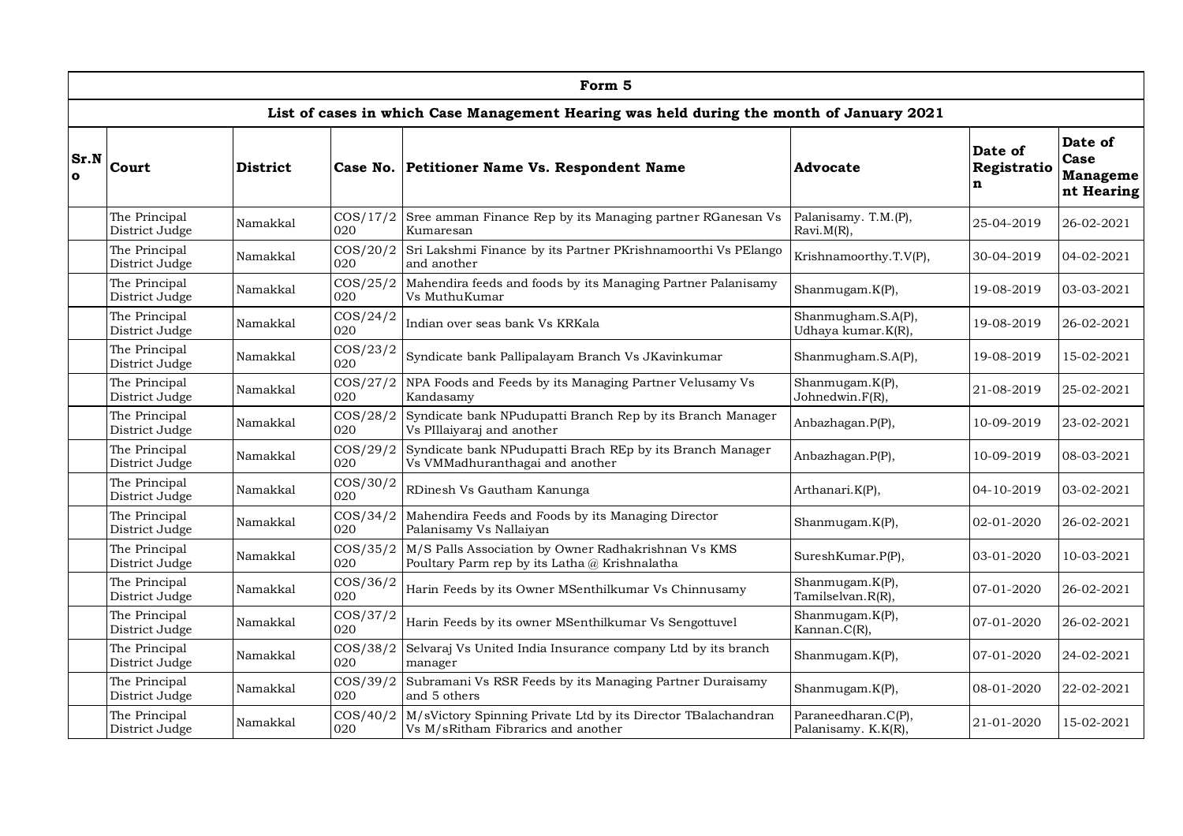| Form 5 | | | | | | | |
|---|---|---|---|---|---|---|---|
| **List of cases in which Case Management Hearing was held during the month of January 2021** | | | | | | | |
| **Sr.No** | **Court** | **District** | **Case No.** | **Petitioner Name Vs. Respondent Name** | **Advocate** | **Date of Registration** | **Date of Case Management Hearing** |
| | The Principal District Judge | Namakkal | COS/17/2020 | Sree amman Finance Rep by its Managing partner RGanesan Vs Kumaresan | Palanisamy. T.M.(P), Ravi.M(R), | 25-04-2019 | 26-02-2021 |
| | The Principal District Judge | Namakkal | COS/20/2020 | Sri Lakshmi Finance by its Partner PKrishnamoorthi Vs PElango and another | Krishnamoorthy.T.V(P), | 30-04-2019 | 04-02-2021 |
| | The Principal District Judge | Namakkal | COS/25/2020 | Mahendira feeds and foods by its Managing Partner Palanisamy Vs MuthuKumar | Shanmugam.K(P), | 19-08-2019 | 03-03-2021 |
| | The Principal District Judge | Namakkal | COS/24/2020 | Indian over seas bank Vs KRKala | Shanmugham.S.A(P), Udhaya kumar.K(R), | 19-08-2019 | 26-02-2021 |
| | The Principal District Judge | Namakkal | COS/23/2020 | Syndicate bank Pallipalayam Branch Vs JKavinkumar | Shanmugham.S.A(P), | 19-08-2019 | 15-02-2021 |
| | The Principal District Judge | Namakkal | COS/27/2020 | NPA Foods and Feeds by its Managing Partner Velusamy Vs Kandasamy | Shanmugam.K(P), Johnedwin.F(R), | 21-08-2019 | 25-02-2021 |
| | The Principal District Judge | Namakkal | COS/28/2020 | Syndicate bank NPudupatti Branch Rep by its Branch Manager Vs PIllaiyaraj and another | Anbazhagan.P(P), | 10-09-2019 | 23-02-2021 |
| | The Principal District Judge | Namakkal | COS/29/2020 | Syndicate bank NPudupatti Brach REp by its Branch Manager Vs VMMadhuranthagai and another | Anbazhagan.P(P), | 10-09-2019 | 08-03-2021 |
| | The Principal District Judge | Namakkal | COS/30/2020 | RDinesh Vs Gautham Kanunga | Arthanari.K(P), | 04-10-2019 | 03-02-2021 |
| | The Principal District Judge | Namakkal | COS/34/2020 | Mahendira Feeds and Foods by its Managing Director Palanisamy Vs Nallaiyan | Shanmugam.K(P), | 02-01-2020 | 26-02-2021 |
| | The Principal District Judge | Namakkal | COS/35/2020 | M/S Palls Association by Owner Radhakrishnan Vs KMS Poultary Parm rep by its Latha @ Krishnalatha | SureshKumar.P(P), | 03-01-2020 | 10-03-2021 |
| | The Principal District Judge | Namakkal | COS/36/2020 | Harin Feeds by its Owner MSenthilkumar Vs Chinnusamy | Shanmugam.K(P), Tamilselvan.R(R), | 07-01-2020 | 26-02-2021 |
| | The Principal District Judge | Namakkal | COS/37/2020 | Harin Feeds by its owner MSenthilkumar Vs Sengottuvel | Shanmugam.K(P), Kannan.C(R), | 07-01-2020 | 26-02-2021 |
| | The Principal District Judge | Namakkal | COS/38/2020 | Selvaraj Vs United India Insurance company Ltd by its branch manager | Shanmugam.K(P), | 07-01-2020 | 24-02-2021 |
| | The Principal District Judge | Namakkal | COS/39/2020 | Subramani Vs RSR Feeds by its Managing Partner Duraisamy and 5 others | Shanmugam.K(P), | 08-01-2020 | 22-02-2021 |
| | The Principal District Judge | Namakkal | COS/40/2020 | M/sVictory Spinning Private Ltd by its Director TBalachandran Vs M/sRitham Fibrarics and another | Paraneedharan.C(P), Palanisamy. K.K(R), | 21-01-2020 | 15-02-2021 |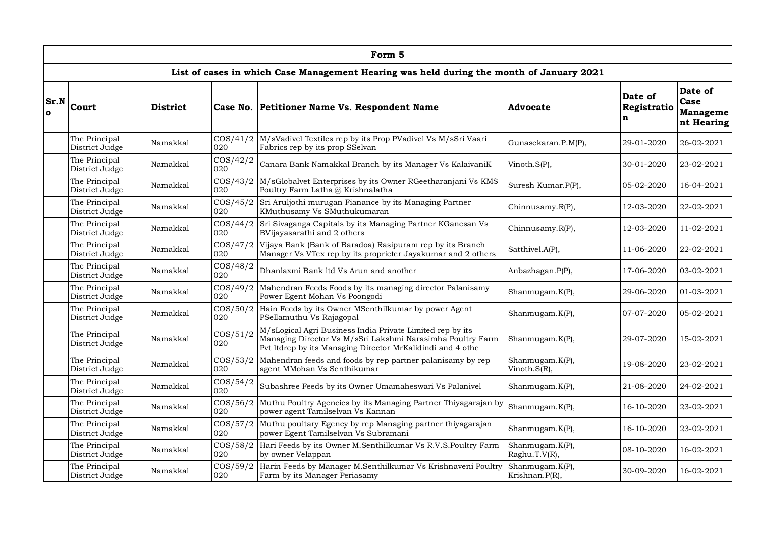| Form 5 | | | | | | | |
|---|---|---|---|---|---|---|---|
| **List of cases in which Case Management Hearing was held during the month of January 2021** | | | | | | | |
| **Sr.No** | **Court** | **District** | **Case No.** | **Petitioner Name Vs. Respondent Name** | **Advocate** | **Date of Registration** | **Date of Case Management Hearing** |
| | The Principal District Judge | Namakkal | COS/41/2020 | M/sVadivel Textiles rep by its Prop PVadivel Vs M/sSri Vaari Fabrics rep by its prop SSelvan | Gunasekaran.P.M(P), | 29-01-2020 | 26-02-2021 |
| | The Principal District Judge | Namakkal | COS/42/2020 | Canara Bank Namakkal Branch by its Manager Vs KalaivaniK | Vinoth.S(P), | 30-01-2020 | 23-02-2021 |
| | The Principal District Judge | Namakkal | COS/43/2020 | M/sGlobalvet Enterprises by its Owner RGeetharanjani Vs KMS Poultry Farm Latha @ Krishnalatha | Suresh Kumar.P(P), | 05-02-2020 | 16-04-2021 |
| | The Principal District Judge | Namakkal | COS/45/2020 | Sri Aruljothi murugan Fianance by its Managing Partner KMuthusamy Vs SMuthukumaran | Chinnusamy.R(P), | 12-03-2020 | 22-02-2021 |
| | The Principal District Judge | Namakkal | COS/44/2020 | Sri Sivaganga Capitals by its Managing Partner KGanesan Vs BVijayasarathi and 2 others | Chinnusamy.R(P), | 12-03-2020 | 11-02-2021 |
| | The Principal District Judge | Namakkal | COS/47/2020 | Vijaya Bank (Bank of Baradoa) Rasipuram rep by its Branch Manager Vs VTex rep by its proprieter Jayakumar and 2 others | Satthivel.A(P), | 11-06-2020 | 22-02-2021 |
| | The Principal District Judge | Namakkal | COS/48/2020 | Dhanlaxmi Bank ltd Vs Arun and another | Anbazhagan.P(P), | 17-06-2020 | 03-02-2021 |
| | The Principal District Judge | Namakkal | COS/49/2020 | Mahendran Feeds Foods by its managing director Palanisamy Power Egent Mohan Vs Poongodi | Shanmugam.K(P), | 29-06-2020 | 01-03-2021 |
| | The Principal District Judge | Namakkal | COS/50/2020 | Hain Feeds by its Owner MSenthilkumar by power Agent PSellamuthu Vs Rajagopal | Shanmugam.K(P), | 07-07-2020 | 05-02-2021 |
| | The Principal District Judge | Namakkal | COS/51/2020 | M/sLogical Agri Business India Private Limited rep by its Managing Director Vs M/sSri Lakshmi Narasimha Poultry Farm Pvt ltdrep by its Managing Director MrKalidindi and 4 othe | Shanmugam.K(P), | 29-07-2020 | 15-02-2021 |
| | The Principal District Judge | Namakkal | COS/53/2020 | Mahendran feeds and foods by rep partner palanisamy by rep agent MMohan Vs Senthikumar | Shanmugam.K(P), Vinoth.S(R), | 19-08-2020 | 23-02-2021 |
| | The Principal District Judge | Namakkal | COS/54/2020 | Subashree Feeds by its Owner Umamaheswari Vs Palanivel | Shanmugam.K(P), | 21-08-2020 | 24-02-2021 |
| | The Principal District Judge | Namakkal | COS/56/2020 | Muthu Poultry Agencies by its Managing Partner Thiyagarajan by power agent Tamilselvan Vs Kannan | Shanmugam.K(P), | 16-10-2020 | 23-02-2021 |
| | The Principal District Judge | Namakkal | COS/57/2020 | Muthu poultary Egency by rep Managing partner thiyagarajan power Egent Tamilselvan Vs Subramani | Shanmugam.K(P), | 16-10-2020 | 23-02-2021 |
| | The Principal District Judge | Namakkal | COS/58/2020 | Hari Feeds by its Owner M.Senthilkumar Vs R.V.S.Poultry Farm by owner Velappan | Shanmugam.K(P), Raghu.T.V(R), | 08-10-2020 | 16-02-2021 |
| | The Principal District Judge | Namakkal | COS/59/2020 | Harin Feeds by Manager M.Senthilkumar Vs Krishnaveni Poultry Farm by its Manager Periasamy | Shanmugam.K(P), Krishnan.P(R), | 30-09-2020 | 16-02-2021 |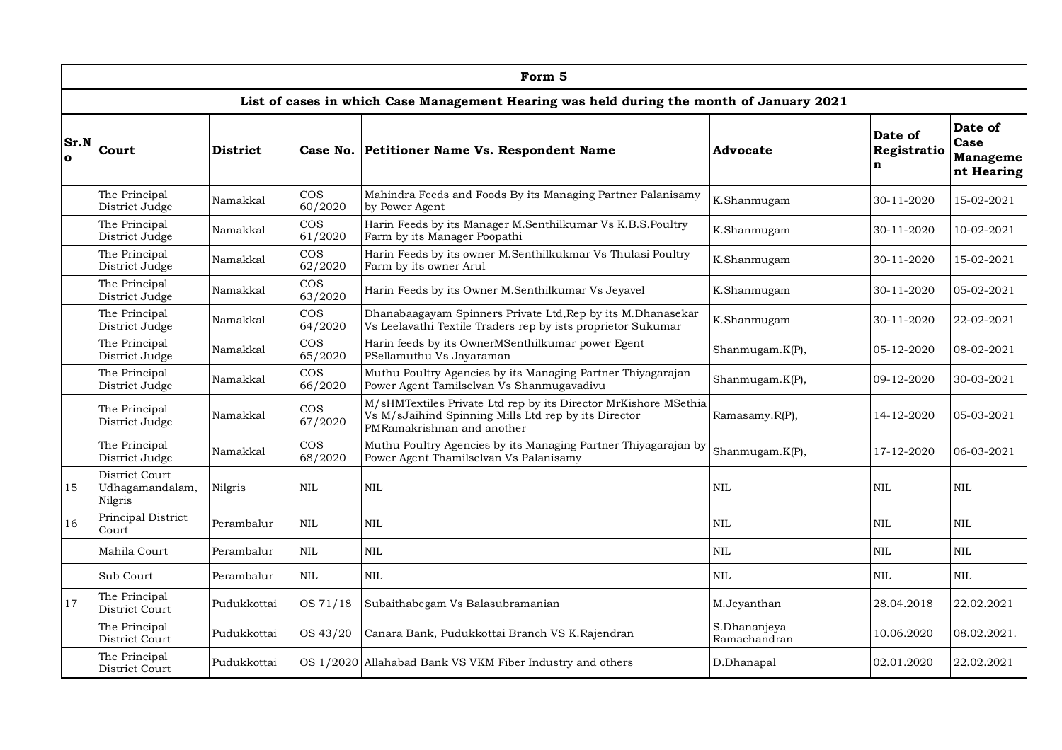| Form 5 | | | | | | | |
|---|---|---|---|---|---|---|---|
| **List of cases in which Case Management Hearing was held during the month of January 2021** | | | | | | | |
| **Sr.No** | **Court** | **District** | **Case No.** | **Petitioner Name Vs. Respondent Name** | **Advocate** | **Date of Registration** | **Date of Case Management Hearing** |
| | The Principal District Judge | Namakkal | COS 60/2020 | Mahindra Feeds and Foods By its Managing Partner Palanisamy by Power Agent | K.Shanmugam | 30-11-2020 | 15-02-2021 |
| | The Principal District Judge | Namakkal | COS 61/2020 | Harin Feeds by its Manager M.Senthilkumar Vs K.B.S.Poultry Farm by its Manager Poopathi | K.Shanmugam | 30-11-2020 | 10-02-2021 |
| | The Principal District Judge | Namakkal | COS 62/2020 | Harin Feeds by its owner M.Senthilkukmar Vs Thulasi Poultry Farm by its owner Arul | K.Shanmugam | 30-11-2020 | 15-02-2021 |
| | The Principal District Judge | Namakkal | COS 63/2020 | Harin Feeds by its Owner M.Senthilkumar Vs Jeyavel | K.Shanmugam | 30-11-2020 | 05-02-2021 |
| | The Principal District Judge | Namakkal | COS 64/2020 | Dhanabaagayam Spinners Private Ltd,Rep by its M.Dhanasekar Vs Leelavathi Textile Traders rep by ists proprietor Sukumar | K.Shanmugam | 30-11-2020 | 22-02-2021 |
| | The Principal District Judge | Namakkal | COS 65/2020 | Harin feeds by its OwnerMSenthilkumar power Egent PSellamuthu Vs Jayaraman | Shanmugam.K(P), | 05-12-2020 | 08-02-2021 |
| | The Principal District Judge | Namakkal | COS 66/2020 | Muthu Poultry Agencies by its Managing Partner Thiyagarajan Power Agent Tamilselvan Vs Shanmugavadivu | Shanmugam.K(P), | 09-12-2020 | 30-03-2021 |
| | The Principal District Judge | Namakkal | COS 67/2020 | M/sHMTextiles Private Ltd rep by its Director MrKishore MSethia Vs M/sJaihind Spinning Mills Ltd rep by its Director PMRamakrishnan and another | Ramasamy.R(P), | 14-12-2020 | 05-03-2021 |
| | The Principal District Judge | Namakkal | COS 68/2020 | Muthu Poultry Agencies by its Managing Partner Thiyagarajan by Power Agent Thamilselvan Vs Palanisamy | Shanmugam.K(P), | 17-12-2020 | 06-03-2021 |
| 15 | District Court Udhagamandalam, Nilgris | Nilgris | NIL | NIL | NIL | NIL | NIL |
| 16 | Principal District Court | Perambalur | NIL | NIL | NIL | NIL | NIL |
| | Mahila Court | Perambalur | NIL | NIL | NIL | NIL | NIL |
| | Sub Court | Perambalur | NIL | NIL | NIL | NIL | NIL |
| 17 | The Principal District Court | Pudukkottai | OS 71/18 | Subaithabegam Vs Balasubramanian | M.Jeyanthan | 28.04.2018 | 22.02.2021 |
| | The Principal District Court | Pudukkottai | OS 43/20 | Canara Bank, Pudukkottai Branch VS K.Rajendran | S.Dhananjeya Ramachandran | 10.06.2020 | 08.02.2021. |
| | The Principal District Court | Pudukkottai | OS 1/2020 | Allahabad Bank VS VKM Fiber Industry and others | D.Dhanapal | 02.01.2020 | 22.02.2021 |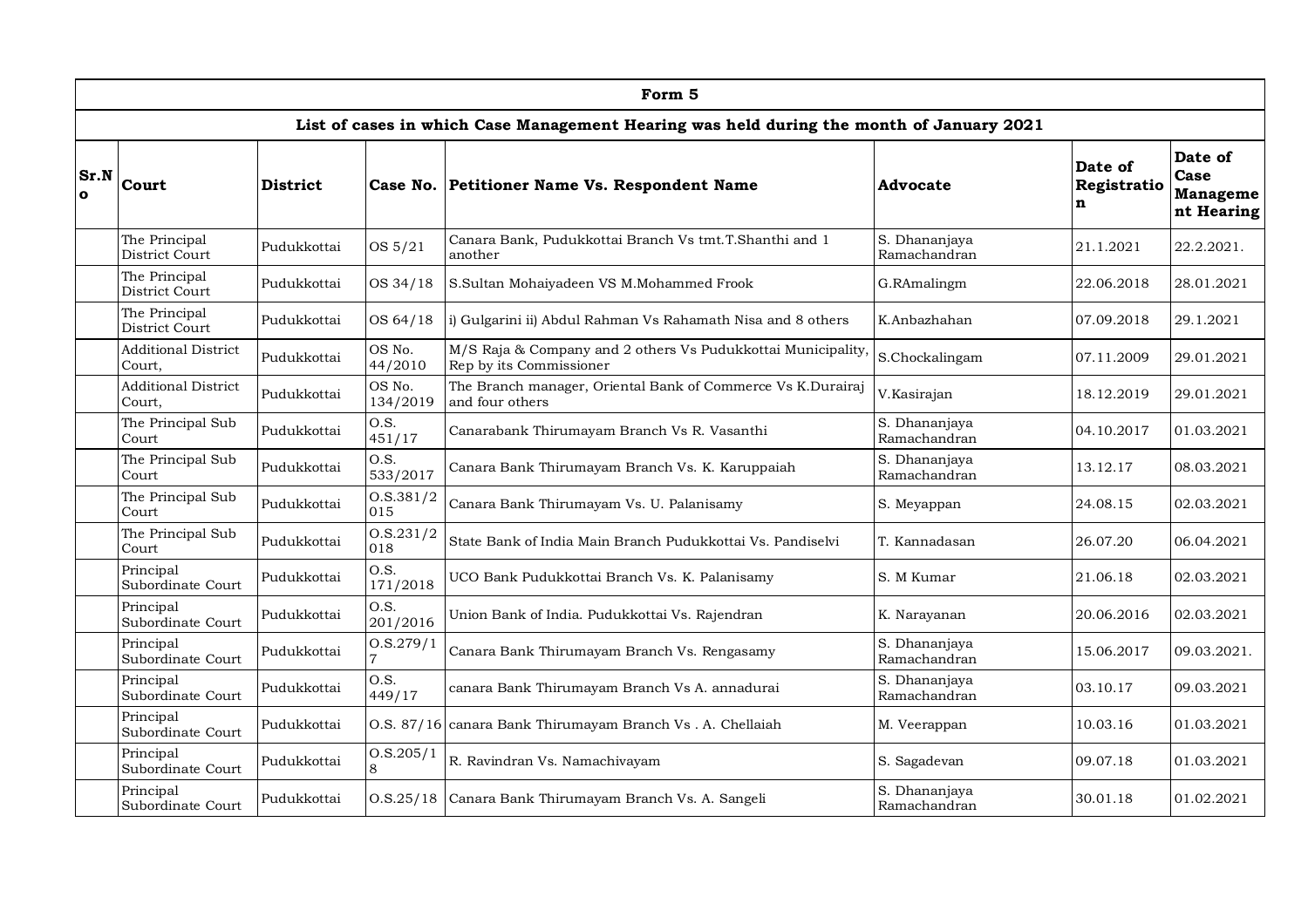**Form 5**

**List of cases in which Case Management Hearing was held during the month of January 2021**

| Sr.No | Court | District | Case No. | Petitioner Name Vs. Respondent Name | Advocate | Date of Registration | Date of Case Management Hearing |
|---|---|---|---|---|---|---|---|
| | The Principal District Court | Pudukkottai | OS 5/21 | Canara Bank, Pudukkottai Branch Vs tmt.T.Shanthi and 1 another | S. Dhananjaya Ramachandran | 21.1.2021 | 22.2.2021. |
| | The Principal District Court | Pudukkottai | OS 34/18 | S.Sultan Mohaiyadeen VS M.Mohammed Frook | G.RAmalingm | 22.06.2018 | 28.01.2021 |
| | The Principal District Court | Pudukkottai | OS 64/18 | i) Gulgarini ii) Abdul Rahman Vs Rahamath Nisa and 8 others | K.Anbazhahan | 07.09.2018 | 29.1.2021 |
| | Additional District Court, | Pudukkottai | OS No. 44/2010 | M/S Raja & Company and 2 others Vs Pudukkottai Municipality, Rep by its Commissioner | S.Chockalingam | 07.11.2009 | 29.01.2021 |
| | Additional District Court, | Pudukkottai | OS No. 134/2019 | The Branch manager, Oriental Bank of Commerce Vs K.Durairaj and four others | V.Kasirajan | 18.12.2019 | 29.01.2021 |
| | The Principal Sub Court | Pudukkottai | O.S. 451/17 | Canarabank Thirumayam Branch Vs R. Vasanthi | S. Dhananjaya Ramachandran | 04.10.2017 | 01.03.2021 |
| | The Principal Sub Court | Pudukkottai | O.S. 533/2017 | Canara Bank Thirumayam Branch Vs. K. Karuppaiah | S. Dhananjaya Ramachandran | 13.12.17 | 08.03.2021 |
| | The Principal Sub Court | Pudukkottai | O.S.381/2015 | Canara Bank Thirumayam Vs. U. Palanisamy | S. Meyappan | 24.08.15 | 02.03.2021 |
| | The Principal Sub Court | Pudukkottai | O.S.231/2018 | State Bank of India Main Branch Pudukkottai Vs. Pandiselvi | T. Kannadasan | 26.07.20 | 06.04.2021 |
| | Principal Subordinate Court | Pudukkottai | O.S. 171/2018 | UCO Bank Pudukkottai Branch Vs. K. Palanisamy | S. M Kumar | 21.06.18 | 02.03.2021 |
| | Principal Subordinate Court | Pudukkottai | O.S. 201/2016 | Union Bank of India. Pudukkottai Vs. Rajendran | K. Narayanan | 20.06.2016 | 02.03.2021 |
| | Principal Subordinate Court | Pudukkottai | O.S.279/17 | Canara Bank Thirumayam Branch Vs. Rengasamy | S. Dhananjaya Ramachandran | 15.06.2017 | 09.03.2021. |
| | Principal Subordinate Court | Pudukkottai | O.S. 449/17 | canara Bank Thirumayam Branch Vs A. annadurai | S. Dhananjaya Ramachandran | 03.10.17 | 09.03.2021 |
| | Principal Subordinate Court | Pudukkottai | O.S. 87/16 | canara Bank Thirumayam Branch Vs . A. Chellaiah | M. Veerappan | 10.03.16 | 01.03.2021 |
| | Principal Subordinate Court | Pudukkottai | O.S.205/18 | R. Ravindran Vs. Namachivayam | S. Sagadevan | 09.07.18 | 01.03.2021 |
| | Principal Subordinate Court | Pudukkottai | O.S.25/18 | Canara Bank Thirumayam Branch Vs. A. Sangeli | S. Dhananjaya Ramachandran | 30.01.18 | 01.02.2021 |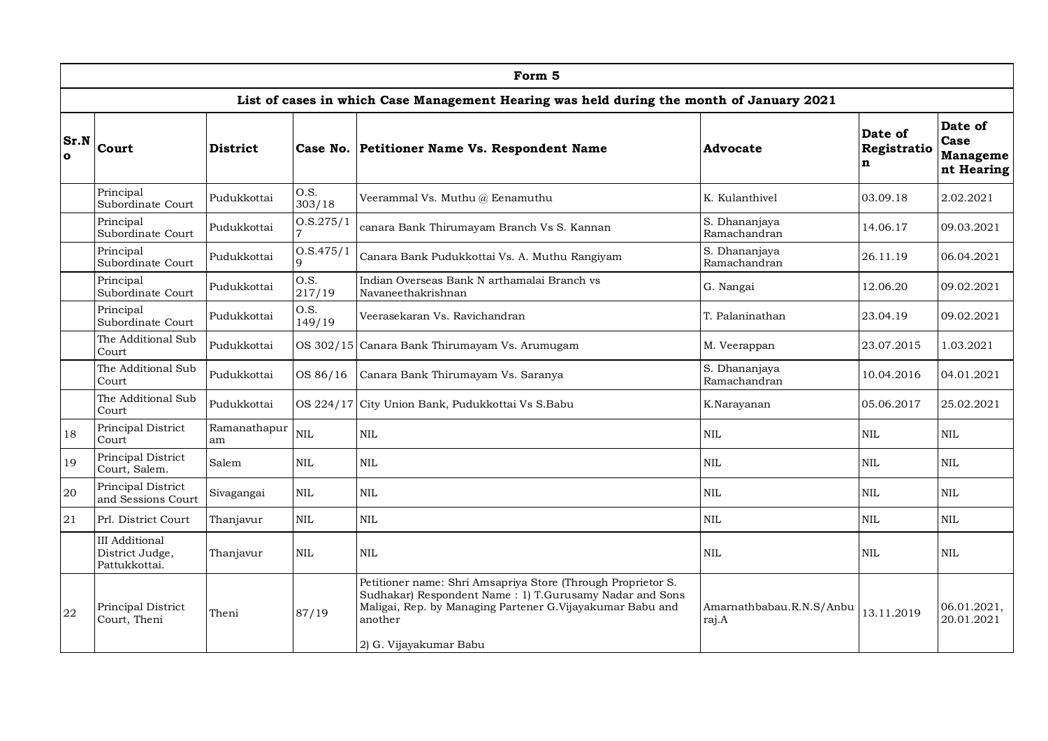| Form 5 | | | | | | | |
|---|---|---|---|---|---|---|---|
| **List of cases in which Case Management Hearing was held during the month of January 2021** | | | | | | | |
| **Sr.No** | **Court** | **District** | **Case No.** | **Petitioner Name Vs. Respondent Name** | **Advocate** | **Date of Registration** | **Date of Case Management Hearing** |
| | Principal Subordinate Court | Pudukkottai | O.S. 303/18 | Veerammal Vs. Muthu @ Eenamuthu | K. Kulanthivel | 03.09.18 | 2.02.2021 |
| | Principal Subordinate Court | Pudukkottai | O.S.275/17 | canara Bank Thirumayam Branch Vs S. Kannan | S. Dhananjaya Ramachandran | 14.06.17 | 09.03.2021 |
| | Principal Subordinate Court | Pudukkottai | O.S.475/19 | Canara Bank Pudukkottai Vs. A. Muthu Rangiyam | S. Dhananjaya Ramachandran | 26.11.19 | 06.04.2021 |
| | Principal Subordinate Court | Pudukkottai | O.S. 217/19 | Indian Overseas Bank N arthamalai Branch vs Navaneethakrishnan | G. Nangai | 12.06.20 | 09.02.2021 |
| | Principal Subordinate Court | Pudukkottai | O.S. 149/19 | Veerasekaran Vs. Ravichandran | T. Palaninathan | 23.04.19 | 09.02.2021 |
| | The Additional Sub Court | Pudukkottai | OS 302/15 | Canara Bank Thirumayam Vs. Arumugam | M. Veerappan | 23.07.2015 | 1.03.2021 |
| | The Additional Sub Court | Pudukkottai | OS 86/16 | Canara Bank Thirumayam Vs. Saranya | S. Dhananjaya Ramachandran | 10.04.2016 | 04.01.2021 |
| | The Additional Sub Court | Pudukkottai | OS 224/17 | City Union Bank, Pudukkottai Vs S.Babu | K.Narayanan | 05.06.2017 | 25.02.2021 |
| 18 | Principal District Court | Ramanathapuram | NIL | NIL | NIL | NIL | NIL |
| 19 | Principal District Court, Salem. | Salem | NIL | NIL | NIL | NIL | NIL |
| 20 | Principal District and Sessions Court | Sivagangai | NIL | NIL | NIL | NIL | NIL |
| 21 | Prl. District Court | Thanjavur | NIL | NIL | NIL | NIL | NIL |
| | III Additional District Judge, Pattukkottai. | Thanjavur | NIL | NIL | NIL | NIL | NIL |
| 22 | Principal District Court, Theni | Theni | 87/19 | Petitioner name: Shri Amsapriya Store (Through Proprietor S. Sudhakar) Respondent Name : 1) T.Gurusamy Nadar and Sons Maligai, Rep. by Managing Partener G.Vijayakumar Babu and another<br><br>2) G. Vijayakumar Babu | Amarnathbabau.R.N.S/Anbu raj.A | 13.11.2019 | 06.01.2021, 20.01.2021 |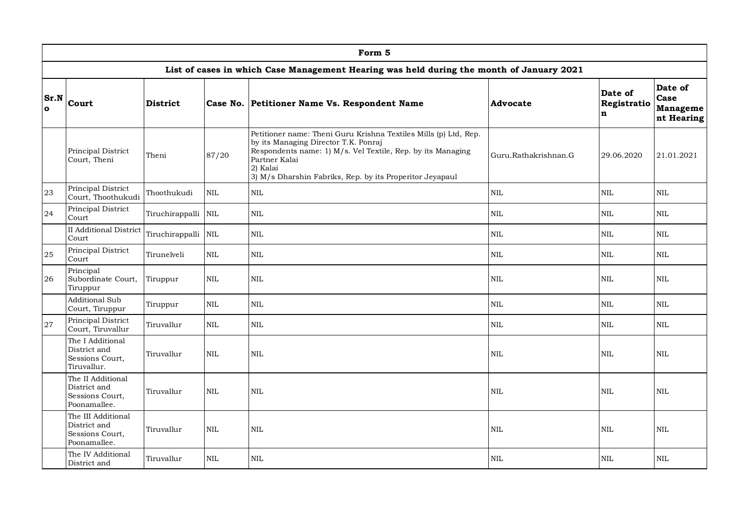| Form 5 | | | | | | | |
|---|---|---|---|---|---|---|---|
| **List of cases in which Case Management Hearing was held during the month of January 2021** | | | | | | | |
| **Sr.No** | **Court** | **District** | **Case No.** | **Petitioner Name Vs. Respondent Name** | **Advocate** | **Date of Registration** | **Date of Case Management Hearing** |
| | Principal District Court, Theni | Theni | 87/20 | Petitioner name: Theni Guru Krishna Textiles Mills (p) Ltd, Rep. by its Managing Director T.K. Ponraj<br>Respondents name: 1) M/s. Vel Textile, Rep. by its Managing Partner Kalai<br>2) Kalai<br>3) M/s Dharshin Fabriks, Rep. by its Properitor Jeyapaul | Guru.Rathakrishnan.G | 29.06.2020 | 21.01.2021 |
| 23 | Principal District Court, Thoothukudi | Thoothukudi | NIL | NIL | NIL | NIL | NIL |
| 24 | Principal District Court | Tiruchirappalli | NIL | NIL | NIL | NIL | NIL |
| | II Additional District Court | Tiruchirappalli | NIL | NIL | NIL | NIL | NIL |
| 25 | Principal District Court | Tirunelveli | NIL | NIL | NIL | NIL | NIL |
| 26 | Principal Subordinate Court, Tiruppur | Tiruppur | NIL | NIL | NIL | NIL | NIL |
| | Additional Sub Court, Tiruppur | Tiruppur | NIL | NIL | NIL | NIL | NIL |
| 27 | Principal District Court, Tiruvallur | Tiruvallur | NIL | NIL | NIL | NIL | NIL |
| | The I Additional District and Sessions Court, Tiruvallur. | Tiruvallur | NIL | NIL | NIL | NIL | NIL |
| | The II Additional District and Sessions Court, Poonamallee. | Tiruvallur | NIL | NIL | NIL | NIL | NIL |
| | The III Additional District and Sessions Court, Poonamallee. | Tiruvallur | NIL | NIL | NIL | NIL | NIL |
| | The IV Additional District and | Tiruvallur | NIL | NIL | NIL | NIL | NIL |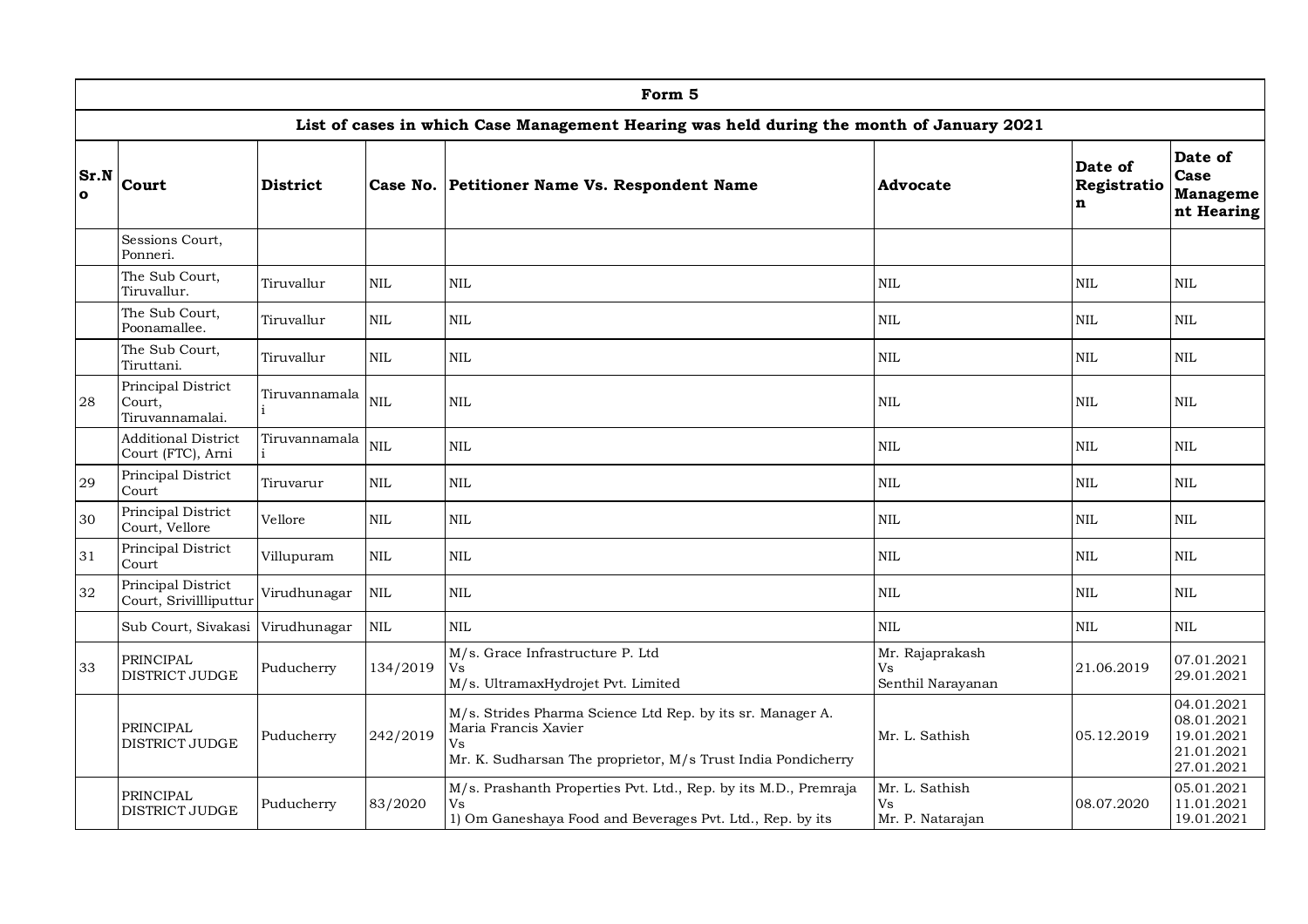| Form 5 | | | | | | | |
|---|---|---|---|---|---|---|---|
| **List of cases in which Case Management Hearing was held during the month of January 2021** | | | | | | | |
| **Sr.No** | **Court** | **District** | **Case No.** | **Petitioner Name Vs. Respondent Name** | **Advocate** | **Date of Registration** | **Date of Case Management Hearing** |
| | Sessions Court, Ponneri. | | | | | | |
| | The Sub Court, Tiruvallur. | Tiruvallur | NIL | NIL | NIL | NIL | NIL |
| | The Sub Court, Poonamallee. | Tiruvallur | NIL | NIL | NIL | NIL | NIL |
| | The Sub Court, Tiruttani. | Tiruvallur | NIL | NIL | NIL | NIL | NIL |
| 28 | Principal District Court, Tiruvannamalai. | Tiruvannamalai | NIL | NIL | NIL | NIL | NIL |
| | Additional District Court (FTC), Arni | Tiruvannamalai | NIL | NIL | NIL | NIL | NIL |
| 29 | Principal District Court | Tiruvarur | NIL | NIL | NIL | NIL | NIL |
| 30 | Principal District Court, Vellore | Vellore | NIL | NIL | NIL | NIL | NIL |
| 31 | Principal District Court | Villupuram | NIL | NIL | NIL | NIL | NIL |
| 32 | Principal District Court, Srivillliputtur | Virudhunagar | NIL | NIL | NIL | NIL | NIL |
| | Sub Court, Sivakasi | Virudhunagar | NIL | NIL | NIL | NIL | NIL |
| 33 | PRINCIPAL DISTRICT JUDGE | Puducherry | 134/2019 | M/s. Grace Infrastructure P. Ltd<br>Vs<br>M/s. UltramaxHydrojet Pvt. Limited | Mr. Rajaprakash<br>Vs<br>Senthil Narayanan | 21.06.2019 | 07.01.2021<br>29.01.2021 |
| | PRINCIPAL DISTRICT JUDGE | Puducherry | 242/2019 | M/s. Strides Pharma Science Ltd Rep. by its sr. Manager A. Maria Francis Xavier<br>Vs<br>Mr. K. Sudharsan The proprietor, M/s Trust India Pondicherry | Mr. L. Sathish | 05.12.2019 | 04.01.2021<br>08.01.2021<br>19.01.2021<br>21.01.2021<br>27.01.2021 |
| | PRINCIPAL DISTRICT JUDGE | Puducherry | 83/2020 | M/s. Prashanth Properties Pvt. Ltd., Rep. by its M.D., Premraja<br>Vs<br>1) Om Ganeshaya Food and Beverages Pvt. Ltd., Rep. by its | Mr. L. Sathish<br>Vs<br>Mr. P. Natarajan | 08.07.2020 | 05.01.2021<br>11.01.2021<br>19.01.2021 |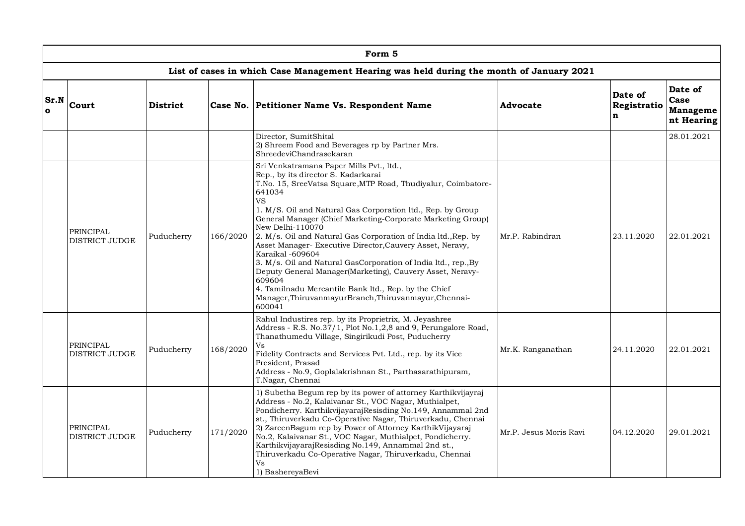| Form 5 | | | | | | | |
|---|---|---|---|---|---|---|---|
| **List of cases in which Case Management Hearing was held during the month of January 2021** | | | | | | | |
| **Sr.No** | **Court** | **District** | **Case No.** | **Petitioner Name Vs. Respondent Name** | **Advocate** | **Date of Registration** | **Date of Case Management Hearing** |
| | | | | Director, SumitShital<br>2) Shreem Food and Beverages rp by Partner Mrs. ShreedeviChandrasekaran | | | 28.01.2021 |
| | PRINCIPAL DISTRICT JUDGE | Puducherry | 166/2020 | Sri Venkatramana Paper Mills Pvt., ltd.,<br>Rep., by its director S. Kadarkarai<br>T.No. 15, SreeVatsa Square,MTP Road, Thudiyalur, Coimbatore-641034<br>VS<br>1. M/S. Oil and Natural Gas Corporation ltd., Rep. by Group General Manager (Chief Marketing-Corporate Marketing Group) New Delhi-110070<br>2. M/s. Oil and Natural Gas Corporation of India ltd.,Rep. by Asset Manager- Executive Director,Cauvery Asset, Neravy, Karaikal -609604<br>3. M/s. Oil and Natural GasCorporation of India ltd., rep.,By Deputy General Manager(Marketing), Cauvery Asset, Neravy-609604<br>4. Tamilnadu Mercantile Bank ltd., Rep. by the Chief Manager,ThiruvanmayurBranch,Thiruvanmayur,Chennai-600041 | Mr.P. Rabindran | 23.11.2020 | 22.01.2021 |
| | PRINCIPAL DISTRICT JUDGE | Puducherry | 168/2020 | Rahul Industires rep. by its Proprietrix, M. Jeyashree<br>Address - R.S. No.37/1, Plot No.1,2,8 and 9, Perungalore Road, Thanathumedu Village, Singirikudi Post, Puducherry<br>Vs<br>Fidelity Contracts and Services Pvt. Ltd., rep. by its Vice President, Prasad<br>Address - No.9, Goplalakrishnan St., Parthasarathipuram, T.Nagar, Chennai | Mr.K. Ranganathan | 24.11.2020 | 22.01.2021 |
| | PRINCIPAL DISTRICT JUDGE | Puducherry | 171/2020 | 1) Subetha Begum rep by its power of attorney Karthikvijayraj<br>Address - No.2, Kalaivanar St., VOC Nagar, Muthialpet, Pondicherry. KarthikvijayarajResisding No.149, Annammal 2nd st., Thiruverkadu Co-Operative Nagar, Thiruverkadu, Chennai<br>2) ZareenBagum rep by Power of Attorney KarthikVijayaraj No.2, Kalaivanar St., VOC Nagar, Muthialpet, Pondicherry. KarthikvijayarajResisding No.149, Annammal 2nd st., Thiruverkadu Co-Operative Nagar, Thiruverkadu, Chennai<br>Vs<br>1) BashereyaBevi | Mr.P. Jesus Moris Ravi | 04.12.2020 | 29.01.2021 |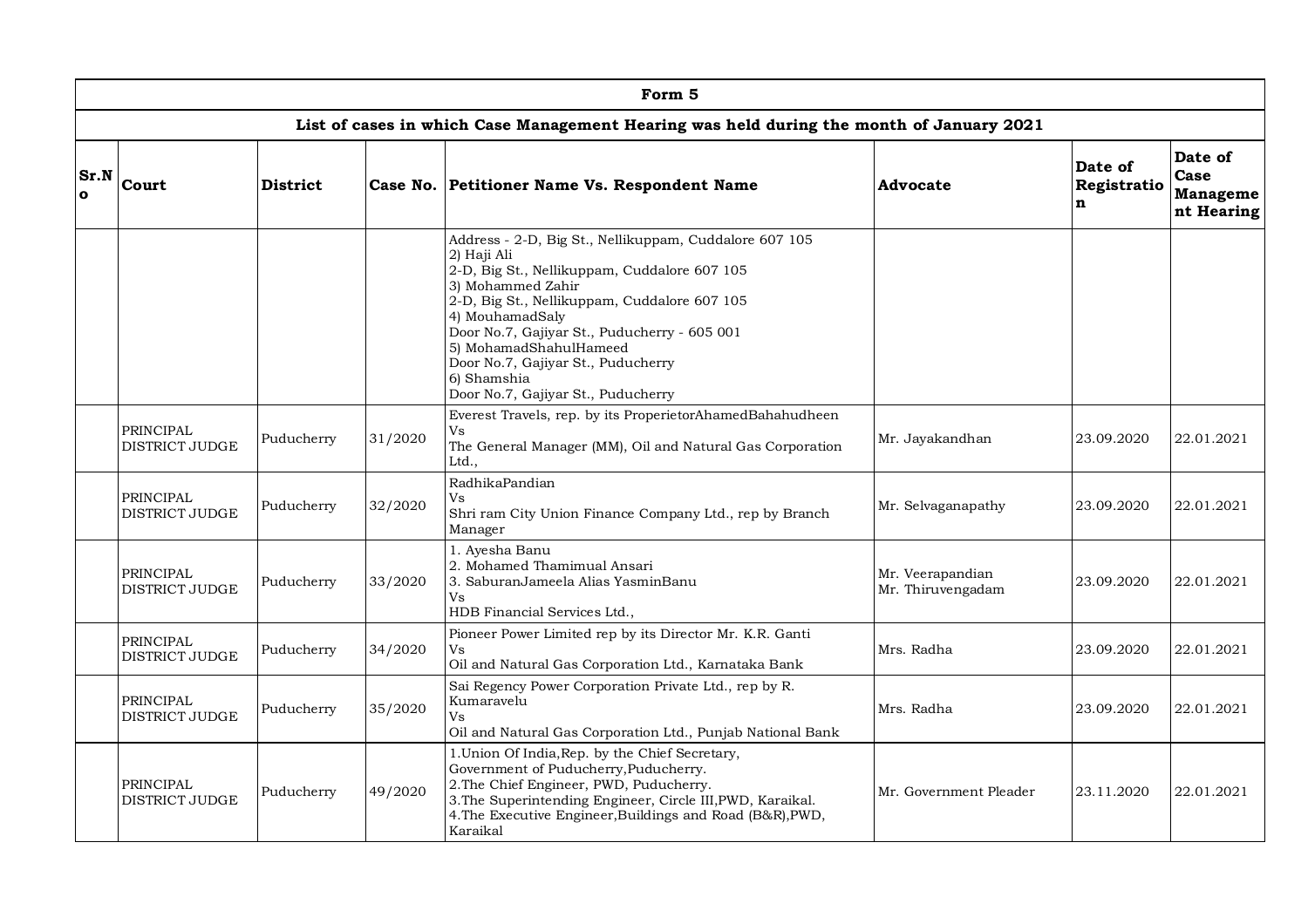| Form 5 | | | | | | | |
|---|---|---|---|---|---|---|---|
| **List of cases in which Case Management Hearing was held during the month of January 2021** | | | | | | | |
| **Sr.No** | **Court** | **District** | **Case No.** | **Petitioner Name Vs. Respondent Name** | **Advocate** | **Date of Registration** | **Date of Case Management Hearing** |
| | | | | Address - 2-D, Big St., Nellikuppam, Cuddalore 607 105<br>2) Haji Ali<br>2-D, Big St., Nellikuppam, Cuddalore 607 105<br>3) Mohammed Zahir<br>2-D, Big St., Nellikuppam, Cuddalore 607 105<br>4) MouhamadSaly<br>Door No.7, Gajiyar St., Puducherry - 605 001<br>5) MohamadShahulHameed<br>Door No.7, Gajiyar St., Puducherry<br>6) Shamshia<br>Door No.7, Gajiyar St., Puducherry | | | |
| | PRINCIPAL DISTRICT JUDGE | Puducherry | 31/2020 | Everest Travels, rep. by its ProperietorAhamedBahahudheen<br>Vs<br>The General Manager (MM), Oil and Natural Gas Corporation Ltd., | Mr. Jayakandhan | 23.09.2020 | 22.01.2021 |
| | PRINCIPAL DISTRICT JUDGE | Puducherry | 32/2020 | RadhikaPandian<br>Vs<br>Shri ram City Union Finance Company Ltd., rep by Branch Manager | Mr. Selvaganapathy | 23.09.2020 | 22.01.2021 |
| | PRINCIPAL DISTRICT JUDGE | Puducherry | 33/2020 | 1. Ayesha Banu<br>2. Mohamed Thamimual Ansari<br>3. SaburanJameela Alias YasminBanu<br>Vs<br>HDB Financial Services Ltd., | Mr. Veerapandian<br>Mr. Thiruvengadam | 23.09.2020 | 22.01.2021 |
| | PRINCIPAL DISTRICT JUDGE | Puducherry | 34/2020 | Pioneer Power Limited rep by its Director Mr. K.R. Ganti<br>Vs<br>Oil and Natural Gas Corporation Ltd., Karnataka Bank | Mrs. Radha | 23.09.2020 | 22.01.2021 |
| | PRINCIPAL DISTRICT JUDGE | Puducherry | 35/2020 | Sai Regency Power Corporation Private Ltd., rep by R. Kumaravelu<br>Vs<br>Oil and Natural Gas Corporation Ltd., Punjab National Bank | Mrs. Radha | 23.09.2020 | 22.01.2021 |
| | PRINCIPAL DISTRICT JUDGE | Puducherry | 49/2020 | 1.Union Of India,Rep. by the Chief Secretary, Government of Puducherry,Puducherry.<br>2.The Chief Engineer, PWD, Puducherry.<br>3.The Superintending Engineer, Circle III,PWD, Karaikal.<br>4.The Executive Engineer,Buildings and Road (B&R),PWD, Karaikal | Mr. Government Pleader | 23.11.2020 | 22.01.2021 |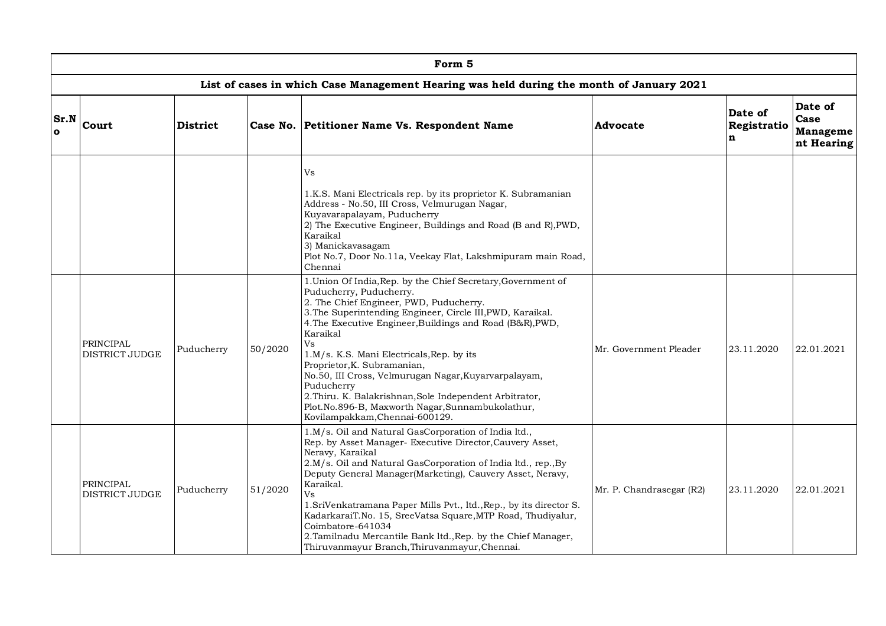| Form 5 | | | | | | | |
|---|---|---|---|---|---|---|---|
| **List of cases in which Case Management Hearing was held during the month of January 2021** | | | | | | | |
| **Sr.No** | **Court** | **District** | **Case No.** | **Petitioner Name Vs. Respondent Name** | **Advocate** | **Date of Registration** | **Date of Case Management Hearing** |
| | | | | Vs<br><br>1.K.S. Mani Electricals rep. by its proprietor K. Subramanian Address - No.50, III Cross, Velmurugan Nagar, Kuyavarapalayam, Puducherry<br>2) The Executive Engineer, Buildings and Road (B and R),PWD, Karaikal<br>3) Manickavasagam<br>Plot No.7, Door No.11a, Veekay Flat, Lakshmipuram main Road, Chennai | | | |
| | PRINCIPAL DISTRICT JUDGE | Puducherry | 50/2020 | 1.Union Of India,Rep. by the Chief Secretary,Government of Puducherry, Puducherry.<br>2. The Chief Engineer, PWD, Puducherry.<br>3.The Superintending Engineer, Circle III,PWD, Karaikal.<br>4.The Executive Engineer,Buildings and Road (B&R),PWD, Karaikal<br>Vs<br>1.M/s. K.S. Mani Electricals,Rep. by its Proprietor,K. Subramanian,<br>No.50, III Cross, Velmurugan Nagar,Kuyarvarpalayam, Puducherry<br>2.Thiru. K. Balakrishnan,Sole Independent Arbitrator, Plot.No.896-B, Maxworth Nagar,Sunnambukolathur, Kovilampakkam,Chennai-600129. | Mr. Government Pleader | 23.11.2020 | 22.01.2021 |
| | PRINCIPAL DISTRICT JUDGE | Puducherry | 51/2020 | 1.M/s. Oil and Natural GasCorporation of India ltd., Rep. by Asset Manager- Executive Director,Cauvery Asset, Neravy, Karaikal<br>2.M/s. Oil and Natural GasCorporation of India ltd., rep.,By Deputy General Manager(Marketing), Cauvery Asset, Neravy, Karaikal.<br>Vs<br>1.SriVenkatramana Paper Mills Pvt., ltd.,Rep., by its director S. KadarkaraiT.No. 15, SreeVatsa Square,MTP Road, Thudiyalur, Coimbatore-641034<br>2.Tamilnadu Mercantile Bank ltd.,Rep. by the Chief Manager, Thiruvanmayur Branch,Thiruvanmayur,Chennai. | Mr. P. Chandrasegar (R2) | 23.11.2020 | 22.01.2021 |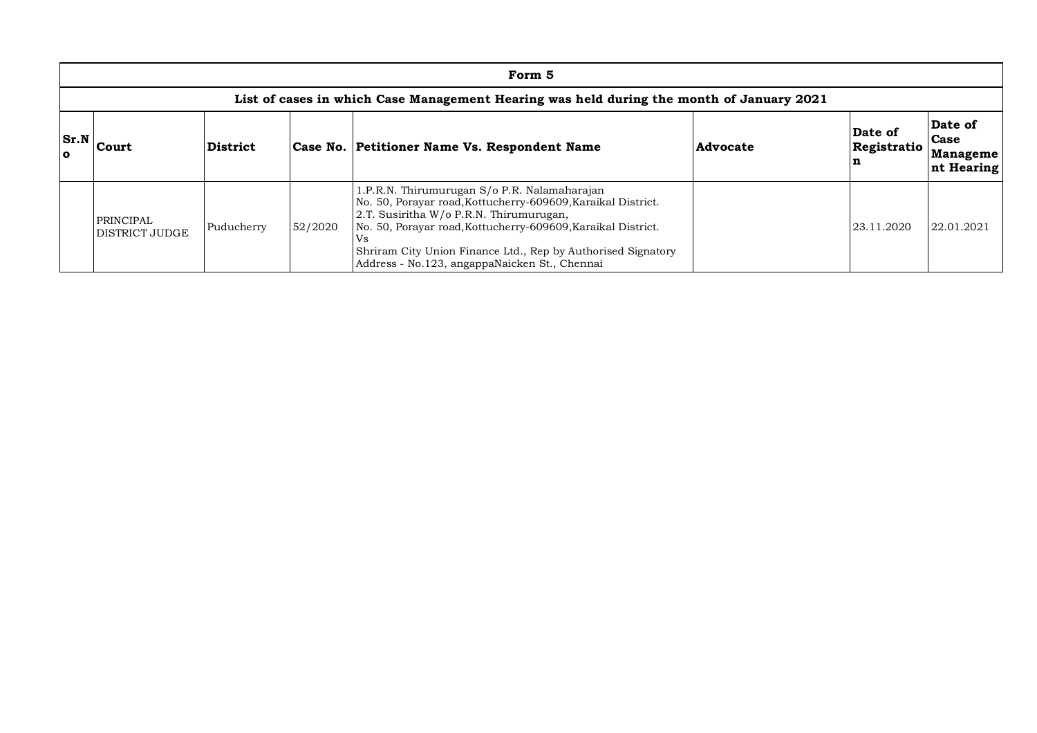| Form 5 | | | | | | | |
|---|---|---|---|---|---|---|---|
| **List of cases in which Case Management Hearing was held during the month of January 2021** | | | | | | | |
| **Sr.No** | **Court** | **District** | **Case No.** | **Petitioner Name Vs. Respondent Name** | **Advocate** | **Date of Registration** | **Date of Case Management Hearing** |
| | PRINCIPAL DISTRICT JUDGE | Puducherry | 52/2020 | 1.P.R.N. Thirumurugan S/o P.R. Nalamaharajan<br>No. 50, Porayar road,Kottucherry-609609,Karaikal District.<br>2.T. Susiritha W/o P.R.N. Thirumurugan,<br>No. 50, Porayar road,Kottucherry-609609,Karaikal District.<br>Vs<br>Shriram City Union Finance Ltd., Rep by Authorised Signatory<br>Address - No.123, angappaNaicken St., Chennai | | 23.11.2020 | 22.01.2021 |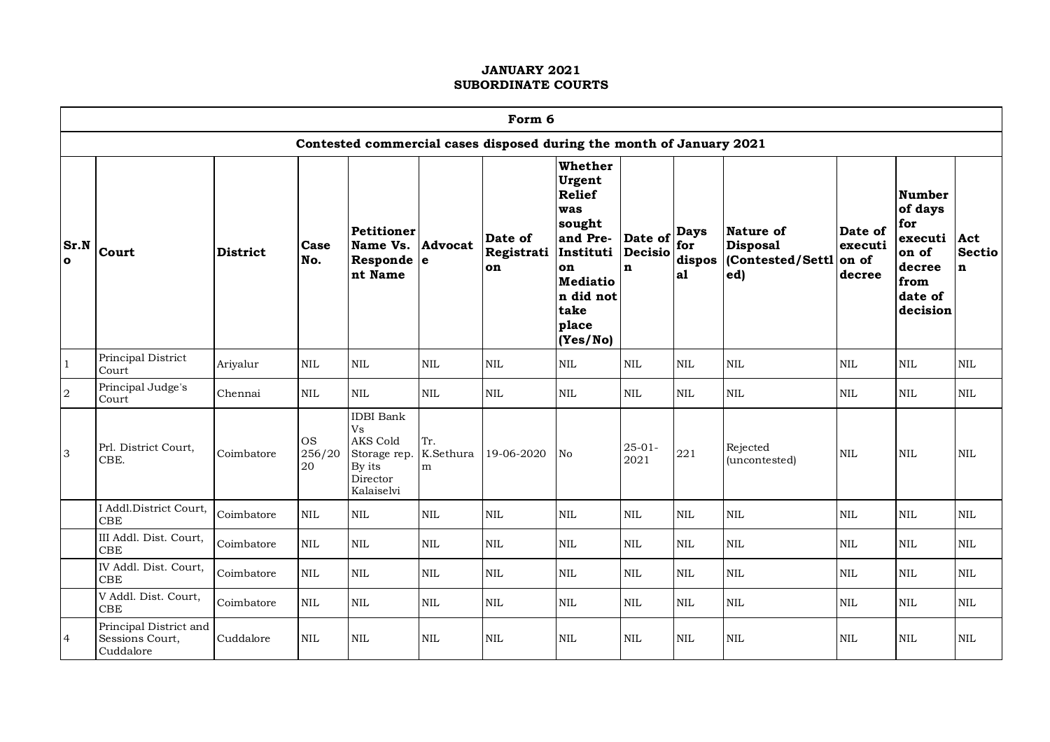**JANUARY 2021**
**SUBORDINATE COURTS**

| Form 6 | | | | | | | | | | | | | |
|---|---|---|---|---|---|---|---|---|---|---|---|---|---|
| Contested commercial cases disposed during the month of January 2021 | | | | | | | | | | | | | |
| **Sr.No** | **Court** | **District** | **Case No.** | **Petitioner Name Vs. Respondent Name** | **Advocate** | **Date of Registration** | **Whether Urgent Relief was sought and Pre-Institution Mediation did not take place (Yes/No)** | **Date of Decision** | **Days for disposal** | **Nature of Disposal (Contested/Settled)** | **Date of execution of decree** | **Number of days for execution of decree from date of decision** | **Act Section** |
| 1 | Principal District Court | Ariyalur | NIL | NIL | NIL | NIL | NIL | NIL | NIL | NIL | NIL | NIL | NIL |
| 2 | Principal Judge's Court | Chennai | NIL | NIL | NIL | NIL | NIL | NIL | NIL | NIL | NIL | NIL | NIL |
| 3 | Prl. District Court, CBE. | Coimbatore | OS 256/2020 | IDBI Bank Vs AKS Cold Storage rep. By its Director Kalaiselvi | Tr. K.Sethuram | 19-06-2020 | No | 25-01-2021 | 221 | Rejected (uncontested) | NIL | NIL | NIL |
| | I Addl.District Court, CBE | Coimbatore | NIL | NIL | NIL | NIL | NIL | NIL | NIL | NIL | NIL | NIL | NIL |
| | III Addl. Dist. Court, CBE | Coimbatore | NIL | NIL | NIL | NIL | NIL | NIL | NIL | NIL | NIL | NIL | NIL |
| | IV Addl. Dist. Court, CBE | Coimbatore | NIL | NIL | NIL | NIL | NIL | NIL | NIL | NIL | NIL | NIL | NIL |
| | V Addl. Dist. Court, CBE | Coimbatore | NIL | NIL | NIL | NIL | NIL | NIL | NIL | NIL | NIL | NIL | NIL |
| 4 | Principal District and Sessions Court, Cuddalore | Cuddalore | NIL | NIL | NIL | NIL | NIL | NIL | NIL | NIL | NIL | NIL | NIL |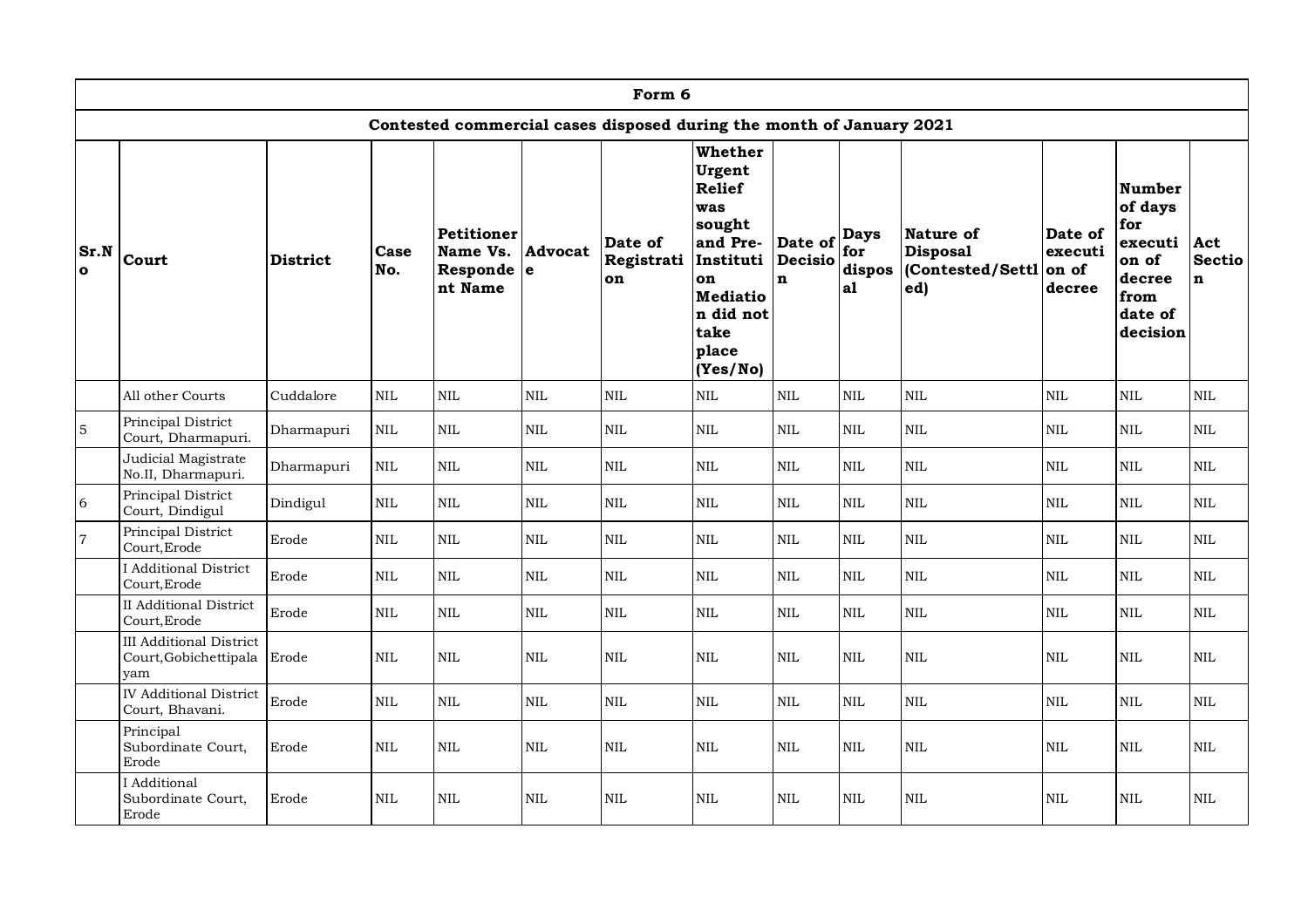| Form 6 | | | | | | | | | | | | | |
|---|---|---|---|---|---|---|---|---|---|---|---|---|---|
| Contested commercial cases disposed during the month of January 2021 | | | | | | | | | | | | | |
| Sr.No | Court | District | Case No. | Petitioner Name Vs. Respondent Name | Advocate | Date of Registration | Whether Urgent Relief was sought and Pre-Institution Mediation did not take place (Yes/No) | Date of Decision | Days for disposal | Nature of Disposal (Contested/Settled) | Date of execution of decree | Number of days for execution of decree from date of decision | Act Section |
| | All other Courts | Cuddalore | NIL | NIL | NIL | NIL | NIL | NIL | NIL | NIL | NIL | NIL | NIL |
| 5 | Principal District Court, Dharmapuri. | Dharmapuri | NIL | NIL | NIL | NIL | NIL | NIL | NIL | NIL | NIL | NIL | NIL |
| | Judicial Magistrate No.II, Dharmapuri. | Dharmapuri | NIL | NIL | NIL | NIL | NIL | NIL | NIL | NIL | NIL | NIL | NIL |
| 6 | Principal District Court, Dindigul | Dindigul | NIL | NIL | NIL | NIL | NIL | NIL | NIL | NIL | NIL | NIL | NIL |
| 7 | Principal District Court,Erode | Erode | NIL | NIL | NIL | NIL | NIL | NIL | NIL | NIL | NIL | NIL | NIL |
| | I Additional District Court,Erode | Erode | NIL | NIL | NIL | NIL | NIL | NIL | NIL | NIL | NIL | NIL | NIL |
| | II Additional District Court,Erode | Erode | NIL | NIL | NIL | NIL | NIL | NIL | NIL | NIL | NIL | NIL | NIL |
| | III Additional District Court,Gobichettipalayam | Erode | NIL | NIL | NIL | NIL | NIL | NIL | NIL | NIL | NIL | NIL | NIL |
| | IV Additional District Court, Bhavani. | Erode | NIL | NIL | NIL | NIL | NIL | NIL | NIL | NIL | NIL | NIL | NIL |
| | Principal Subordinate Court, Erode | Erode | NIL | NIL | NIL | NIL | NIL | NIL | NIL | NIL | NIL | NIL | NIL |
| | I Additional Subordinate Court, Erode | Erode | NIL | NIL | NIL | NIL | NIL | NIL | NIL | NIL | NIL | NIL | NIL |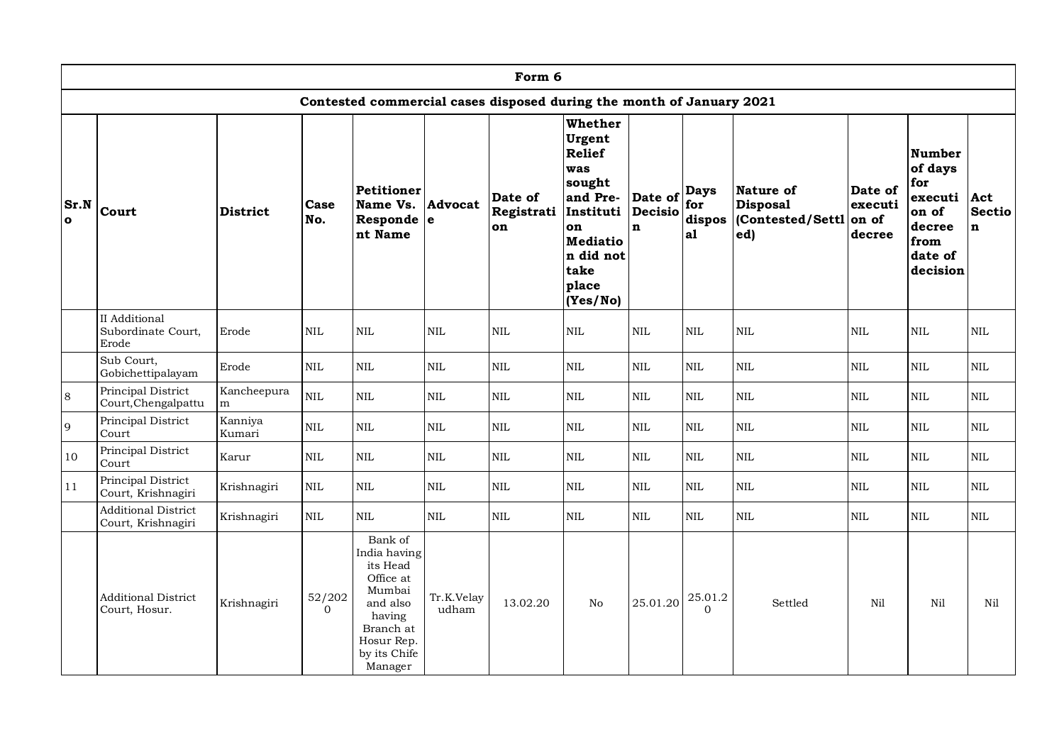| Form 6 | | | | | | | | | | | | | |
|---|---|---|---|---|---|---|---|---|---|---|---|---|---|
| Contested commercial cases disposed during the month of January 2021 | | | | | | | | | | | | | |
| Sr.No | Court | District | Case No. | Petitioner Name Vs. Respondent Name | Advocate | Date of Registration | Whether Urgent Relief was sought and Pre-Institution Mediation did not take place (Yes/No) | Date of Decision | Days for disposal | Nature of Disposal (Contested/Settled) | Date of execution of decree | Number of days for execution of decree from date of decision | Act Section |
| | II Additional Subordinate Court, Erode | Erode | NIL | NIL | NIL | NIL | NIL | NIL | NIL | NIL | NIL | NIL | NIL |
| | Sub Court, Gobichettipalayam | Erode | NIL | NIL | NIL | NIL | NIL | NIL | NIL | NIL | NIL | NIL | NIL |
| 8 | Principal District Court,Chengalpattu | Kancheepuram | NIL | NIL | NIL | NIL | NIL | NIL | NIL | NIL | NIL | NIL | NIL |
| 9 | Principal District Court | Kanniya Kumari | NIL | NIL | NIL | NIL | NIL | NIL | NIL | NIL | NIL | NIL | NIL |
| 10 | Principal District Court | Karur | NIL | NIL | NIL | NIL | NIL | NIL | NIL | NIL | NIL | NIL | NIL |
| 11 | Principal District Court, Krishnagiri | Krishnagiri | NIL | NIL | NIL | NIL | NIL | NIL | NIL | NIL | NIL | NIL | NIL |
| | Additional District Court, Krishnagiri | Krishnagiri | NIL | NIL | NIL | NIL | NIL | NIL | NIL | NIL | NIL | NIL | NIL |
| | Additional District Court, Hosur. | Krishnagiri | 52/2020 | Bank of India having its Head Office at Mumbai and also having Branch at Hosur Rep. by its Chife Manager | Tr.K.Velayudham | 13.02.20 | No | 25.01.20 | 25.01.20 | Settled | Nil | Nil | Nil |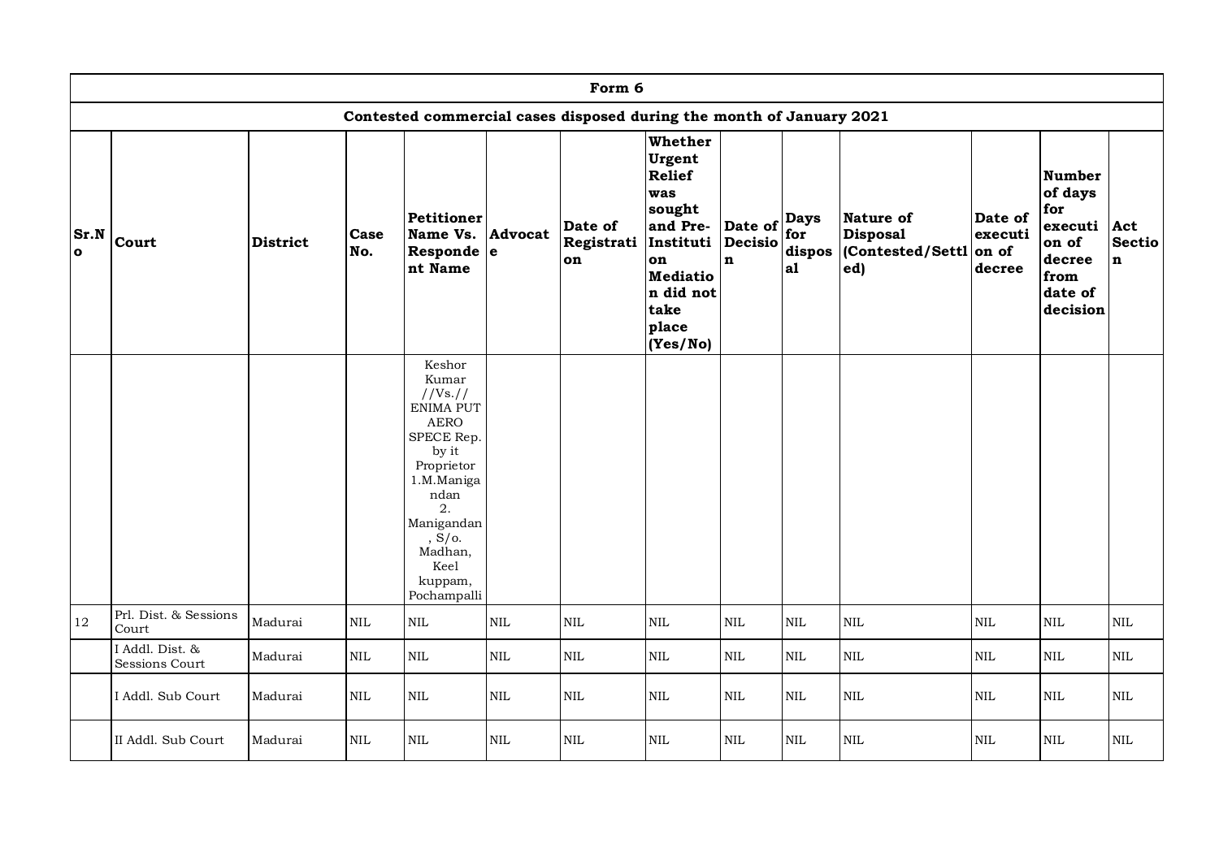| Form 6 | | | | | | | | | | | | | |
|---|---|---|---|---|---|---|---|---|---|---|---|---|---|
| Contested commercial cases disposed during the month of January 2021 | | | | | | | | | | | | | |
| **Sr.No** | **Court** | **District** | **Case No.** | **Petitioner Name Vs. Respondent Name** | **Advocate** | **Date of Registration** | **Whether Urgent Relief was sought and Pre-Institution Mediation did not take place (Yes/No)** | **Date of Decision** | **Days for disposal** | **Nature of Disposal (Contested/Settled)** | **Date of execution of decree** | **Number of days for execution of decree from date of decision** | **Act Section** |
| | | | | Keshor Kumar //Vs.// ENIMA PUT AERO SPECE Rep. by it Proprietor 1.M.Manigandan 2. Manigandan, S/o. Madhan, Keel kuppam, Pochampalli | | | | | | | | | |
| 12 | Prl. Dist. & Sessions Court | Madurai | NIL | NIL | NIL | NIL | NIL | NIL | NIL | NIL | NIL | NIL | NIL |
| | I Addl. Dist. & Sessions Court | Madurai | NIL | NIL | NIL | NIL | NIL | NIL | NIL | NIL | NIL | NIL | NIL |
| | I Addl. Sub Court | Madurai | NIL | NIL | NIL | NIL | NIL | NIL | NIL | NIL | NIL | NIL | NIL |
| | II Addl. Sub Court | Madurai | NIL | NIL | NIL | NIL | NIL | NIL | NIL | NIL | NIL | NIL | NIL |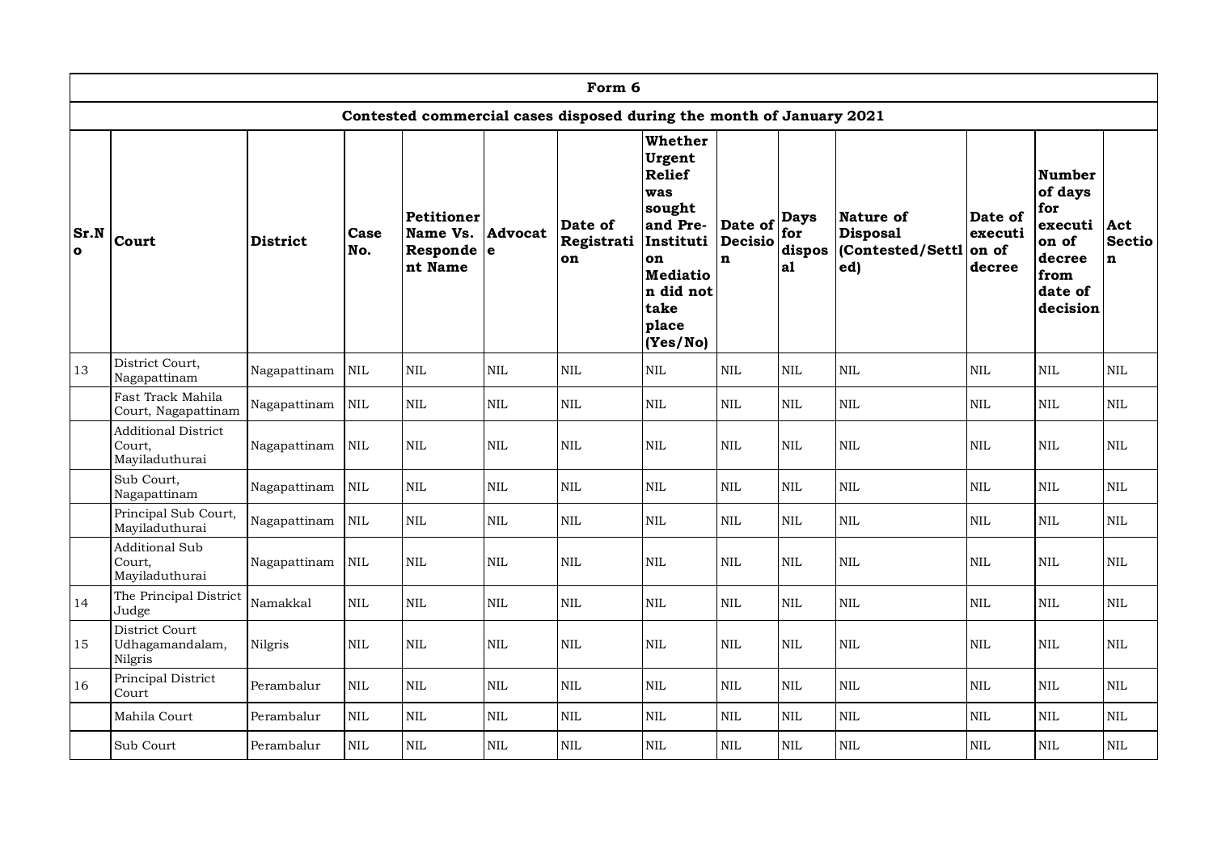| Form 6 | | | | | | | | | | | | | |
|---|---|---|---|---|---|---|---|---|---|---|---|---|---|
| Contested commercial cases disposed during the month of January 2021 | | | | | | | | | | | | | |
| Sr.No | Court | District | Case No. | Petitioner Name Vs. Respondent Name | Advocate | Date of Registration | Whether Urgent Relief was sought and Pre-Institution Mediation did not take place (Yes/No) | Date of Decision | Days for disposal | Nature of Disposal (Contested/Settled) | Date of execution of decree | Number of days for execution of decree from date of decision | Act Section |
| 13 | District Court, Nagapattinam | Nagapattinam | NIL | NIL | NIL | NIL | NIL | NIL | NIL | NIL | NIL | NIL | NIL |
| | Fast Track Mahila Court, Nagapattinam | Nagapattinam | NIL | NIL | NIL | NIL | NIL | NIL | NIL | NIL | NIL | NIL | NIL |
| | Additional District Court, Mayiladuthurai | Nagapattinam | NIL | NIL | NIL | NIL | NIL | NIL | NIL | NIL | NIL | NIL | NIL |
| | Sub Court, Nagapattinam | Nagapattinam | NIL | NIL | NIL | NIL | NIL | NIL | NIL | NIL | NIL | NIL | NIL |
| | Principal Sub Court, Mayiladuthurai | Nagapattinam | NIL | NIL | NIL | NIL | NIL | NIL | NIL | NIL | NIL | NIL | NIL |
| | Additional Sub Court, Mayiladuthurai | Nagapattinam | NIL | NIL | NIL | NIL | NIL | NIL | NIL | NIL | NIL | NIL | NIL |
| 14 | The Principal District Judge | Namakkal | NIL | NIL | NIL | NIL | NIL | NIL | NIL | NIL | NIL | NIL | NIL |
| 15 | District Court Udhagamandalam, Nilgris | Nilgris | NIL | NIL | NIL | NIL | NIL | NIL | NIL | NIL | NIL | NIL | NIL |
| 16 | Principal District Court | Perambalur | NIL | NIL | NIL | NIL | NIL | NIL | NIL | NIL | NIL | NIL | NIL |
| | Mahila Court | Perambalur | NIL | NIL | NIL | NIL | NIL | NIL | NIL | NIL | NIL | NIL | NIL |
| | Sub Court | Perambalur | NIL | NIL | NIL | NIL | NIL | NIL | NIL | NIL | NIL | NIL | NIL |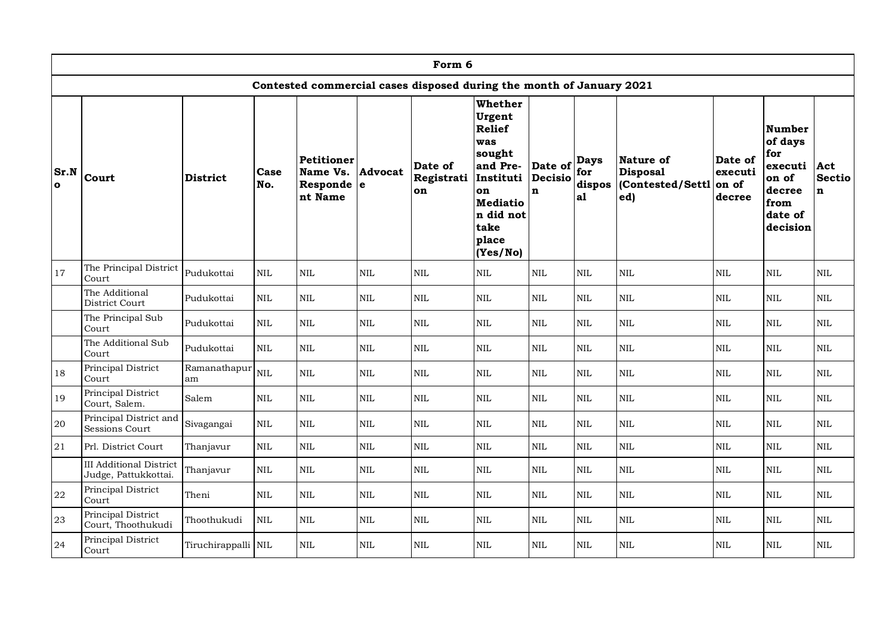| Form 6 | | | | | | | | | | | | | |
|---|---|---|---|---|---|---|---|---|---|---|---|---|---|
| Contested commercial cases disposed during the month of January 2021 | | | | | | | | | | | | | |
| Sr.No | Court | District | Case No. | Petitioner Name Vs. Respondent Name | Advocate | Date of Registration | Whether Urgent Relief was sought and Pre-Institution Mediation did not take place (Yes/No) | Date of Decision | Days for disposal | Nature of Disposal (Contested/Settled) | Date of execution of decree | Number of days for execution of decree from date of decision | Act Section |
| 17 | The Principal District Court | Pudukottai | NIL | NIL | NIL | NIL | NIL | NIL | NIL | NIL | NIL | NIL | NIL |
| | The Additional District Court | Pudukottai | NIL | NIL | NIL | NIL | NIL | NIL | NIL | NIL | NIL | NIL | NIL |
| | The Principal Sub Court | Pudukottai | NIL | NIL | NIL | NIL | NIL | NIL | NIL | NIL | NIL | NIL | NIL |
| | The Additional Sub Court | Pudukottai | NIL | NIL | NIL | NIL | NIL | NIL | NIL | NIL | NIL | NIL | NIL |
| 18 | Principal District Court | Ramanathapuram | NIL | NIL | NIL | NIL | NIL | NIL | NIL | NIL | NIL | NIL | NIL |
| 19 | Principal District Court, Salem. | Salem | NIL | NIL | NIL | NIL | NIL | NIL | NIL | NIL | NIL | NIL | NIL |
| 20 | Principal District and Sessions Court | Sivagangai | NIL | NIL | NIL | NIL | NIL | NIL | NIL | NIL | NIL | NIL | NIL |
| 21 | Prl. District Court | Thanjavur | NIL | NIL | NIL | NIL | NIL | NIL | NIL | NIL | NIL | NIL | NIL |
| | III Additional District Judge, Pattukkottai. | Thanjavur | NIL | NIL | NIL | NIL | NIL | NIL | NIL | NIL | NIL | NIL | NIL |
| 22 | Principal District Court | Theni | NIL | NIL | NIL | NIL | NIL | NIL | NIL | NIL | NIL | NIL | NIL |
| 23 | Principal District Court, Thoothukudi | Thoothukudi | NIL | NIL | NIL | NIL | NIL | NIL | NIL | NIL | NIL | NIL | NIL |
| 24 | Principal District Court | Tiruchirappalli | NIL | NIL | NIL | NIL | NIL | NIL | NIL | NIL | NIL | NIL | NIL |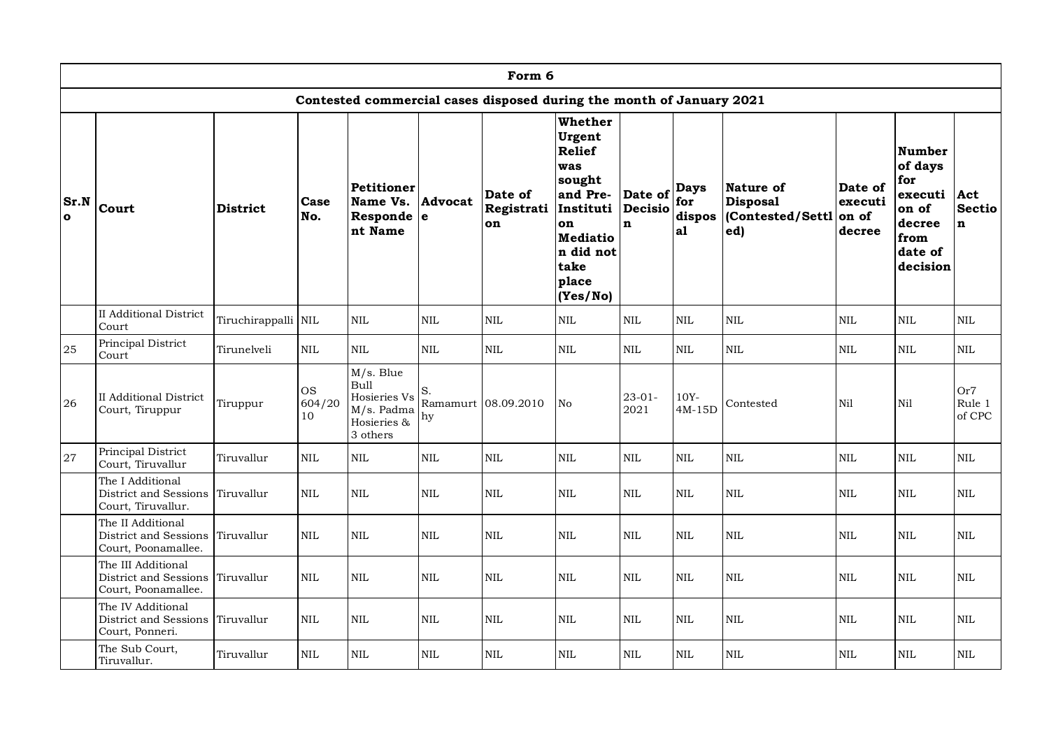| Form 6 | | | | | | | | | | | | | |
|---|---|---|---|---|---|---|---|---|---|---|---|---|---|
| Contested commercial cases disposed during the month of January 2021 | | | | | | | | | | | | | |
| Sr.No | Court | District | Case No. | Petitioner Name Vs. Respondent Name | Advocate | Date of Registration | Whether Urgent Relief was sought and Pre-Institution Mediation did not take place (Yes/No) | Date of Decision | Days for disposal | Nature of Disposal (Contested/Settled) | Date of execution of decree | Number of days for execution of decree from date of decision | Act Section |
| | II Additional District Court | Tiruchirappalli | NIL | NIL | NIL | NIL | NIL | NIL | NIL | NIL | NIL | NIL | NIL |
| 25 | Principal District Court | Tirunelveli | NIL | NIL | NIL | NIL | NIL | NIL | NIL | NIL | NIL | NIL | NIL |
| 26 | II Additional District Court, Tiruppur | Tiruppur | OS 604/2010 | M/s. Blue Bull Hosieries Vs M/s. Padma Hosieries & 3 others | S. Ramamurthy | 08.09.2010 | No | 23-01-2021 | 10Y-4M-15D | Contested | Nil | Nil | Or7 Rule 1 of CPC |
| 27 | Principal District Court, Tiruvallur | Tiruvallur | NIL | NIL | NIL | NIL | NIL | NIL | NIL | NIL | NIL | NIL | NIL |
| | The I Additional District and Sessions Court, Tiruvallur. | Tiruvallur | NIL | NIL | NIL | NIL | NIL | NIL | NIL | NIL | NIL | NIL | NIL |
| | The II Additional District and Sessions Court, Poonamallee. | Tiruvallur | NIL | NIL | NIL | NIL | NIL | NIL | NIL | NIL | NIL | NIL | NIL |
| | The III Additional District and Sessions Court, Poonamallee. | Tiruvallur | NIL | NIL | NIL | NIL | NIL | NIL | NIL | NIL | NIL | NIL | NIL |
| | The IV Additional District and Sessions Court, Ponneri. | Tiruvallur | NIL | NIL | NIL | NIL | NIL | NIL | NIL | NIL | NIL | NIL | NIL |
| | The Sub Court, Tiruvallur. | Tiruvallur | NIL | NIL | NIL | NIL | NIL | NIL | NIL | NIL | NIL | NIL | NIL |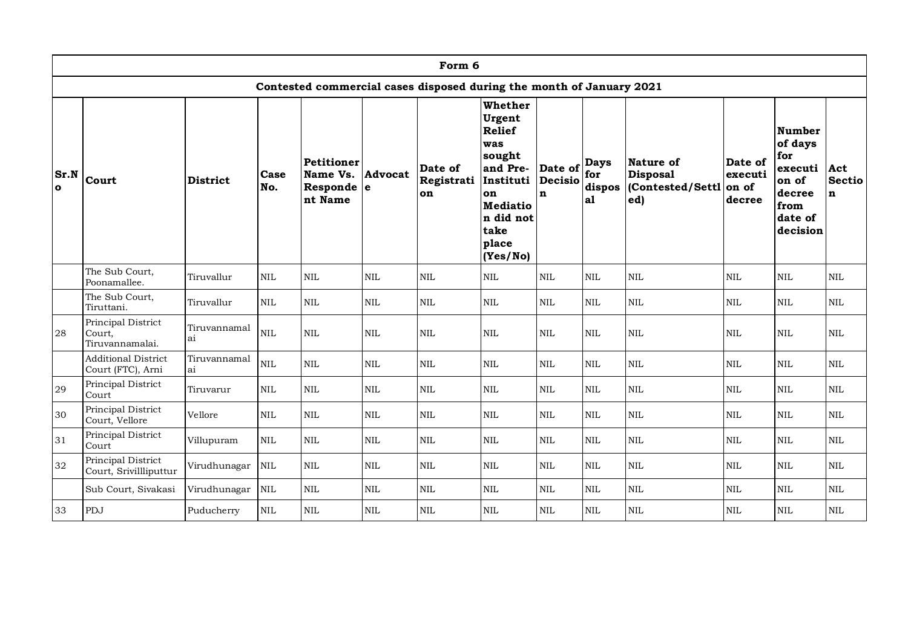| Form 6 | | | | | | | | | | | | | |
|---|---|---|---|---|---|---|---|---|---|---|---|---|---|
| Contested commercial cases disposed during the month of January 2021 | | | | | | | | | | | | | |
| Sr.No | Court | District | Case No. | Petitioner Name Vs. Respondent Name | Advocate | Date of Registration | Whether Urgent Relief was sought and Pre-Institution Mediation did not take place (Yes/No) | Date of Decision | Days for disposal | Nature of Disposal (Contested/Settled) | Date of execution of decree | Number of days for execution of decree from date of decision | Act Section |
| | The Sub Court, Poonamallee. | Tiruvallur | NIL | NIL | NIL | NIL | NIL | NIL | NIL | NIL | NIL | NIL | NIL |
| | The Sub Court, Tiruttani. | Tiruvallur | NIL | NIL | NIL | NIL | NIL | NIL | NIL | NIL | NIL | NIL | NIL |
| 28 | Principal District Court, Tiruvannamalai. | Tiruvannamalai | NIL | NIL | NIL | NIL | NIL | NIL | NIL | NIL | NIL | NIL | NIL |
| | Additional District Court (FTC), Arni | Tiruvannamalai | NIL | NIL | NIL | NIL | NIL | NIL | NIL | NIL | NIL | NIL | NIL |
| 29 | Principal District Court | Tiruvarur | NIL | NIL | NIL | NIL | NIL | NIL | NIL | NIL | NIL | NIL | NIL |
| 30 | Principal District Court, Vellore | Vellore | NIL | NIL | NIL | NIL | NIL | NIL | NIL | NIL | NIL | NIL | NIL |
| 31 | Principal District Court | Villupuram | NIL | NIL | NIL | NIL | NIL | NIL | NIL | NIL | NIL | NIL | NIL |
| 32 | Principal District Court, Srivillliputtur | Virudhunagar | NIL | NIL | NIL | NIL | NIL | NIL | NIL | NIL | NIL | NIL | NIL |
| | Sub Court, Sivakasi | Virudhunagar | NIL | NIL | NIL | NIL | NIL | NIL | NIL | NIL | NIL | NIL | NIL |
| 33 | PDJ | Puducherry | NIL | NIL | NIL | NIL | NIL | NIL | NIL | NIL | NIL | NIL | NIL |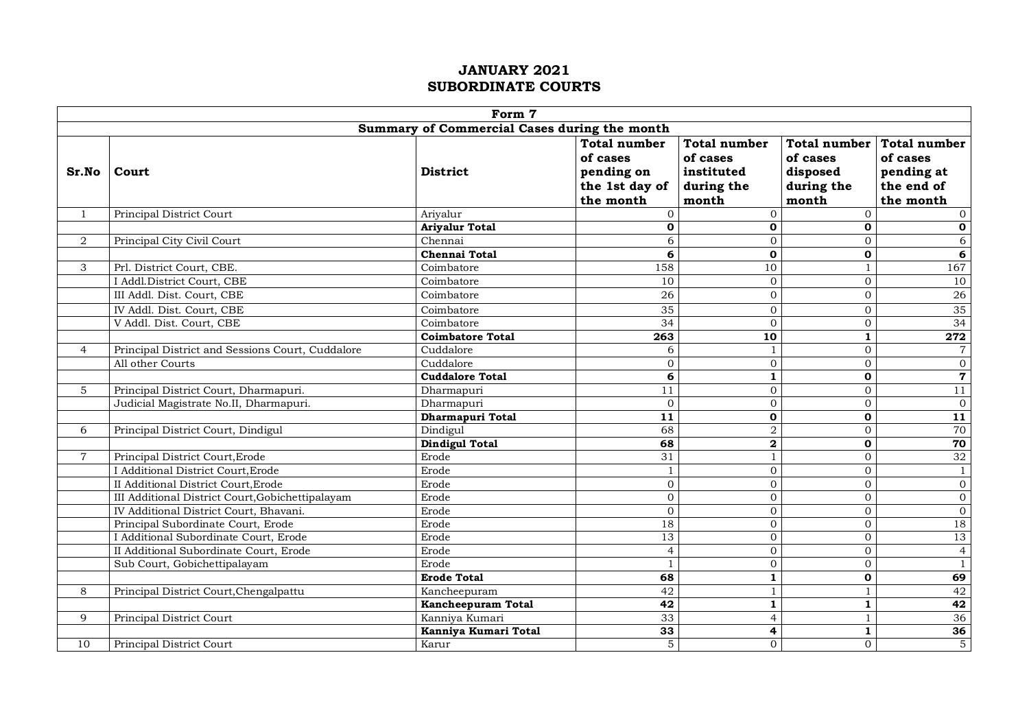# JANUARY 2021
## SUBORDINATE COURTS

| Form 7 | | | | | | |
|---|---|---|---|---|---|---|
| **Summary of Commercial Cases during the month** | | | | | | |
| **Sr.No** | **Court** | **District** | **Total number of cases pending on the 1st day of the month** | **Total number of cases instituted during the month** | **Total number of cases disposed during the month** | **Total number of cases pending at the end of the month** |
| 1 | Principal District Court | Ariyalur | 0 | 0 | 0 | 0 |
| | | **Ariyalur Total** | **0** | **0** | **0** | **0** |
| 2 | Principal City Civil Court | Chennai | 6 | 0 | 0 | 6 |
| | | **Chennai Total** | **6** | **0** | **0** | **6** |
| 3 | Prl. District Court, CBE. | Coimbatore | 158 | 10 | 1 | 167 |
| | I Addl.District Court, CBE | Coimbatore | 10 | 0 | 0 | 10 |
| | III Addl. Dist. Court, CBE | Coimbatore | 26 | 0 | 0 | 26 |
| | IV Addl. Dist. Court, CBE | Coimbatore | 35 | 0 | 0 | 35 |
| | V Addl. Dist. Court, CBE | Coimbatore | 34 | 0 | 0 | 34 |
| | | **Coimbatore Total** | **263** | **10** | **1** | **272** |
| 4 | Principal District and Sessions Court, Cuddalore | Cuddalore | 6 | 1 | 0 | 7 |
| | All other Courts | Cuddalore | 0 | 0 | 0 | 0 |
| | | **Cuddalore Total** | **6** | **1** | **0** | **7** |
| 5 | Principal District Court, Dharmapuri. | Dharmapuri | 11 | 0 | 0 | 11 |
| | Judicial Magistrate No.II, Dharmapuri. | Dharmapuri | 0 | 0 | 0 | 0 |
| | | **Dharmapuri Total** | **11** | **0** | **0** | **11** |
| 6 | Principal District Court, Dindigul | Dindigul | 68 | 2 | 0 | 70 |
| | | **Dindigul Total** | **68** | **2** | **0** | **70** |
| 7 | Principal District Court,Erode | Erode | 31 | 1 | 0 | 32 |
| | I Additional District Court,Erode | Erode | 1 | 0 | 0 | 1 |
| | II Additional District Court,Erode | Erode | 0 | 0 | 0 | 0 |
| | III Additional District Court,Gobichettipalayam | Erode | 0 | 0 | 0 | 0 |
| | IV Additional District Court, Bhavani. | Erode | 0 | 0 | 0 | 0 |
| | Principal Subordinate Court, Erode | Erode | 18 | 0 | 0 | 18 |
| | I Additional Subordinate Court, Erode | Erode | 13 | 0 | 0 | 13 |
| | II Additional Subordinate Court, Erode | Erode | 4 | 0 | 0 | 4 |
| | Sub Court, Gobichettipalayam | Erode | 1 | 0 | 0 | 1 |
| | | **Erode Total** | **68** | **1** | **0** | **69** |
| 8 | Principal District Court,Chengalpattu | Kancheepuram | 42 | 1 | 1 | 42 |
| | | **Kancheepuram Total** | **42** | **1** | **1** | **42** |
| 9 | Principal District Court | Kanniya Kumari | 33 | 4 | 1 | 36 |
| | | **Kanniya Kumari Total** | **33** | **4** | **1** | **36** |
| 10 | Principal District Court | Karur | 5 | 0 | 0 | 5 |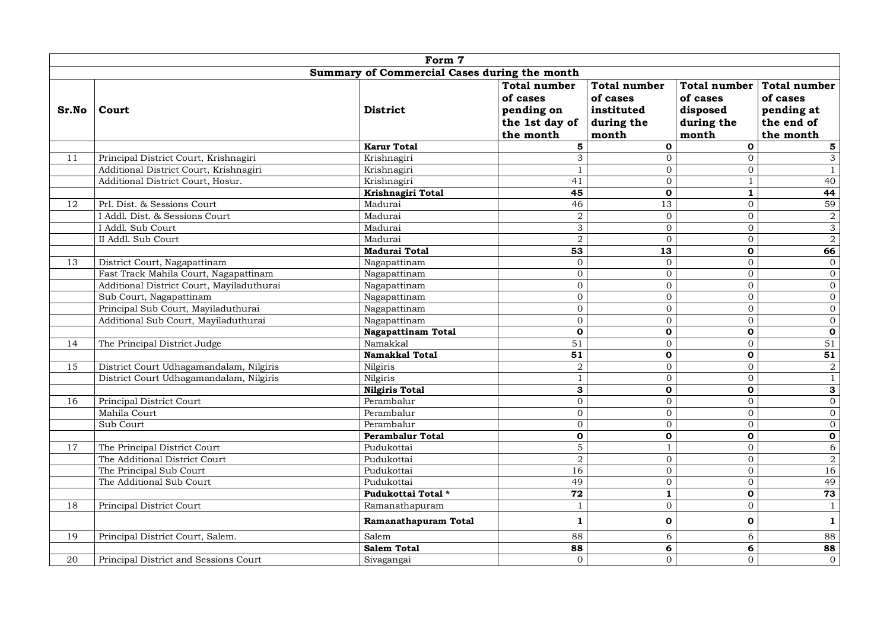| Form 7 | | | | | | |
|---|---|---|---|---|---|---|
| **Summary of Commercial Cases during the month** | | | | | | |
| **Sr.No** | **Court** | **District** | **Total number of cases pending on the 1st day of the month** | **Total number of cases instituted during the month** | **Total number of cases disposed during the month** | **Total number of cases pending at the end of the month** |
| | | **Karur Total** | **5** | **0** | **0** | **5** |
| 11 | Principal District Court, Krishnagiri | Krishnagiri | 3 | 0 | 0 | 3 |
| | Additional District Court, Krishnagiri | Krishnagiri | 1 | 0 | 0 | 1 |
| | Additional District Court, Hosur. | Krishnagiri | 41 | 0 | 1 | 40 |
| | | **Krishnagiri Total** | **45** | **0** | **1** | **44** |
| 12 | Prl. Dist. & Sessions Court | Madurai | 46 | 13 | 0 | 59 |
| | I Addl. Dist. & Sessions Court | Madurai | 2 | 0 | 0 | 2 |
| | I Addl. Sub Court | Madurai | 3 | 0 | 0 | 3 |
| | II Addl. Sub Court | Madurai | 2 | 0 | 0 | 2 |
| | | **Madurai Total** | **53** | **13** | **0** | **66** |
| 13 | District Court, Nagapattinam | Nagapattinam | 0 | 0 | 0 | 0 |
| | Fast Track Mahila Court, Nagapattinam | Nagapattinam | 0 | 0 | 0 | 0 |
| | Additional District Court, Mayiladuthurai | Nagapattinam | 0 | 0 | 0 | 0 |
| | Sub Court, Nagapattinam | Nagapattinam | 0 | 0 | 0 | 0 |
| | Principal Sub Court, Mayiladuthurai | Nagapattinam | 0 | 0 | 0 | 0 |
| | Additional Sub Court, Mayiladuthurai | Nagapattinam | 0 | 0 | 0 | 0 |
| | | **Nagapattinam Total** | **0** | **0** | **0** | **0** |
| 14 | The Principal District Judge | Namakkal | 51 | 0 | 0 | 51 |
| | | **Namakkal Total** | **51** | **0** | **0** | **51** |
| 15 | District Court Udhagamandalam, Nilgiris | Nilgiris | 2 | 0 | 0 | 2 |
| | District Court Udhagamandalam, Nilgiris | Nilgiris | 1 | 0 | 0 | 1 |
| | | **Nilgiris Total** | **3** | **0** | **0** | **3** |
| 16 | Principal District Court | Perambalur | 0 | 0 | 0 | 0 |
| | Mahila Court | Perambalur | 0 | 0 | 0 | 0 |
| | Sub Court | Perambalur | 0 | 0 | 0 | 0 |
| | | **Perambalur Total** | **0** | **0** | **0** | **0** |
| 17 | The Principal District Court | Pudukottai | 5 | 1 | 0 | 6 |
| | The Additional District Court | Pudukottai | 2 | 0 | 0 | 2 |
| | The Principal Sub Court | Pudukottai | 16 | 0 | 0 | 16 |
| | The Additional Sub Court | Pudukottai | 49 | 0 | 0 | 49 |
| | | **Pudukottai Total *** | **72** | **1** | **0** | **73** |
| 18 | Principal District Court | Ramanathapuram | 1 | 0 | 0 | 1 |
| | | **Ramanathapuram Total** | **1** | **0** | **0** | **1** |
| 19 | Principal District Court, Salem. | Salem | 88 | 6 | 6 | 88 |
| | | **Salem Total** | **88** | **6** | **6** | **88** |
| 20 | Principal District and Sessions Court | Sivagangai | 0 | 0 | 0 | 0 |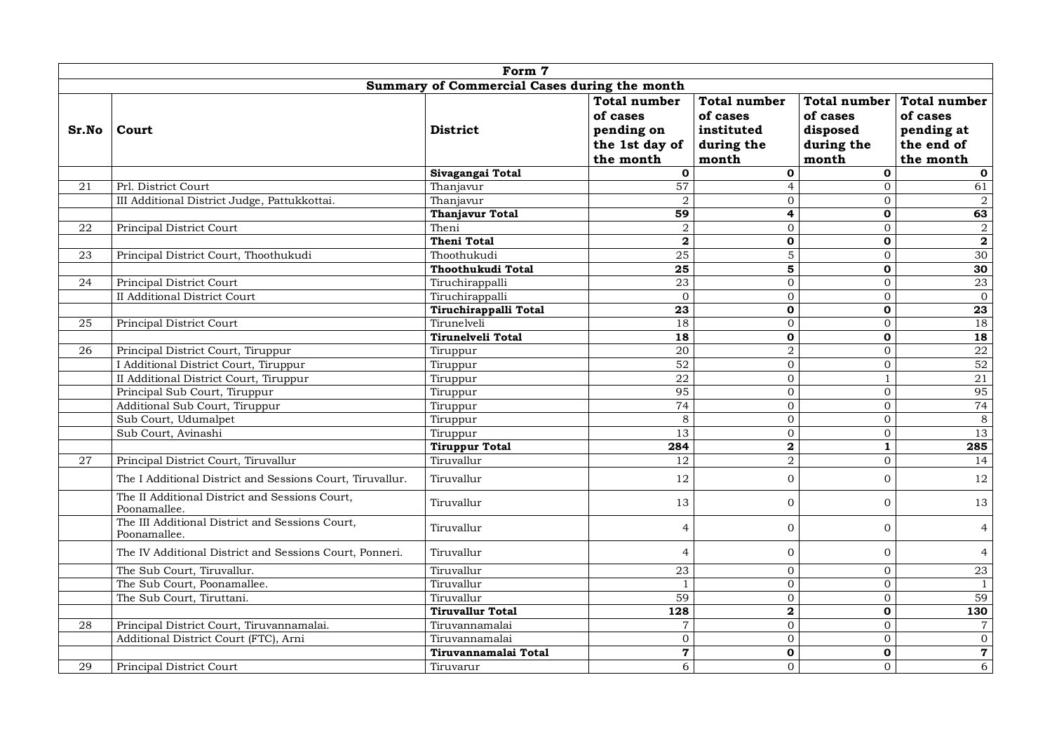| Form 7 | | | | | | |
|---|---|---|---|---|---|---|
| **Summary of Commercial Cases during the month** | | | | | | |
| **Sr.No** | **Court** | **District** | **Total number of cases pending on the 1st day of the month** | **Total number of cases instituted during the month** | **Total number of cases disposed during the month** | **Total number of cases pending at the end of the month** |
| | | **Sivagangai Total** | **0** | **0** | **0** | **0** |
| 21 | Prl. District Court | Thanjavur | 57 | 4 | 0 | 61 |
| | III Additional District Judge, Pattukkottai. | Thanjavur | 2 | 0 | 0 | 2 |
| | | **Thanjavur Total** | **59** | **4** | **0** | **63** |
| 22 | Principal District Court | Theni | 2 | 0 | 0 | 2 |
| | | **Theni Total** | **2** | **0** | **0** | **2** |
| 23 | Principal District Court, Thoothukudi | Thoothukudi | 25 | 5 | 0 | 30 |
| | | **Thoothukudi Total** | **25** | **5** | **0** | **30** |
| 24 | Principal District Court | Tiruchirappalli | 23 | 0 | 0 | 23 |
| | II Additional District Court | Tiruchirappalli | 0 | 0 | 0 | 0 |
| | | **Tiruchirappalli Total** | **23** | **0** | **0** | **23** |
| 25 | Principal District Court | Tirunelveli | 18 | 0 | 0 | 18 |
| | | **Tirunelveli Total** | **18** | **0** | **0** | **18** |
| 26 | Principal District Court, Tiruppur | Tiruppur | 20 | 2 | 0 | 22 |
| | I Additional District Court, Tiruppur | Tiruppur | 52 | 0 | 0 | 52 |
| | II Additional District Court, Tiruppur | Tiruppur | 22 | 0 | 1 | 21 |
| | Principal Sub Court, Tiruppur | Tiruppur | 95 | 0 | 0 | 95 |
| | Additional Sub Court, Tiruppur | Tiruppur | 74 | 0 | 0 | 74 |
| | Sub Court, Udumalpet | Tiruppur | 8 | 0 | 0 | 8 |
| | Sub Court, Avinashi | Tiruppur | 13 | 0 | 0 | 13 |
| | | **Tiruppur Total** | **284** | **2** | **1** | **285** |
| 27 | Principal District Court, Tiruvallur | Tiruvallur | 12 | 2 | 0 | 14 |
| | The I Additional District and Sessions Court, Tiruvallur. | Tiruvallur | 12 | 0 | 0 | 12 |
| | The II Additional District and Sessions Court, Poonamallee. | Tiruvallur | 13 | 0 | 0 | 13 |
| | The III Additional District and Sessions Court, Poonamallee. | Tiruvallur | 4 | 0 | 0 | 4 |
| | The IV Additional District and Sessions Court, Ponneri. | Tiruvallur | 4 | 0 | 0 | 4 |
| | The Sub Court, Tiruvallur. | Tiruvallur | 23 | 0 | 0 | 23 |
| | The Sub Court, Poonamallee. | Tiruvallur | 1 | 0 | 0 | 1 |
| | The Sub Court, Tiruttani. | Tiruvallur | 59 | 0 | 0 | 59 |
| | | **Tiruvallur Total** | **128** | **2** | **0** | **130** |
| 28 | Principal District Court, Tiruvannamalai. | Tiruvannamalai | 7 | 0 | 0 | 7 |
| | Additional District Court (FTC), Arni | Tiruvannamalai | 0 | 0 | 0 | 0 |
| | | **Tiruvannamalai Total** | **7** | **0** | **0** | **7** |
| 29 | Principal District Court | Tiruvarur | 6 | 0 | 0 | 6 |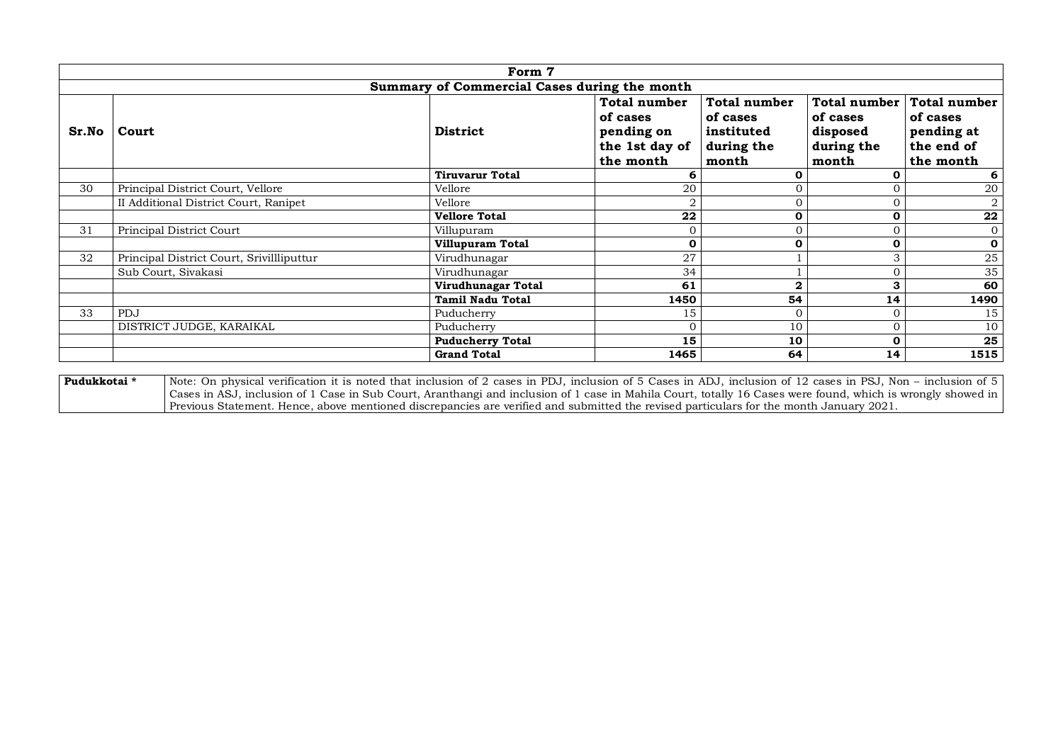| Form 7 | | | | | | |
|---|---|---|---|---|---|---|
| **Summary of Commercial Cases during the month** | | | | | | |
| **Sr.No** | **Court** | **District** | **Total number of cases pending on the 1st day of the month** | **Total number of cases instituted during the month** | **Total number of cases disposed during the month** | **Total number of cases pending at the end of the month** |
| | | **Tiruvarur Total** | **6** | **0** | **0** | **6** |
| 30 | Principal District Court, Vellore | Vellore | 20 | 0 | 0 | 20 |
| | II Additional District Court, Ranipet | Vellore | 2 | 0 | 0 | 2 |
| | | **Vellore Total** | **22** | **0** | **0** | **22** |
| 31 | Principal District Court | Villupuram | 0 | 0 | 0 | 0 |
| | | **Villupuram Total** | **0** | **0** | **0** | **0** |
| 32 | Principal District Court, Srivillliputtur | Virudhunagar | 27 | 1 | 3 | 25 |
| | Sub Court, Sivakasi | Virudhunagar | 34 | 1 | 0 | 35 |
| | | **Virudhunagar Total** | **61** | **2** | **3** | **60** |
| | | **Tamil Nadu Total** | **1450** | **54** | **14** | **1490** |
| 33 | PDJ | Puducherry | 15 | 0 | 0 | 15 |
| | DISTRICT JUDGE, KARAIKAL | Puducherry | 0 | 10 | 0 | 10 |
| | | **Puducherry Total** | **15** | **10** | **0** | **25** |
| | | **Grand Total** | **1465** | **64** | **14** | **1515** |

| | |
|---|---|
| **Pudukkotai *** | Note: On physical verification it is noted that inclusion of 2 cases in PDJ, inclusion of 5 Cases in ADJ, inclusion of 12 cases in PSJ, Non – inclusion of 5 Cases in ASJ, inclusion of 1 Case in Sub Court, Aranthangi and inclusion of 1 case in Mahila Court, totally 16 Cases were found, which is wrongly showed in Previous Statement. Hence, above mentioned discrepancies are verified and submitted the revised particulars for the month January 2021. |